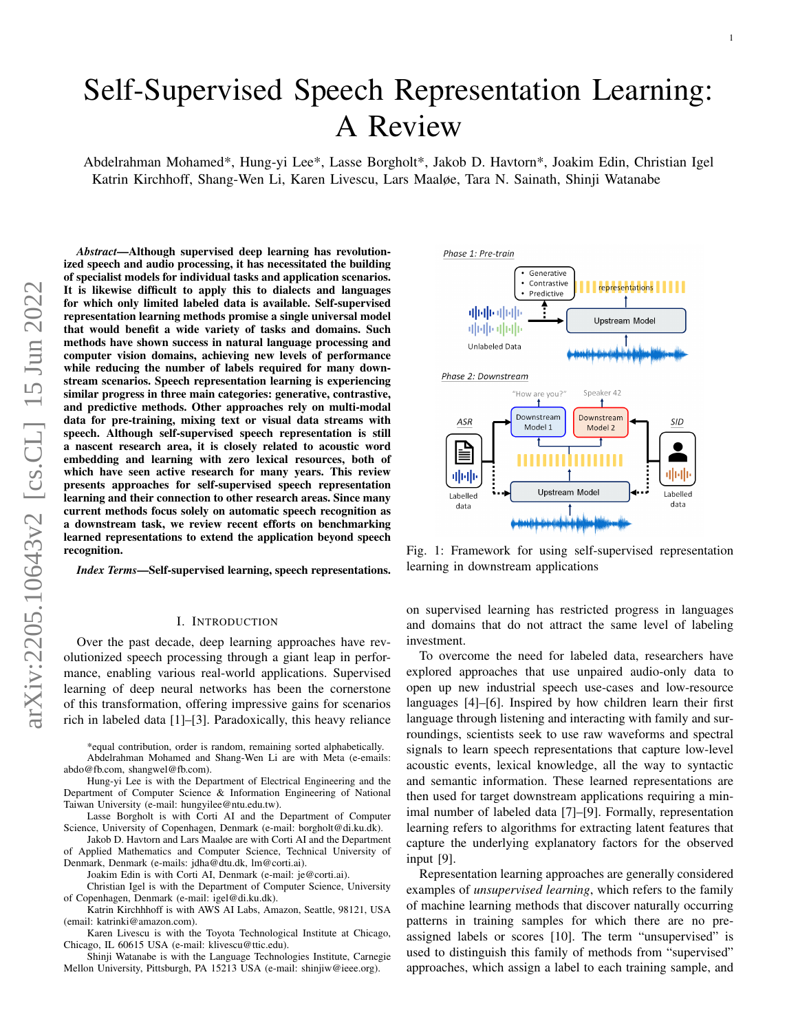# Self-Supervised Speech Representation Learning: A Review

Abdelrahman Mohamed*, Hung-yi Lee*, Lasse Borgholt*, Jakob D. Havtorn*, Joakim Edin, Christian Igel
Katrin Kirchhoff, Shang-Wen Li, Karen Livescu, Lars Maaløe, Tara N. Sainath, Shinji Watanabe

***Abstract*—Although supervised deep learning has revolutionized speech and audio processing, it has necessitated the building of specialist models for individual tasks and application scenarios. It is likewise difficult to apply this to dialects and languages for which only limited labeled data is available. Self-supervised representation learning methods promise a single universal model that would benefit a wide variety of tasks and domains. Such methods have shown success in natural language processing and computer vision domains, achieving new levels of performance while reducing the number of labels required for many downstream scenarios. Speech representation learning is experiencing similar progress in three main categories: generative, contrastive, and predictive methods. Other approaches rely on multi-modal data for pre-training, mixing text or visual data streams with speech. Although self-supervised speech representation is still a nascent research area, it is closely related to acoustic word embedding and learning with zero lexical resources, both of which have seen active research for many years. This review presents approaches for self-supervised speech representation learning and their connection to other research areas. Since many current methods focus solely on automatic speech recognition as a downstream task, we review recent efforts on benchmarking learned representations to extend the application beyond speech recognition.**

***Index Terms*—Self-supervised learning, speech representations.**

Fig. 1: Framework for using self-supervised representation learning in downstream applications

## I. Introduction

Over the past decade, deep learning approaches have revolutionized speech processing through a giant leap in performance, enabling various real-world applications. Supervised learning of deep neural networks has been the cornerstone of this transformation, offering impressive gains for scenarios rich in labeled data [1]–[3]. Paradoxically, this heavy reliance on supervised learning has restricted progress in languages and domains that do not attract the same level of labeling investment.

To overcome the need for labeled data, researchers have explored approaches that use unpaired audio-only data to open up new industrial speech use-cases and low-resource languages [4]–[6]. Inspired by how children learn their first language through listening and interacting with family and surroundings, scientists seek to use raw waveforms and spectral signals to learn speech representations that capture low-level acoustic events, lexical knowledge, all the way to syntactic and semantic information. These learned representations are then used for target downstream applications requiring a minimal number of labeled data [7]–[9]. Formally, representation learning refers to algorithms for extracting latent features that capture the underlying explanatory factors for the observed input [9].

Representation learning approaches are generally considered examples of *unsupervised learning*, which refers to the family of machine learning methods that discover naturally occurring patterns in training samples for which there are no pre-assigned labels or scores [10]. The term "unsupervised" is used to distinguish this family of methods from "supervised" approaches, which assign a label to each training sample, and

*equal contribution, order is random, remaining sorted alphabetically.
Abdelrahman Mohamed and Shang-Wen Li are with Meta (e-emails: abdo@fb.com, shangwel@fb.com).
Hung-yi Lee is with the Department of Electrical Engineering and the Department of Computer Science & Information Engineering of National Taiwan University (e-mail: hungyilee@ntu.edu.tw).
Lasse Borgholt is with Corti AI and the Department of Computer Science, University of Copenhagen, Denmark (e-mail: borgholt@di.ku.dk).
Jakob D. Havtorn and Lars Maaløe are with Corti AI and the Department of Applied Mathematics and Computer Science, Technical University of Denmark, Denmark (e-mails: jdha@dtu.dk, lm@corti.ai).
Joakim Edin is with Corti AI, Denmark (e-mail: je@corti.ai).
Christian Igel is with the Department of Computer Science, University of Copenhagen, Denmark (e-mail: igel@di.ku.dk).
Katrin Kirchhhoff is with AWS AI Labs, Amazon, Seattle, 98121, USA (email: katrinki@amazon.com).
Karen Livescu is with the Toyota Technological Institute at Chicago, Chicago, IL 60615 USA (e-mail: klivescu@ttic.edu).
Shinji Watanabe is with the Language Technologies Institute, Carnegie Mellon University, Pittsburgh, PA 15213 USA (e-mail: shinjiw@ieee.org).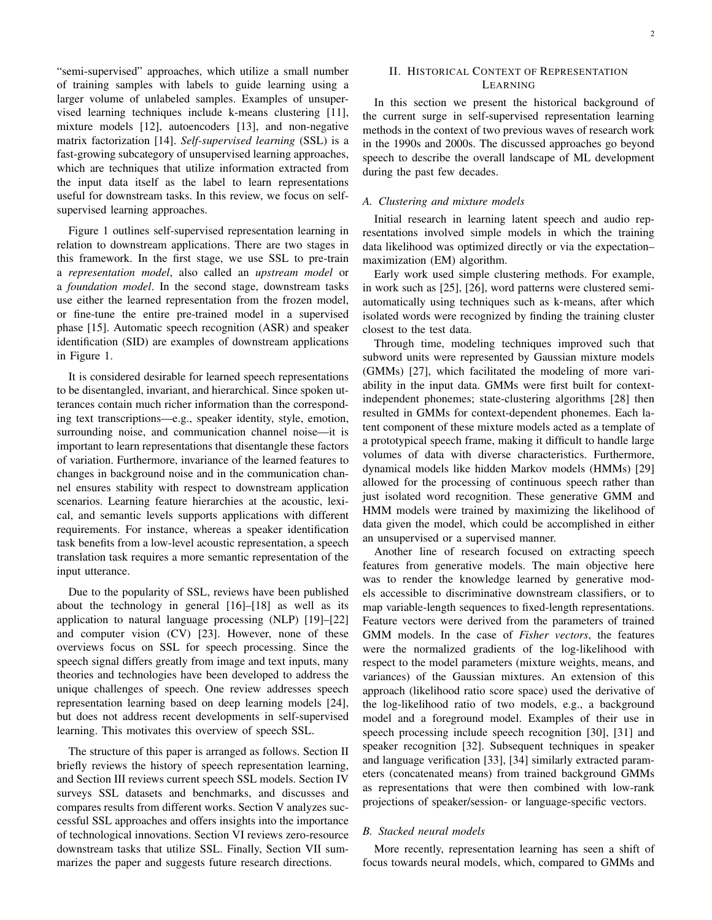"semi-supervised" approaches, which utilize a small number of training samples with labels to guide learning using a larger volume of unlabeled samples. Examples of unsupervised learning techniques include k-means clustering [11], mixture models [12], autoencoders [13], and non-negative matrix factorization [14]. *Self-supervised learning* (SSL) is a fast-growing subcategory of unsupervised learning approaches, which are techniques that utilize information extracted from the input data itself as the label to learn representations useful for downstream tasks. In this review, we focus on self-supervised learning approaches.

Figure 1 outlines self-supervised representation learning in relation to downstream applications. There are two stages in this framework. In the first stage, we use SSL to pre-train a *representation model*, also called an *upstream model* or a *foundation model*. In the second stage, downstream tasks use either the learned representation from the frozen model, or fine-tune the entire pre-trained model in a supervised phase [15]. Automatic speech recognition (ASR) and speaker identification (SID) are examples of downstream applications in Figure 1.

It is considered desirable for learned speech representations to be disentangled, invariant, and hierarchical. Since spoken utterances contain much richer information than the corresponding text transcriptions—e.g., speaker identity, style, emotion, surrounding noise, and communication channel noise—it is important to learn representations that disentangle these factors of variation. Furthermore, invariance of the learned features to changes in background noise and in the communication channel ensures stability with respect to downstream application scenarios. Learning feature hierarchies at the acoustic, lexical, and semantic levels supports applications with different requirements. For instance, whereas a speaker identification task benefits from a low-level acoustic representation, a speech translation task requires a more semantic representation of the input utterance.

Due to the popularity of SSL, reviews have been published about the technology in general [16]–[18] as well as its application to natural language processing (NLP) [19]–[22] and computer vision (CV) [23]. However, none of these overviews focus on SSL for speech processing. Since the speech signal differs greatly from image and text inputs, many theories and technologies have been developed to address the unique challenges of speech. One review addresses speech representation learning based on deep learning models [24], but does not address recent developments in self-supervised learning. This motivates this overview of speech SSL.

The structure of this paper is arranged as follows. Section II briefly reviews the history of speech representation learning, and Section III reviews current speech SSL models. Section IV surveys SSL datasets and benchmarks, and discusses and compares results from different works. Section V analyzes successful SSL approaches and offers insights into the importance of technological innovations. Section VI reviews zero-resource downstream tasks that utilize SSL. Finally, Section VII summarizes the paper and suggests future research directions.

## II. Historical Context of Representation Learning

In this section we present the historical background of the current surge in self-supervised representation learning methods in the context of two previous waves of research work in the 1990s and 2000s. The discussed approaches go beyond speech to describe the overall landscape of ML development during the past few decades.

### A. Clustering and mixture models

Initial research in learning latent speech and audio representations involved simple models in which the training data likelihood was optimized directly or via the expectation–maximization (EM) algorithm.

Early work used simple clustering methods. For example, in work such as [25], [26], word patterns were clustered semi-automatically using techniques such as k-means, after which isolated words were recognized by finding the training cluster closest to the test data.

Through time, modeling techniques improved such that subword units were represented by Gaussian mixture models (GMMs) [27], which facilitated the modeling of more variability in the input data. GMMs were first built for context-independent phonemes; state-clustering algorithms [28] then resulted in GMMs for context-dependent phonemes. Each latent component of these mixture models acted as a template of a prototypical speech frame, making it difficult to handle large volumes of data with diverse characteristics. Furthermore, dynamical models like hidden Markov models (HMMs) [29] allowed for the processing of continuous speech rather than just isolated word recognition. These generative GMM and HMM models were trained by maximizing the likelihood of data given the model, which could be accomplished in either an unsupervised or a supervised manner.

Another line of research focused on extracting speech features from generative models. The main objective here was to render the knowledge learned by generative models accessible to discriminative downstream classifiers, or to map variable-length sequences to fixed-length representations. Feature vectors were derived from the parameters of trained GMM models. In the case of *Fisher vectors*, the features were the normalized gradients of the log-likelihood with respect to the model parameters (mixture weights, means, and variances) of the Gaussian mixtures. An extension of this approach (likelihood ratio score space) used the derivative of the log-likelihood ratio of two models, e.g., a background model and a foreground model. Examples of their use in speech processing include speech recognition [30], [31] and speaker recognition [32]. Subsequent techniques in speaker and language verification [33], [34] similarly extracted parameters (concatenated means) from trained background GMMs as representations that were then combined with low-rank projections of speaker/session- or language-specific vectors.

### B. Stacked neural models

More recently, representation learning has seen a shift of focus towards neural models, which, compared to GMMs and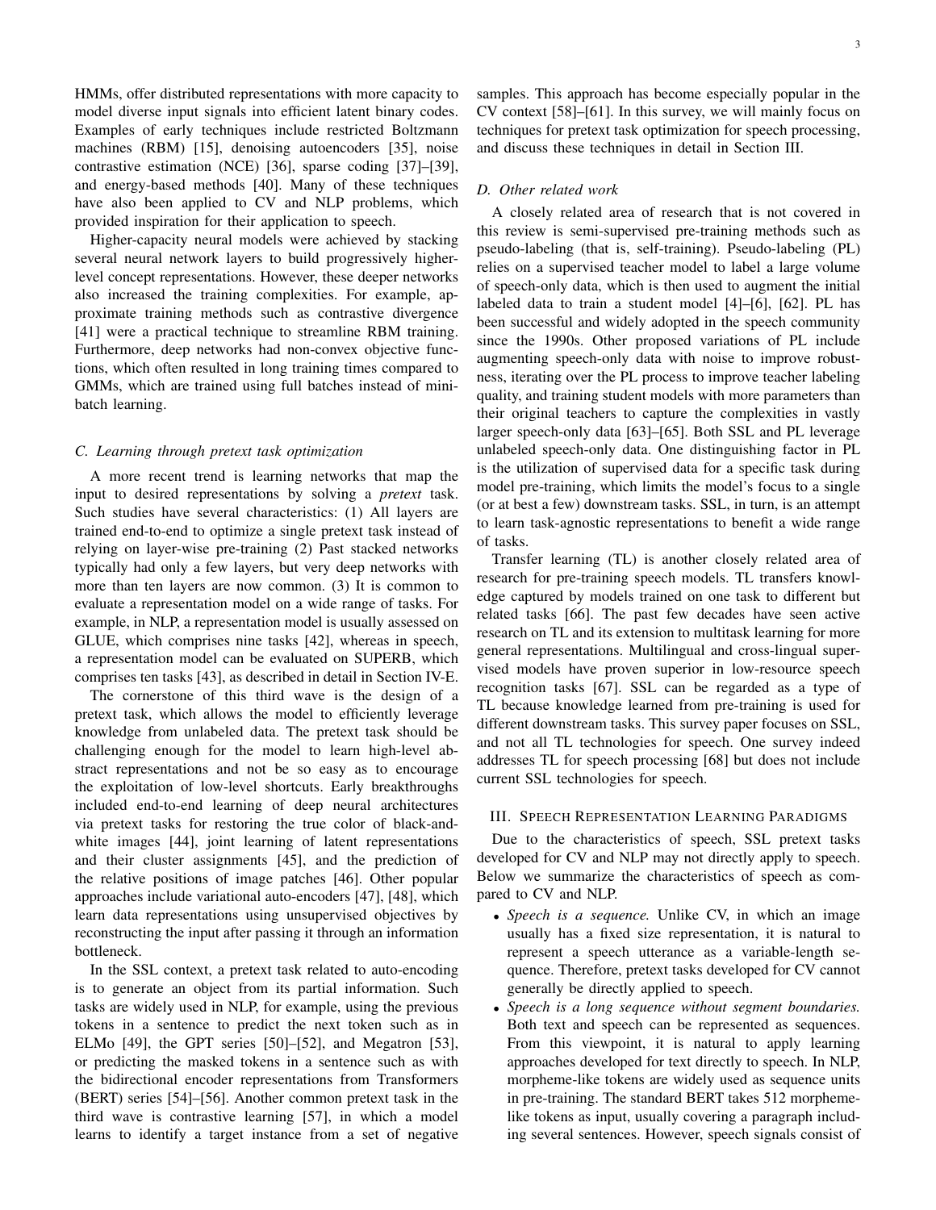HMMs, offer distributed representations with more capacity to model diverse input signals into efficient latent binary codes. Examples of early techniques include restricted Boltzmann machines (RBM) [15], denoising autoencoders [35], noise contrastive estimation (NCE) [36], sparse coding [37]–[39], and energy-based methods [40]. Many of these techniques have also been applied to CV and NLP problems, which provided inspiration for their application to speech.

Higher-capacity neural models were achieved by stacking several neural network layers to build progressively higher-level concept representations. However, these deeper networks also increased the training complexities. For example, approximate training methods such as contrastive divergence [41] were a practical technique to streamline RBM training. Furthermore, deep networks had non-convex objective functions, which often resulted in long training times compared to GMMs, which are trained using full batches instead of mini-batch learning.

### C. Learning through pretext task optimization

A more recent trend is learning networks that map the input to desired representations by solving a *pretext* task. Such studies have several characteristics: (1) All layers are trained end-to-end to optimize a single pretext task instead of relying on layer-wise pre-training (2) Past stacked networks typically had only a few layers, but very deep networks with more than ten layers are now common. (3) It is common to evaluate a representation model on a wide range of tasks. For example, in NLP, a representation model is usually assessed on GLUE, which comprises nine tasks [42], whereas in speech, a representation model can be evaluated on SUPERB, which comprises ten tasks [43], as described in detail in Section IV-E.

The cornerstone of this third wave is the design of a pretext task, which allows the model to efficiently leverage knowledge from unlabeled data. The pretext task should be challenging enough for the model to learn high-level abstract representations and not be so easy as to encourage the exploitation of low-level shortcuts. Early breakthroughs included end-to-end learning of deep neural architectures via pretext tasks for restoring the true color of black-and-white images [44], joint learning of latent representations and their cluster assignments [45], and the prediction of the relative positions of image patches [46]. Other popular approaches include variational auto-encoders [47], [48], which learn data representations using unsupervised objectives by reconstructing the input after passing it through an information bottleneck.

In the SSL context, a pretext task related to auto-encoding is to generate an object from its partial information. Such tasks are widely used in NLP, for example, using the previous tokens in a sentence to predict the next token such as in ELMo [49], the GPT series [50]–[52], and Megatron [53], or predicting the masked tokens in a sentence such as with the bidirectional encoder representations from Transformers (BERT) series [54]–[56]. Another common pretext task in the third wave is contrastive learning [57], in which a model learns to identify a target instance from a set of negative samples. This approach has become especially popular in the CV context [58]–[61]. In this survey, we will mainly focus on techniques for pretext task optimization for speech processing, and discuss these techniques in detail in Section III.

### D. Other related work

A closely related area of research that is not covered in this review is semi-supervised pre-training methods such as pseudo-labeling (that is, self-training). Pseudo-labeling (PL) relies on a supervised teacher model to label a large volume of speech-only data, which is then used to augment the initial labeled data to train a student model [4]–[6], [62]. PL has been successful and widely adopted in the speech community since the 1990s. Other proposed variations of PL include augmenting speech-only data with noise to improve robustness, iterating over the PL process to improve teacher labeling quality, and training student models with more parameters than their original teachers to capture the complexities in vastly larger speech-only data [63]–[65]. Both SSL and PL leverage unlabeled speech-only data. One distinguishing factor in PL is the utilization of supervised data for a specific task during model pre-training, which limits the model's focus to a single (or at best a few) downstream tasks. SSL, in turn, is an attempt to learn task-agnostic representations to benefit a wide range of tasks.

Transfer learning (TL) is another closely related area of research for pre-training speech models. TL transfers knowledge captured by models trained on one task to different but related tasks [66]. The past few decades have seen active research on TL and its extension to multitask learning for more general representations. Multilingual and cross-lingual supervised models have proven superior in low-resource speech recognition tasks [67]. SSL can be regarded as a type of TL because knowledge learned from pre-training is used for different downstream tasks. This survey paper focuses on SSL, and not all TL technologies for speech. One survey indeed addresses TL for speech processing [68] but does not include current SSL technologies for speech.

## III. Speech Representation Learning Paradigms

Due to the characteristics of speech, SSL pretext tasks developed for CV and NLP may not directly apply to speech. Below we summarize the characteristics of speech as compared to CV and NLP.

- *Speech is a sequence.* Unlike CV, in which an image usually has a fixed size representation, it is natural to represent a speech utterance as a variable-length sequence. Therefore, pretext tasks developed for CV cannot generally be directly applied to speech.
- *Speech is a long sequence without segment boundaries.* Both text and speech can be represented as sequences. From this viewpoint, it is natural to apply learning approaches developed for text directly to speech. In NLP, morpheme-like tokens are widely used as sequence units in pre-training. The standard BERT takes 512 morpheme-like tokens as input, usually covering a paragraph including several sentences. However, speech signals consist of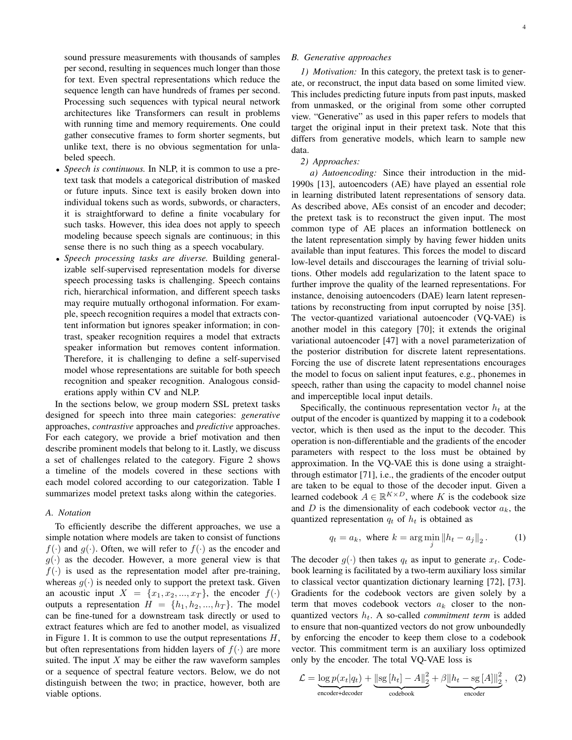sound pressure measurements with thousands of samples per second, resulting in sequences much longer than those for text. Even spectral representations which reduce the sequence length can have hundreds of frames per second. Processing such sequences with typical neural network architectures like Transformers can result in problems with running time and memory requirements. One could gather consecutive frames to form shorter segments, but unlike text, there is no obvious segmentation for unlabeled speech.

- *Speech is continuous.* In NLP, it is common to use a pretext task that models a categorical distribution of masked or future inputs. Since text is easily broken down into individual tokens such as words, subwords, or characters, it is straightforward to define a finite vocabulary for such tasks. However, this idea does not apply to speech modeling because speech signals are continuous; in this sense there is no such thing as a speech vocabulary.
- *Speech processing tasks are diverse.* Building generalizable self-supervised representation models for diverse speech processing tasks is challenging. Speech contains rich, hierarchical information, and different speech tasks may require mutually orthogonal information. For example, speech recognition requires a model that extracts content information but ignores speaker information; in contrast, speaker recognition requires a model that extracts speaker information but removes content information. Therefore, it is challenging to define a self-supervised model whose representations are suitable for both speech recognition and speaker recognition. Analogous considerations apply within CV and NLP.

In the sections below, we group modern SSL pretext tasks designed for speech into three main categories: *generative* approaches, *contrastive* approaches and *predictive* approaches. For each category, we provide a brief motivation and then describe prominent models that belong to it. Lastly, we discuss a set of challenges related to the category. Figure 2 shows a timeline of the models covered in these sections with each model colored according to our categorization. Table I summarizes model pretext tasks along within the categories.

### A. Notation

To efficiently describe the different approaches, we use a simple notation where models are taken to consist of functions $f(\cdot)$ and $g(\cdot)$. Often, we will refer to $f(\cdot)$ as the encoder and $g(\cdot)$ as the decoder. However, a more general view is that $f(\cdot)$ is used as the representation model after pre-training, whereas $g(\cdot)$ is needed only to support the pretext task. Given an acoustic input $X = \{x_1, x_2, ..., x_T\}$, the encoder $f(\cdot)$ outputs a representation $H = \{h_1, h_2, ..., h_T\}$. The model can be fine-tuned for a downstream task directly or used to extract features which are fed to another model, as visualized in Figure 1. It is common to use the output representations $H$, but often representations from hidden layers of $f(\cdot)$ are more suited. The input $X$ may be either the raw waveform samples or a sequence of spectral feature vectors. Below, we do not distinguish between the two; in practice, however, both are viable options.

### B. Generative approaches

*1) Motivation:* In this category, the pretext task is to generate, or reconstruct, the input data based on some limited view. This includes predicting future inputs from past inputs, masked from unmasked, or the original from some other corrupted view. "Generative" as used in this paper refers to models that target the original input in their pretext task. Note that this differs from generative models, which learn to sample new data.

*2) Approaches:*

*a) Autoencoding:* Since their introduction in the mid-1990s [13], autoencoders (AE) have played an essential role in learning distributed latent representations of sensory data. As described above, AEs consist of an encoder and decoder; the pretext task is to reconstruct the given input. The most common type of AE places an information bottleneck on the latent representation simply by having fewer hidden units available than input features. This forces the model to discard low-level details and disccourages the learning of trivial solutions. Other models add regularization to the latent space to further improve the quality of the learned representations. For instance, denoising autoencoders (DAE) learn latent representations by reconstructing from input corrupted by noise [35]. The vector-quantized variational autoencoder (VQ-VAE) is another model in this category [70]; it extends the original variational autoencoder [47] with a novel parameterization of the posterior distribution for discrete latent representations. Forcing the use of discrete latent representations encourages the model to focus on salient input features, e.g., phonemes in speech, rather than using the capacity to model channel noise and imperceptible local input details.

Specifically, the continuous representation vector $h_t$ at the output of the encoder is quantized by mapping it to a codebook vector, which is then used as the input to the decoder. This operation is non-differentiable and the gradients of the encoder parameters with respect to the loss must be obtained by approximation. In the VQ-VAE this is done using a straight-through estimator [71], i.e., the gradients of the encoder output are taken to be equal to those of the decoder input. Given a learned codebook $A \in \mathbb{R}^{K \times D}$, where $K$ is the codebook size and $D$ is the dimensionality of each codebook vector $a_k$, the quantized representation $q_t$ of $h_t$ is obtained as

$$q_t = a_k, \text{ where } k = \arg\min_j \|h_t - a_j\|_2 . \tag{1}$$

The decoder $g(\cdot)$ then takes $q_t$ as input to generate $x_t$. Codebook learning is facilitated by a two-term auxiliary loss similar to classical vector quantization dictionary learning [72], [73]. Gradients for the codebook vectors are given solely by a term that moves codebook vectors $a_k$ closer to the non-quantized vectors $h_t$. A so-called *commitment term* is added to ensure that non-quantized vectors do not grow unboundedly by enforcing the encoder to keep them close to a codebook vector. This commitment term is an auxiliary loss optimized only by the encoder. The total VQ-VAE loss is

$$\mathcal{L} = \underbrace{\log p(x_t|q_t)}_{\text{encoder+decoder}} + \underbrace{\|\text{sg}\,[h_t] - A\|_2^2}_{\text{codebook}} + \beta \underbrace{\|h_t - \text{sg}\,[A]\|_2^2}_{\text{encoder}}, \tag{2}$$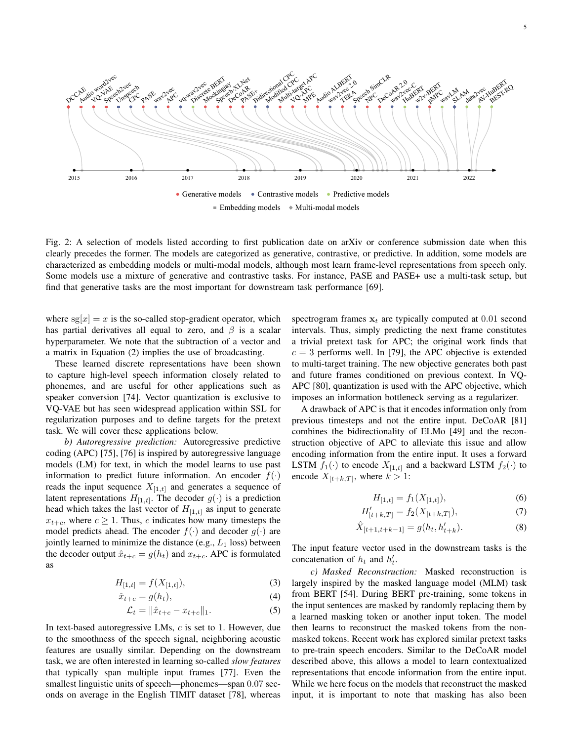Fig. 2: A selection of models listed according to first publication date on arXiv or conference submission date when this clearly precedes the former. The models are categorized as generative, contrastive, or predictive. In addition, some models are characterized as embedding models or multi-modal models, although most learn frame-level representations from speech only. Some models use a mixture of generative and contrastive tasks. For instance, PASE and PASE+ use a multi-task setup, but find that generative tasks are the most important for downstream task performance [69].

where $\text{sg}[x] = x$ is the so-called stop-gradient operator, which has partial derivatives all equal to zero, and $\beta$ is a scalar hyperparameter. We note that the subtraction of a vector and a matrix in Equation (2) implies the use of broadcasting.

These learned discrete representations have been shown to capture high-level speech information closely related to phonemes, and are useful for other applications such as speaker conversion [74]. Vector quantization is exclusive to VQ-VAE but has seen widespread application within SSL for regularization purposes and to define targets for the pretext task. We will cover these applications below.

*b) Autoregressive prediction:* Autoregressive predictive coding (APC) [75], [76] is inspired by autoregressive language models (LM) for text, in which the model learns to use past information to predict future information. An encoder $f(\cdot)$ reads the input sequence $X_{[1,t]}$ and generates a sequence of latent representations $H_{[1,t]}$. The decoder $g(\cdot)$ is a prediction head which takes the last vector of $H_{[1,t]}$ as input to generate $x_{t+c}$, where $c \geq 1$. Thus, $c$ indicates how many timesteps the model predicts ahead. The encoder $f(\cdot)$ and decoder $g(\cdot)$ are jointly learned to minimize the distance (e.g., $L_1$ loss) between the decoder output $\hat{x}_{t+c} = g(h_t)$ and $x_{t+c}$. APC is formulated as

$$H_{[1,t]} = f(X_{[1,t]}), \tag{3}$$

$$\hat{x}_{t+c} = g(h_t), \tag{4}$$

$$\mathcal{L}_t = \|\hat{x}_{t+c} - x_{t+c}\|_1. \tag{5}$$

In text-based autoregressive LMs, $c$ is set to 1. However, due to the smoothness of the speech signal, neighboring acoustic features are usually similar. Depending on the downstream task, we are often interested in learning so-called *slow features* that typically span multiple input frames [77]. Even the smallest linguistic units of speech—phonemes—span 0.07 seconds on average in the English TIMIT dataset [78], whereas spectrogram frames $\mathbf{x}_t$ are typically computed at 0.01 second intervals. Thus, simply predicting the next frame constitutes a trivial pretext task for APC; the original work finds that $c = 3$ performs well. In [79], the APC objective is extended to multi-target training. The new objective generates both past and future frames conditioned on previous context. In VQ-APC [80], quantization is used with the APC objective, which imposes an information bottleneck serving as a regularizer.

A drawback of APC is that it encodes information only from previous timesteps and not the entire input. DeCoAR [81] combines the bidirectionality of ELMo [49] and the reconstruction objective of APC to alleviate this issue and allow encoding information from the entire input. It uses a forward LSTM $f_1(\cdot)$ to encode $X_{[1,t]}$ and a backward LSTM $f_2(\cdot)$ to encode $X_{[t+k,T]}$, where $k > 1$:

$$H_{[1,t]} = f_1(X_{[1,t]}), \tag{6}$$

$$H'_{[t+k,T]} = f_2(X_{[t+k,T]}), \tag{7}$$

$$\hat{X}_{[t+1,t+k-1]} = g(h_t, h'_{t+k}). \tag{8}$$

The input feature vector used in the downstream tasks is the concatenation of $h_t$ and $h'_t$.

*c) Masked Reconstruction:* Masked reconstruction is largely inspired by the masked language model (MLM) task from BERT [54]. During BERT pre-training, some tokens in the input sentences are masked by randomly replacing them by a learned masking token or another input token. The model then learns to reconstruct the masked tokens from the non-masked tokens. Recent work has explored similar pretext tasks to pre-train speech encoders. Similar to the DeCoAR model described above, this allows a model to learn contextualized representations that encode information from the entire input. While we here focus on the models that reconstruct the masked input, it is important to note that masking has also been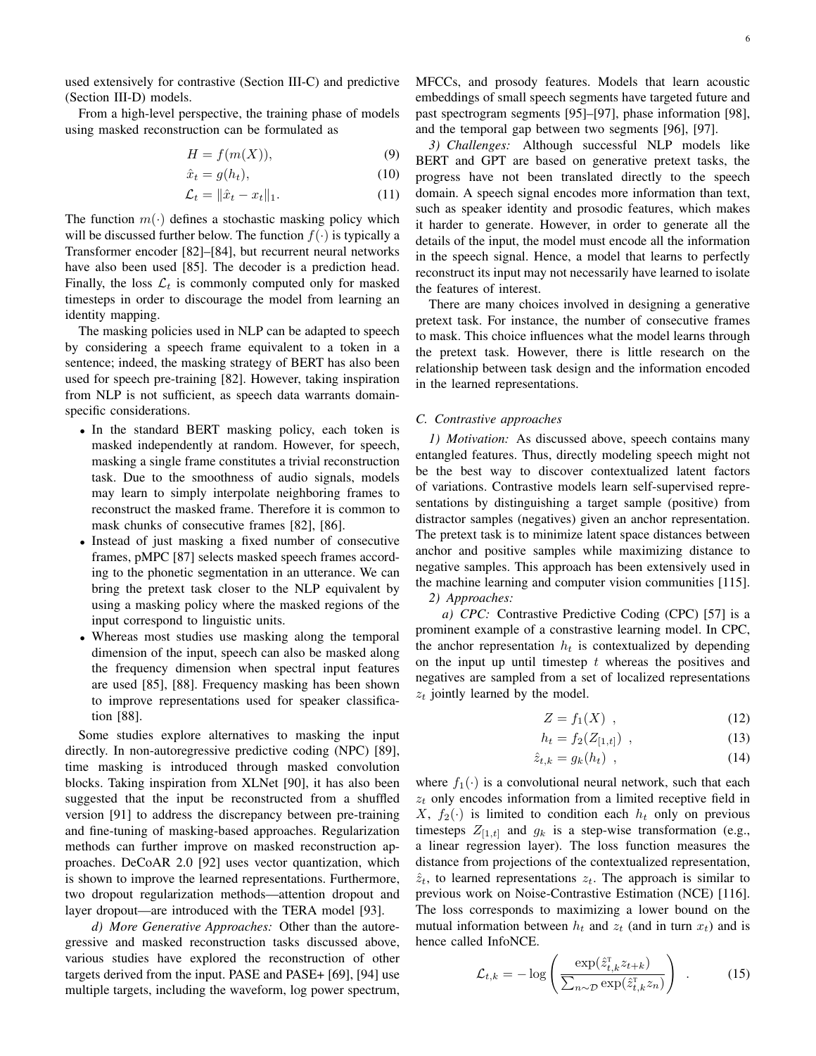used extensively for contrastive (Section III-C) and predictive (Section III-D) models.

From a high-level perspective, the training phase of models using masked reconstruction can be formulated as

$$H = f(m(X)), \tag{9}$$

$$\hat{x}_t = g(h_t), \tag{10}$$

$$\mathcal{L}_t = \|\hat{x}_t - x_t\|_1. \tag{11}$$

The function $m(\cdot)$ defines a stochastic masking policy which will be discussed further below. The function $f(\cdot)$ is typically a Transformer encoder [82]–[84], but recurrent neural networks have also been used [85]. The decoder is a prediction head. Finally, the loss $\mathcal{L}_t$ is commonly computed only for masked timesteps in order to discourage the model from learning an identity mapping.

The masking policies used in NLP can be adapted to speech by considering a speech frame equivalent to a token in a sentence; indeed, the masking strategy of BERT has also been used for speech pre-training [82]. However, taking inspiration from NLP is not sufficient, as speech data warrants domain-specific considerations.

- In the standard BERT masking policy, each token is masked independently at random. However, for speech, masking a single frame constitutes a trivial reconstruction task. Due to the smoothness of audio signals, models may learn to simply interpolate neighboring frames to reconstruct the masked frame. Therefore it is common to mask chunks of consecutive frames [82], [86].
- Instead of just masking a fixed number of consecutive frames, pMPC [87] selects masked speech frames according to the phonetic segmentation in an utterance. We can bring the pretext task closer to the NLP equivalent by using a masking policy where the masked regions of the input correspond to linguistic units.
- Whereas most studies use masking along the temporal dimension of the input, speech can also be masked along the frequency dimension when spectral input features are used [85], [88]. Frequency masking has been shown to improve representations used for speaker classification [88].

Some studies explore alternatives to masking the input directly. In non-autoregressive predictive coding (NPC) [89], time masking is introduced through masked convolution blocks. Taking inspiration from XLNet [90], it has also been suggested that the input be reconstructed from a shuffled version [91] to address the discrepancy between pre-training and fine-tuning of masking-based approaches. Regularization methods can further improve on masked reconstruction approaches. DeCoAR 2.0 [92] uses vector quantization, which is shown to improve the learned representations. Furthermore, two dropout regularization methods—attention dropout and layer dropout—are introduced with the TERA model [93].

*d) More Generative Approaches:* Other than the autoregressive and masked reconstruction tasks discussed above, various studies have explored the reconstruction of other targets derived from the input. PASE and PASE+ [69], [94] use multiple targets, including the waveform, log power spectrum, MFCCs, and prosody features. Models that learn acoustic embeddings of small speech segments have targeted future and past spectrogram segments [95]–[97], phase information [98], and the temporal gap between two segments [96], [97].

*3) Challenges:* Although successful NLP models like BERT and GPT are based on generative pretext tasks, the progress have not been translated directly to the speech domain. A speech signal encodes more information than text, such as speaker identity and prosodic features, which makes it harder to generate. However, in order to generate all the details of the input, the model must encode all the information in the speech signal. Hence, a model that learns to perfectly reconstruct its input may not necessarily have learned to isolate the features of interest.

There are many choices involved in designing a generative pretext task. For instance, the number of consecutive frames to mask. This choice influences what the model learns through the pretext task. However, there is little research on the relationship between task design and the information encoded in the learned representations.

### C. Contrastive approaches

*1) Motivation:* As discussed above, speech contains many entangled features. Thus, directly modeling speech might not be the best way to discover contextualized latent factors of variations. Contrastive models learn self-supervised representations by distinguishing a target sample (positive) from distractor samples (negatives) given an anchor representation. The pretext task is to minimize latent space distances between anchor and positive samples while maximizing distance to negative samples. This approach has been extensively used in the machine learning and computer vision communities [115].

*2) Approaches:*

*a) CPC:* Contrastive Predictive Coding (CPC) [57] is a prominent example of a constrastive learning model. In CPC, the anchor representation $h_t$ is contextualized by depending on the input up until timestep $t$ whereas the positives and negatives are sampled from a set of localized representations $z_t$ jointly learned by the model.

$$Z = f_1(X) \ , \tag{12}$$

$$h_t = f_2(Z_{[1,t]}) \ , \tag{13}$$

$$\hat{z}_{t,k} = g_k(h_t) \ , \tag{14}$$

where $f_1(\cdot)$ is a convolutional neural network, such that each $z_t$ only encodes information from a limited receptive field in $X$, $f_2(\cdot)$ is limited to condition each $h_t$ only on previous timesteps $Z_{[1,t]}$ and $g_k$ is a step-wise transformation (e.g., a linear regression layer). The loss function measures the distance from projections of the contextualized representation, $\hat{z}_t$, to learned representations $z_t$. The approach is similar to previous work on Noise-Contrastive Estimation (NCE) [116]. The loss corresponds to maximizing a lower bound on the mutual information between $h_t$ and $z_t$ (and in turn $x_t$) and is hence called InfoNCE.

$$\mathcal{L}_{t,k} = -\log\left(\frac{\exp(\hat{z}_{t,k}^{\mathsf{T}} z_{t+k})}{\sum_{n\sim\mathcal{D}}\exp(\hat{z}_{t,k}^{\mathsf{T}} z_n)}\right) \ . \tag{15}$$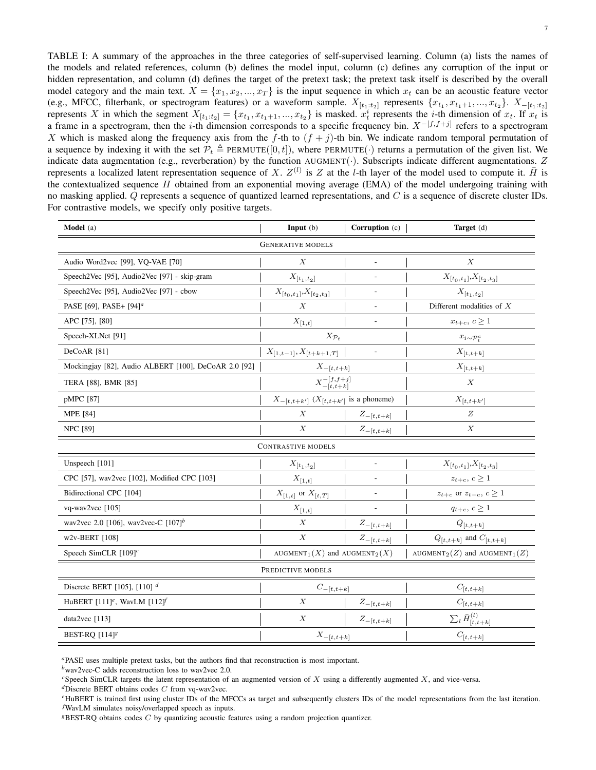TABLE I: A summary of the approaches in the three categories of self-supervised learning. Column (a) lists the names of the models and related references, column (b) defines the model input, column (c) defines any corruption of the input or hidden representation, and column (d) defines the target of the pretext task; the pretext task itself is described by the overall model category and the main text. $X = \{x_1, x_2, ..., x_T\}$ is the input sequence in which $x_t$ can be an acoustic feature vector (e.g., MFCC, filterbank, or spectrogram features) or a waveform sample. $X_{[t_1:t_2]}$ represents $\{x_{t_1}, x_{t_1+1}, ..., x_{t_2}\}$. $X_{-[t_1:t_2]}$ represents $X$ in which the segment $X_{[t_1:t_2]} = \{x_{t_1}, x_{t_1+1}, ..., x_{t_2}\}$ is masked. $x_t^i$ represents the $i$-th dimension of $x_t$. If $x_t$ is a frame in a spectrogram, then the $i$-th dimension corresponds to a specific frequency bin. $X^{-[f,f+j]}$ refers to a spectrogram $X$ which is masked along the frequency axis from the $f$-th to $(f+j)$-th bin. We indicate random temporal permutation of a sequence by indexing it with the set $\mathcal{P}_t \triangleq \text{PERMUTE}([0,t])$, where $\text{PERMUTE}(\cdot)$ returns a permutation of the given list. We indicate data augmentation (e.g., reverberation) by the function $\text{AUGMENT}(\cdot)$. Subscripts indicate different augmentations. $Z$ represents a localized latent representation sequence of $X$. $Z^{(l)}$ is $Z$ at the $l$-th layer of the model used to compute it. $\bar{H}$ is the contextualized sequence $H$ obtained from an exponential moving average (EMA) of the model undergoing training with no masking applied. $Q$ represents a sequence of quantized learned representations, and $C$ is a sequence of discrete cluster IDs. For contrastive models, we specify only positive targets.

| **Model** (a) | **Input** (b) | **Corruption** (c) | **Target** (d) |
|---|---|---|---|
| GENERATIVE MODELS | | | |
| Audio Word2vec [99], VQ-VAE [70] | $X$ | - | $X$ |
| Speech2Vec [95], Audio2Vec [97] - skip-gram | $X_{[t_1,t_2]}$ | - | $X_{[t_0,t_1]}$,$X_{[t_2,t_3]}$ |
| Speech2Vec [95], Audio2Vec [97] - cbow | $X_{[t_0,t_1]}$,$X_{[t_2,t_3]}$ | - | $X_{[t_1,t_2]}$ |
| PASE [69], PASE+ [94][a] | $X$ | - | Different modalities of $X$ |
| APC [75], [80] | $X_{[1,t]}$ | - | $x_{t+c},\ c \geq 1$ |
| Speech-XLNet [91] | $X_{\mathcal{P}_t}$ | | $x_{i \sim \mathcal{P}_t^c}$ |
| DeCoAR [81] | $X_{[1,t-1]}, X_{[t+k+1,T]}$ | - | $X_{[t,t+k]}$ |
| Mockingjay [82], Audio ALBERT [100], DeCoAR 2.0 [92] | $X_{-[t,t+k]}$ | | $X_{[t,t+k]}$ |
| TERA [88], BMR [85] | $X_{-[t,t+k]}^{-[f,f+j]}$ | | $X$ |
| pMPC [87] | $X_{-[t,t+k']}$ ($X_{[t,t+k']}$ is a phoneme) | | $X_{[t,t+k']}$ |
| MPE [84] | $X$ | $Z_{-[t,t+k]}$ | $Z$ |
| NPC [89] | $X$ | $Z_{-[t,t+k]}$ | $X$ |
| CONTRASTIVE MODELS | | | |
| Unspeech [101] | $X_{[t_1,t_2]}$ | - | $X_{[t_0,t_1]}$,$X_{[t_2,t_3]}$ |
| CPC [57], wav2vec [102], Modified CPC [103] | $X_{[1,t]}$ | - | $z_{t+c},\ c \geq 1$ |
| Bidirectional CPC [104] | $X_{[1,t]}$ or $X_{[t,T]}$ | - | $z_{t+c}$ or $z_{t-c},\ c \geq 1$ |
| vq-wav2vec [105] | $X_{[1,t]}$ | - | $q_{t+c},\ c \geq 1$ |
| wav2vec 2.0 [106], wav2vec-C [107][b] | $X$ | $Z_{-[t,t+k]}$ | $Q_{[t,t+k]}$ |
| w2v-BERT [108] | $X$ | $Z_{-[t,t+k]}$ | $Q_{[t,t+k]}$ and $C_{[t,t+k]}$ |
| Speech SimCLR [109][c] | $\text{AUGMENT}_1(X)$ and $\text{AUGMENT}_2(X)$ | | $\text{AUGMENT}_2(Z)$ and $\text{AUGMENT}_1(Z)$ |
| PREDICTIVE MODELS | | | |
| Discrete BERT [105], [110] [d] | $C_{-[t,t+k]}$ | | $C_{[t,t+k]}$ |
| HuBERT [111][e], WavLM [112][f] | $X$ | $Z_{-[t,t+k]}$ | $C_{[t,t+k]}$ |
| data2vec [113] | $X$ | $Z_{-[t,t+k]}$ | $\sum_l \bar{H}_{[t,t+k]}^{(l)}$ |
| BEST-RQ [114][g] | $X_{-[t,t+k]}$ | | $C_{[t,t+k]}$ |

[a]PASE uses multiple pretext tasks, but the authors find that reconstruction is most important.

[b]wav2vec-C adds reconstruction loss to wav2vec 2.0.

[c]Speech SimCLR targets the latent representation of an augmented version of $X$ using a differently augmented $X$, and vice-versa.

[d]Discrete BERT obtains codes $C$ from vq-wav2vec.

[e]HuBERT is trained first using cluster IDs of the MFCCs as target and subsequently clusters IDs of the model representations from the last iteration.

[f]WavLM simulates noisy/overlapped speech as inputs.

[g]BEST-RQ obtains codes $C$ by quantizing acoustic features using a random projection quantizer.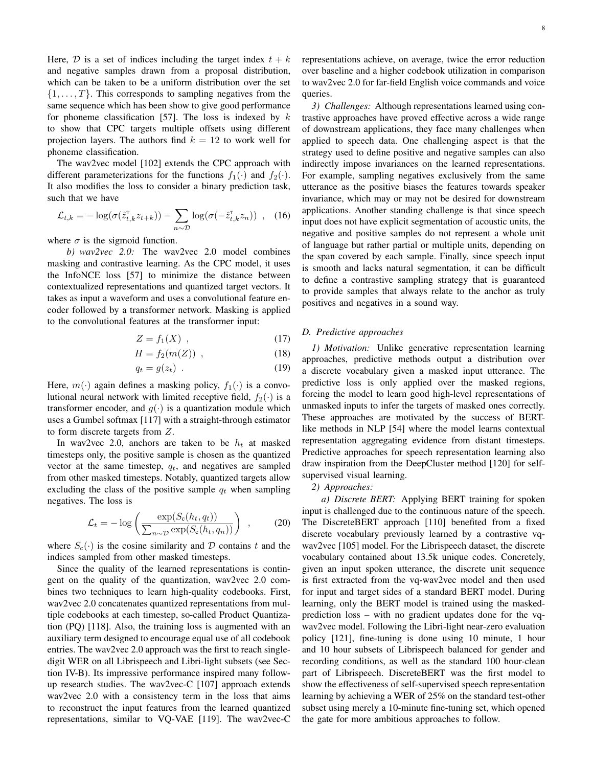Here, $\mathcal{D}$ is a set of indices including the target index $t+k$ and negative samples drawn from a proposal distribution, which can be taken to be a uniform distribution over the set $\{1, \ldots, T\}$. This corresponds to sampling negatives from the same sequence which has been show to give good performance for phoneme classification [57]. The loss is indexed by $k$ to show that CPC targets multiple offsets using different projection layers. The authors find $k = 12$ to work well for phoneme classification.

The wav2vec model [102] extends the CPC approach with different parameterizations for the functions $f_1(\cdot)$ and $f_2(\cdot)$. It also modifies the loss to consider a binary prediction task, such that we have

$$\mathcal{L}_{t,k} = -\log(\sigma(\hat{z}_{t,k}^{\mathrm{T}} z_{t+k})) - \sum_{n \sim \mathcal{D}} \log(\sigma(-\hat{z}_{t,k}^{\mathrm{T}} z_n)) \ , \quad (16)$$

where $\sigma$ is the sigmoid function.

*b) wav2vec 2.0:* The wav2vec 2.0 model combines masking and contrastive learning. As the CPC model, it uses the InfoNCE loss [57] to minimize the distance between contextualized representations and quantized target vectors. It takes as input a waveform and uses a convolutional feature encoder followed by a transformer network. Masking is applied to the convolutional features at the transformer input:

$$Z = f_1(X) \ , \quad (17)$$

$$H = f_2(m(Z)) \ , \quad (18)$$

$$q_t = g(z_t) \ . \quad (19)$$

Here, $m(\cdot)$ again defines a masking policy, $f_1(\cdot)$ is a convolutional neural network with limited receptive field, $f_2(\cdot)$ is a transformer encoder, and $g(\cdot)$ is a quantization module which uses a Gumbel softmax [117] with a straight-through estimator to form discrete targets from $Z$.

In wav2vec 2.0, anchors are taken to be $h_t$ at masked timesteps only, the positive sample is chosen as the quantized vector at the same timestep, $q_t$, and negatives are sampled from other masked timesteps. Notably, quantized targets allow excluding the class of the positive sample $q_t$ when sampling negatives. The loss is

$$\mathcal{L}_t = -\log\left(\frac{\exp(S_{\mathrm{c}}(h_t, q_t))}{\sum_{n \sim \mathcal{D}} \exp(S_{\mathrm{c}}(h_t, q_n))}\right) \ , \quad (20)$$

where $S_{\mathrm{c}}(\cdot)$ is the cosine similarity and $\mathcal{D}$ contains $t$ and the indices sampled from other masked timesteps.

Since the quality of the learned representations is contingent on the quality of the quantization, wav2vec 2.0 combines two techniques to learn high-quality codebooks. First, wav2vec 2.0 concatenates quantized representations from multiple codebooks at each timestep, so-called Product Quantization (PQ) [118]. Also, the training loss is augmented with an auxiliary term designed to encourage equal use of all codebook entries. The wav2vec 2.0 approach was the first to reach single-digit WER on all Librispeech and Libri-light subsets (see Section IV-B). Its impressive performance inspired many follow-up research studies. The wav2vec-C [107] approach extends wav2vec 2.0 with a consistency term in the loss that aims to reconstruct the input features from the learned quantized representations, similar to VQ-VAE [119]. The wav2vec-C representations achieve, on average, twice the error reduction over baseline and a higher codebook utilization in comparison to wav2vec 2.0 for far-field English voice commands and voice queries.

*3) Challenges:* Although representations learned using contrastive approaches have proved effective across a wide range of downstream applications, they face many challenges when applied to speech data. One challenging aspect is that the strategy used to define positive and negative samples can also indirectly impose invariances on the learned representations. For example, sampling negatives exclusively from the same utterance as the positive biases the features towards speaker invariance, which may or may not be desired for downstream applications. Another standing challenge is that since speech input does not have explicit segmentation of acoustic units, the negative and positive samples do not represent a whole unit of language but rather partial or multiple units, depending on the span covered by each sample. Finally, since speech input is smooth and lacks natural segmentation, it can be difficult to define a contrastive sampling strategy that is guaranteed to provide samples that always relate to the anchor as truly positives and negatives in a sound way.

## D. Predictive approaches

*1) Motivation:* Unlike generative representation learning approaches, predictive methods output a distribution over a discrete vocabulary given a masked input utterance. The predictive loss is only applied over the masked regions, forcing the model to learn good high-level representations of unmasked inputs to infer the targets of masked ones correctly. These approaches are motivated by the success of BERT-like methods in NLP [54] where the model learns contextual representation aggregating evidence from distant timesteps. Predictive approaches for speech representation learning also draw inspiration from the DeepCluster method [120] for self-supervised visual learning.

*2) Approaches:*

*a) Discrete BERT:* Applying BERT training for spoken input is challenged due to the continuous nature of the speech. The DiscreteBERT approach [110] benefited from a fixed discrete vocabulary previously learned by a contrastive vq-wav2vec [105] model. For the Librispeech dataset, the discrete vocabulary contained about 13.5k unique codes. Concretely, given an input spoken utterance, the discrete unit sequence is first extracted from the vq-wav2vec model and then used for input and target sides of a standard BERT model. During learning, only the BERT model is trained using the masked-prediction loss – with no gradient updates done for the vq-wav2vec model. Following the Libri-light near-zero evaluation policy [121], fine-tuning is done using 10 minute, 1 hour and 10 hour subsets of Librispeech balanced for gender and recording conditions, as well as the standard 100 hour-clean part of Librispeech. DiscreteBERT was the first model to show the effectiveness of self-supervised speech representation learning by achieving a WER of 25% on the standard test-other subset using merely a 10-minute fine-tuning set, which opened the gate for more ambitious approaches to follow.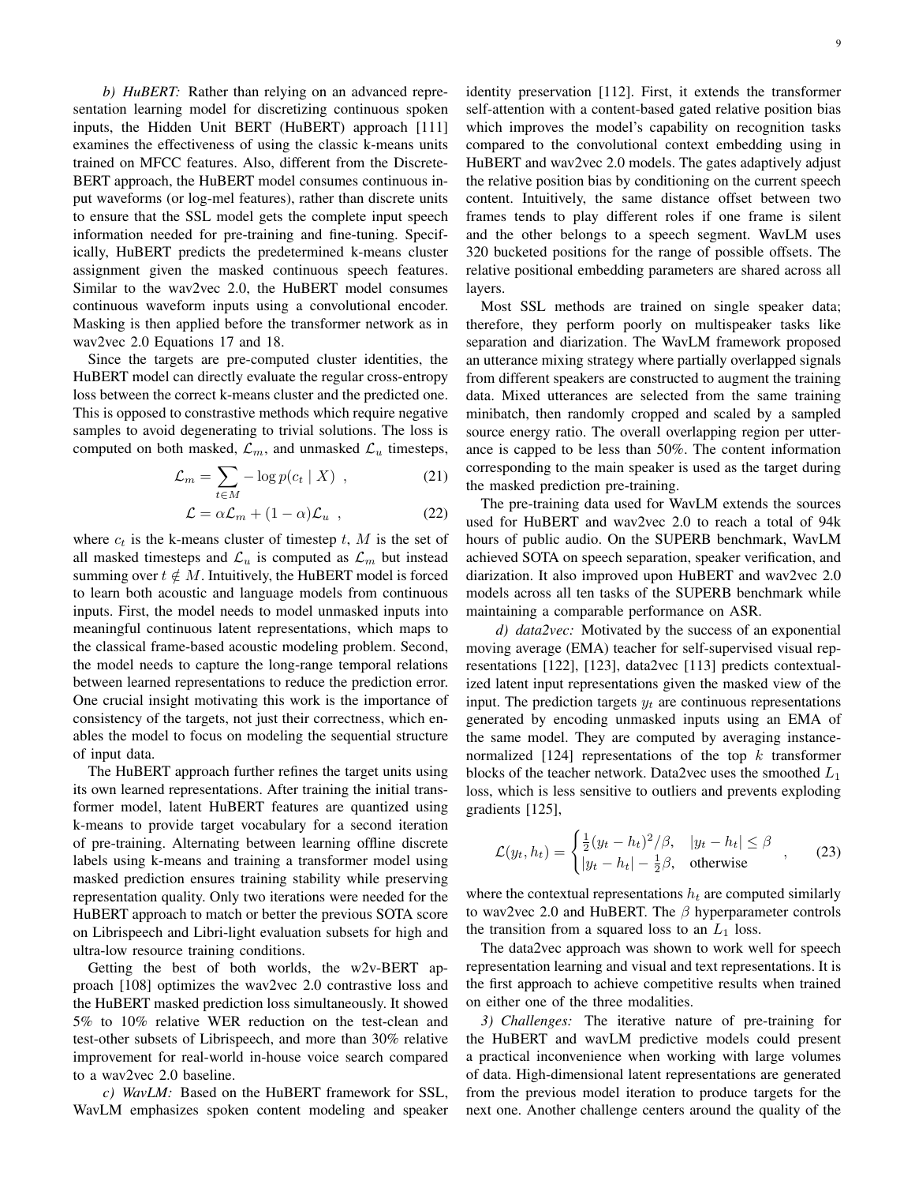*b) HuBERT:* Rather than relying on an advanced representation learning model for discretizing continuous spoken inputs, the Hidden Unit BERT (HuBERT) approach [111] examines the effectiveness of using the classic k-means units trained on MFCC features. Also, different from the Discrete-BERT approach, the HuBERT model consumes continuous input waveforms (or log-mel features), rather than discrete units to ensure that the SSL model gets the complete input speech information needed for pre-training and fine-tuning. Specifically, HuBERT predicts the predetermined k-means cluster assignment given the masked continuous speech features. Similar to the wav2vec 2.0, the HuBERT model consumes continuous waveform inputs using a convolutional encoder. Masking is then applied before the transformer network as in wav2vec 2.0 Equations 17 and 18.

Since the targets are pre-computed cluster identities, the HuBERT model can directly evaluate the regular cross-entropy loss between the correct k-means cluster and the predicted one. This is opposed to constrastive methods which require negative samples to avoid degenerating to trivial solutions. The loss is computed on both masked, $\mathcal{L}_m$, and unmasked $\mathcal{L}_u$ timesteps,

$$\mathcal{L}_m = \sum_{t \in M} -\log p(c_t \mid X) \ , \tag{21}$$

$$\mathcal{L} = \alpha \mathcal{L}_m + (1-\alpha)\mathcal{L}_u \ , \tag{22}$$

where $c_t$ is the k-means cluster of timestep $t$, $M$ is the set of all masked timesteps and $\mathcal{L}_u$ is computed as $\mathcal{L}_m$ but instead summing over $t \notin M$. Intuitively, the HuBERT model is forced to learn both acoustic and language models from continuous inputs. First, the model needs to model unmasked inputs into meaningful continuous latent representations, which maps to the classical frame-based acoustic modeling problem. Second, the model needs to capture the long-range temporal relations between learned representations to reduce the prediction error. One crucial insight motivating this work is the importance of consistency of the targets, not just their correctness, which enables the model to focus on modeling the sequential structure of input data.

The HuBERT approach further refines the target units using its own learned representations. After training the initial transformer model, latent HuBERT features are quantized using k-means to provide target vocabulary for a second iteration of pre-training. Alternating between learning offline discrete labels using k-means and training a transformer model using masked prediction ensures training stability while preserving representation quality. Only two iterations were needed for the HuBERT approach to match or better the previous SOTA score on Librispeech and Libri-light evaluation subsets for high and ultra-low resource training conditions.

Getting the best of both worlds, the w2v-BERT approach [108] optimizes the wav2vec 2.0 contrastive loss and the HuBERT masked prediction loss simultaneously. It showed 5% to 10% relative WER reduction on the test-clean and test-other subsets of Librispeech, and more than 30% relative improvement for real-world in-house voice search compared to a wav2vec 2.0 baseline.

*c) WavLM:* Based on the HuBERT framework for SSL, WavLM emphasizes spoken content modeling and speaker identity preservation [112]. First, it extends the transformer self-attention with a content-based gated relative position bias which improves the model's capability on recognition tasks compared to the convolutional context embedding using in HuBERT and wav2vec 2.0 models. The gates adaptively adjust the relative position bias by conditioning on the current speech content. Intuitively, the same distance offset between two frames tends to play different roles if one frame is silent and the other belongs to a speech segment. WavLM uses 320 bucketed positions for the range of possible offsets. The relative positional embedding parameters are shared across all layers.

Most SSL methods are trained on single speaker data; therefore, they perform poorly on multispeaker tasks like separation and diarization. The WavLM framework proposed an utterance mixing strategy where partially overlapped signals from different speakers are constructed to augment the training data. Mixed utterances are selected from the same training minibatch, then randomly cropped and scaled by a sampled source energy ratio. The overall overlapping region per utterance is capped to be less than 50%. The content information corresponding to the main speaker is used as the target during the masked prediction pre-training.

The pre-training data used for WavLM extends the sources used for HuBERT and wav2vec 2.0 to reach a total of 94k hours of public audio. On the SUPERB benchmark, WavLM achieved SOTA on speech separation, speaker verification, and diarization. It also improved upon HuBERT and wav2vec 2.0 models across all ten tasks of the SUPERB benchmark while maintaining a comparable performance on ASR.

*d) data2vec:* Motivated by the success of an exponential moving average (EMA) teacher for self-supervised visual representations [122], [123], data2vec [113] predicts contextualized latent input representations given the masked view of the input. The prediction targets $y_t$ are continuous representations generated by encoding unmasked inputs using an EMA of the same model. They are computed by averaging instance-normalized [124] representations of the top $k$ transformer blocks of the teacher network. Data2vec uses the smoothed $L_1$ loss, which is less sensitive to outliers and prevents exploding gradients [125],

$$\mathcal{L}(y_t, h_t) = \begin{cases} \frac{1}{2}(y_t - h_t)^2/\beta, & |y_t - h_t| \le \beta \\ |y_t - h_t| - \frac{1}{2}\beta, & \text{otherwise} \end{cases} \ , \tag{23}$$

where the contextual representations $h_t$ are computed similarly to wav2vec 2.0 and HuBERT. The $\beta$ hyperparameter controls the transition from a squared loss to an $L_1$ loss.

The data2vec approach was shown to work well for speech representation learning and visual and text representations. It is the first approach to achieve competitive results when trained on either one of the three modalities.

*3) Challenges:* The iterative nature of pre-training for the HuBERT and wavLM predictive models could present a practical inconvenience when working with large volumes of data. High-dimensional latent representations are generated from the previous model iteration to produce targets for the next one. Another challenge centers around the quality of the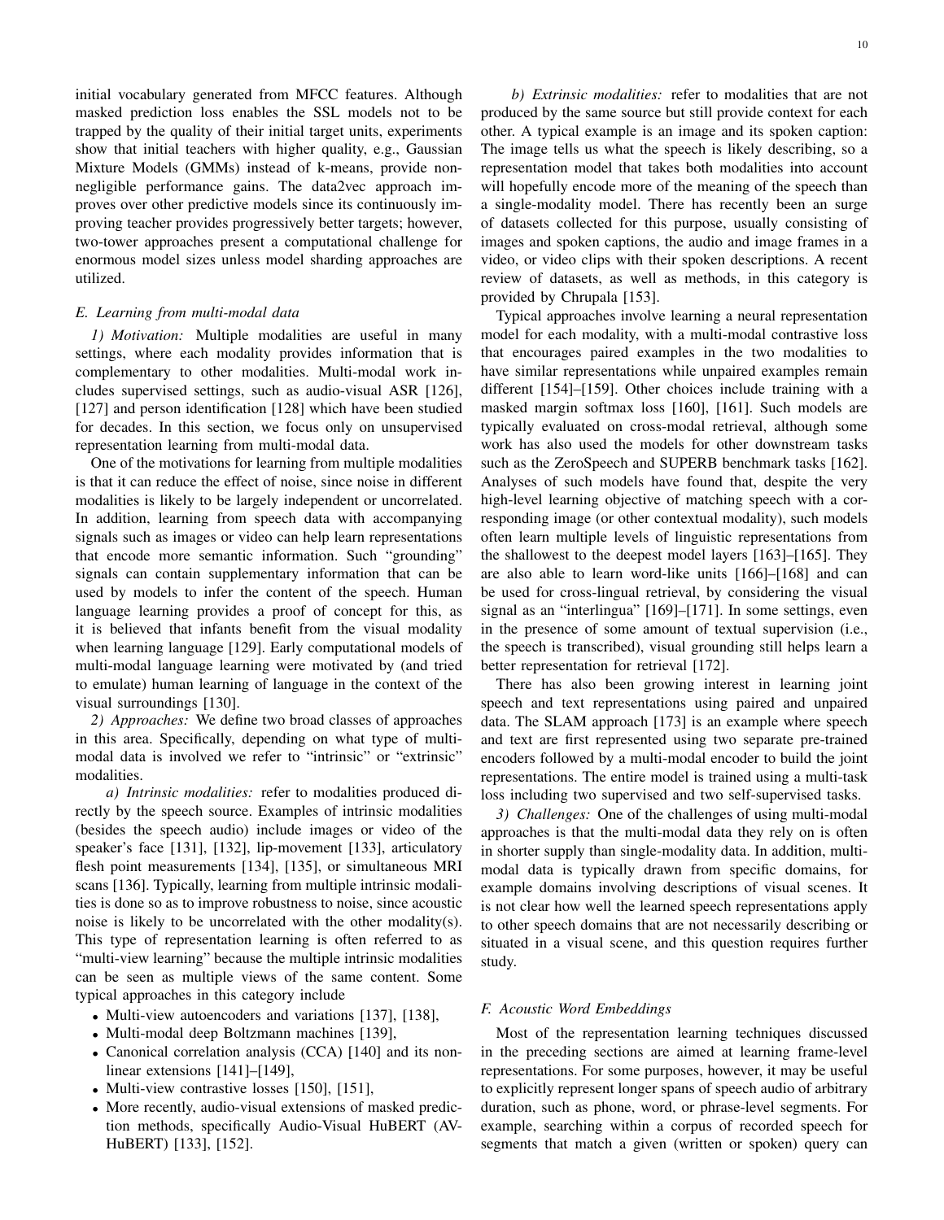initial vocabulary generated from MFCC features. Although masked prediction loss enables the SSL models not to be trapped by the quality of their initial target units, experiments show that initial teachers with higher quality, e.g., Gaussian Mixture Models (GMMs) instead of k-means, provide non-negligible performance gains. The data2vec approach improves over other predictive models since its continuously improving teacher provides progressively better targets; however, two-tower approaches present a computational challenge for enormous model sizes unless model sharding approaches are utilized.

### E. Learning from multi-modal data

*1) Motivation:* Multiple modalities are useful in many settings, where each modality provides information that is complementary to other modalities. Multi-modal work includes supervised settings, such as audio-visual ASR [126], [127] and person identification [128] which have been studied for decades. In this section, we focus only on unsupervised representation learning from multi-modal data.

One of the motivations for learning from multiple modalities is that it can reduce the effect of noise, since noise in different modalities is likely to be largely independent or uncorrelated. In addition, learning from speech data with accompanying signals such as images or video can help learn representations that encode more semantic information. Such "grounding" signals can contain supplementary information that can be used by models to infer the content of the speech. Human language learning provides a proof of concept for this, as it is believed that infants benefit from the visual modality when learning language [129]. Early computational models of multi-modal language learning were motivated by (and tried to emulate) human learning of language in the context of the visual surroundings [130].

*2) Approaches:* We define two broad classes of approaches in this area. Specifically, depending on what type of multi-modal data is involved we refer to "intrinsic" or "extrinsic" modalities.

*a) Intrinsic modalities:* refer to modalities produced directly by the speech source. Examples of intrinsic modalities (besides the speech audio) include images or video of the speaker's face [131], [132], lip-movement [133], articulatory flesh point measurements [134], [135], or simultaneous MRI scans [136]. Typically, learning from multiple intrinsic modalities is done so as to improve robustness to noise, since acoustic noise is likely to be uncorrelated with the other modality(s). This type of representation learning is often referred to as "multi-view learning" because the multiple intrinsic modalities can be seen as multiple views of the same content. Some typical approaches in this category include

- Multi-view autoencoders and variations [137], [138],
- Multi-modal deep Boltzmann machines [139],
- Canonical correlation analysis (CCA) [140] and its non-linear extensions [141]–[149],
- Multi-view contrastive losses [150], [151],
- More recently, audio-visual extensions of masked prediction methods, specifically Audio-Visual HuBERT (AV-HuBERT) [133], [152].

*b) Extrinsic modalities:* refer to modalities that are not produced by the same source but still provide context for each other. A typical example is an image and its spoken caption: The image tells us what the speech is likely describing, so a representation model that takes both modalities into account will hopefully encode more of the meaning of the speech than a single-modality model. There has recently been an surge of datasets collected for this purpose, usually consisting of images and spoken captions, the audio and image frames in a video, or video clips with their spoken descriptions. A recent review of datasets, as well as methods, in this category is provided by Chrupala [153].

Typical approaches involve learning a neural representation model for each modality, with a multi-modal contrastive loss that encourages paired examples in the two modalities to have similar representations while unpaired examples remain different [154]–[159]. Other choices include training with a masked margin softmax loss [160], [161]. Such models are typically evaluated on cross-modal retrieval, although some work has also used the models for other downstream tasks such as the ZeroSpeech and SUPERB benchmark tasks [162]. Analyses of such models have found that, despite the very high-level learning objective of matching speech with a corresponding image (or other contextual modality), such models often learn multiple levels of linguistic representations from the shallowest to the deepest model layers [163]–[165]. They are also able to learn word-like units [166]–[168] and can be used for cross-lingual retrieval, by considering the visual signal as an "interlingua" [169]–[171]. In some settings, even in the presence of some amount of textual supervision (i.e., the speech is transcribed), visual grounding still helps learn a better representation for retrieval [172].

There has also been growing interest in learning joint speech and text representations using paired and unpaired data. The SLAM approach [173] is an example where speech and text are first represented using two separate pre-trained encoders followed by a multi-modal encoder to build the joint representations. The entire model is trained using a multi-task loss including two supervised and two self-supervised tasks.

*3) Challenges:* One of the challenges of using multi-modal approaches is that the multi-modal data they rely on is often in shorter supply than single-modality data. In addition, multi-modal data is typically drawn from specific domains, for example domains involving descriptions of visual scenes. It is not clear how well the learned speech representations apply to other speech domains that are not necessarily describing or situated in a visual scene, and this question requires further study.

### F. Acoustic Word Embeddings

Most of the representation learning techniques discussed in the preceding sections are aimed at learning frame-level representations. For some purposes, however, it may be useful to explicitly represent longer spans of speech audio of arbitrary duration, such as phone, word, or phrase-level segments. For example, searching within a corpus of recorded speech for segments that match a given (written or spoken) query can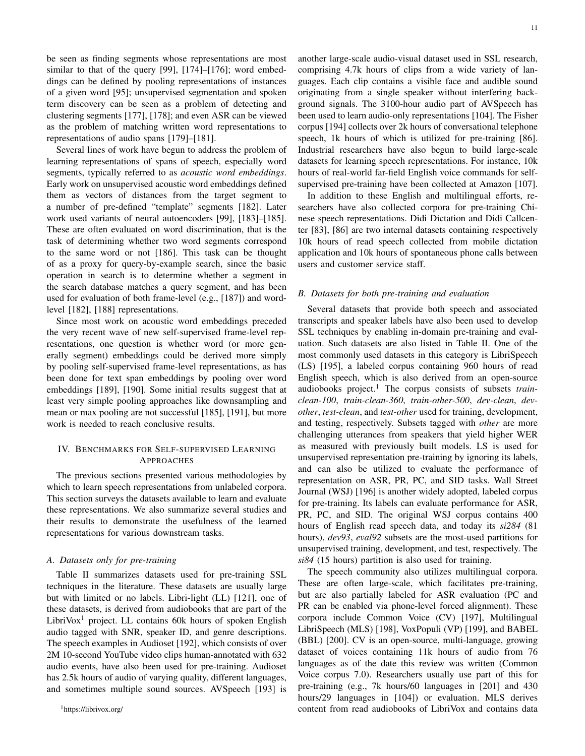be seen as finding segments whose representations are most similar to that of the query [99], [174]–[176]; word embeddings can be defined by pooling representations of instances of a given word [95]; unsupervised segmentation and spoken term discovery can be seen as a problem of detecting and clustering segments [177], [178]; and even ASR can be viewed as the problem of matching written word representations to representations of audio spans [179]–[181].

Several lines of work have begun to address the problem of learning representations of spans of speech, especially word segments, typically referred to as *acoustic word embeddings*. Early work on unsupervised acoustic word embeddings defined them as vectors of distances from the target segment to a number of pre-defined "template" segments [182]. Later work used variants of neural autoencoders [99], [183]–[185]. These are often evaluated on word discrimination, that is the task of determining whether two word segments correspond to the same word or not [186]. This task can be thought of as a proxy for query-by-example search, since the basic operation in search is to determine whether a segment in the search database matches a query segment, and has been used for evaluation of both frame-level (e.g., [187]) and word-level [182], [188] representations.

Since most work on acoustic word embeddings preceded the very recent wave of new self-supervised frame-level representations, one question is whether word (or more generally segment) embeddings could be derived more simply by pooling self-supervised frame-level representations, as has been done for text span embeddings by pooling over word embeddings [189], [190]. Some initial results suggest that at least very simple pooling approaches like downsampling and mean or max pooling are not successful [185], [191], but more work is needed to reach conclusive results.

## IV. Benchmarks for Self-supervised Learning Approaches

The previous sections presented various methodologies by which to learn speech representations from unlabeled corpora. This section surveys the datasets available to learn and evaluate these representations. We also summarize several studies and their results to demonstrate the usefulness of the learned representations for various downstream tasks.

### A. Datasets only for pre-training

Table II summarizes datasets used for pre-training SSL techniques in the literature. These datasets are usually large but with limited or no labels. Libri-light (LL) [121], one of these datasets, is derived from audiobooks that are part of the LibriVox[1] project. LL contains 60k hours of spoken English audio tagged with SNR, speaker ID, and genre descriptions. The speech examples in Audioset [192], which consists of over 2M 10-second YouTube video clips human-annotated with 632 audio events, have also been used for pre-training. Audioset has 2.5k hours of audio of varying quality, different languages, and sometimes multiple sound sources. AVSpeech [193] is another large-scale audio-visual dataset used in SSL research, comprising 4.7k hours of clips from a wide variety of languages. Each clip contains a visible face and audible sound originating from a single speaker without interfering background signals. The 3100-hour audio part of AVSpeech has been used to learn audio-only representations [104]. The Fisher corpus [194] collects over 2k hours of conversational telephone speech, 1k hours of which is utilized for pre-training [86]. Industrial researchers have also begun to build large-scale datasets for learning speech representations. For instance, 10k hours of real-world far-field English voice commands for self-supervised pre-training have been collected at Amazon [107].

In addition to these English and multilingual efforts, researchers have also collected corpora for pre-training Chinese speech representations. Didi Dictation and Didi Callcenter [83], [86] are two internal datasets containing respectively 10k hours of read speech collected from mobile dictation application and 10k hours of spontaneous phone calls between users and customer service staff.

### B. Datasets for both pre-training and evaluation

Several datasets that provide both speech and associated transcripts and speaker labels have also been used to develop SSL techniques by enabling in-domain pre-training and evaluation. Such datasets are also listed in Table II. One of the most commonly used datasets in this category is LibriSpeech (LS) [195], a labeled corpus containing 960 hours of read English speech, which is also derived from an open-source audiobooks project.[1] The corpus consists of subsets *train-clean-100*, *train-clean-360*, *train-other-500*, *dev-clean*, *dev-other*, *test-clean*, and *test-other* used for training, development, and testing, respectively. Subsets tagged with *other* are more challenging utterances from speakers that yield higher WER as measured with previously built models. LS is used for unsupervised representation pre-training by ignoring its labels, and can also be utilized to evaluate the performance of representation on ASR, PR, PC, and SID tasks. Wall Street Journal (WSJ) [196] is another widely adopted, labeled corpus for pre-training. Its labels can evaluate performance for ASR, PR, PC, and SID. The original WSJ corpus contains 400 hours of English read speech data, and today its *si284* (81 hours), *dev93*, *eval92* subsets are the most-used partitions for unsupervised training, development, and test, respectively. The *si84* (15 hours) partition is also used for training.

The speech community also utilizes multilingual corpora. These are often large-scale, which facilitates pre-training, but are also partially labeled for ASR evaluation (PC and PR can be enabled via phone-level forced alignment). These corpora include Common Voice (CV) [197], Multilingual LibriSpeech (MLS) [198], VoxPopuli (VP) [199], and BABEL (BBL) [200]. CV is an open-source, multi-language, growing dataset of voices containing 11k hours of audio from 76 languages as of the date this review was written (Common Voice corpus 7.0). Researchers usually use part of this for pre-training (e.g., 7k hours/60 languages in [201] and 430 hours/29 languages in [104]) or evaluation. MLS derives content from read audiobooks of LibriVox and contains data

[1] https://librivox.org/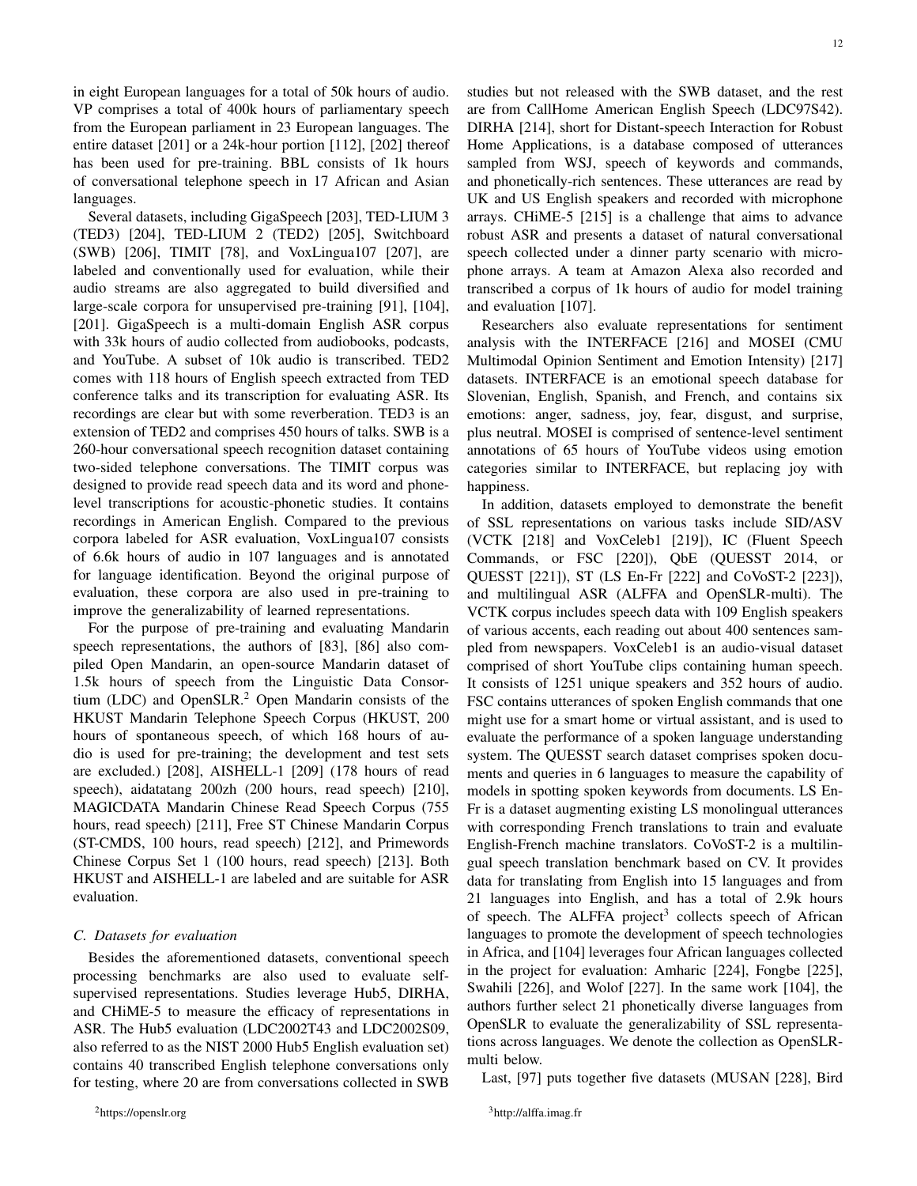in eight European languages for a total of 50k hours of audio. VP comprises a total of 400k hours of parliamentary speech from the European parliament in 23 European languages. The entire dataset [201] or a 24k-hour portion [112], [202] thereof has been used for pre-training. BBL consists of 1k hours of conversational telephone speech in 17 African and Asian languages.

Several datasets, including GigaSpeech [203], TED-LIUM 3 (TED3) [204], TED-LIUM 2 (TED2) [205], Switchboard (SWB) [206], TIMIT [78], and VoxLingua107 [207], are labeled and conventionally used for evaluation, while their audio streams are also aggregated to build diversified and large-scale corpora for unsupervised pre-training [91], [104], [201]. GigaSpeech is a multi-domain English ASR corpus with 33k hours of audio collected from audiobooks, podcasts, and YouTube. A subset of 10k audio is transcribed. TED2 comes with 118 hours of English speech extracted from TED conference talks and its transcription for evaluating ASR. Its recordings are clear but with some reverberation. TED3 is an extension of TED2 and comprises 450 hours of talks. SWB is a 260-hour conversational speech recognition dataset containing two-sided telephone conversations. The TIMIT corpus was designed to provide read speech data and its word and phone-level transcriptions for acoustic-phonetic studies. It contains recordings in American English. Compared to the previous corpora labeled for ASR evaluation, VoxLingua107 consists of 6.6k hours of audio in 107 languages and is annotated for language identification. Beyond the original purpose of evaluation, these corpora are also used in pre-training to improve the generalizability of learned representations.

For the purpose of pre-training and evaluating Mandarin speech representations, the authors of [83], [86] also compiled Open Mandarin, an open-source Mandarin dataset of 1.5k hours of speech from the Linguistic Data Consortium (LDC) and OpenSLR.[2] Open Mandarin consists of the HKUST Mandarin Telephone Speech Corpus (HKUST, 200 hours of spontaneous speech, of which 168 hours of audio is used for pre-training; the development and test sets are excluded.) [208], AISHELL-1 [209] (178 hours of read speech), aidatatang 200zh (200 hours, read speech) [210], MAGICDATA Mandarin Chinese Read Speech Corpus (755 hours, read speech) [211], Free ST Chinese Mandarin Corpus (ST-CMDS, 100 hours, read speech) [212], and Primewords Chinese Corpus Set 1 (100 hours, read speech) [213]. Both HKUST and AISHELL-1 are labeled and are suitable for ASR evaluation.

### C. Datasets for evaluation

Besides the aforementioned datasets, conventional speech processing benchmarks are also used to evaluate self-supervised representations. Studies leverage Hub5, DIRHA, and CHiME-5 to measure the efficacy of representations in ASR. The Hub5 evaluation (LDC2002T43 and LDC2002S09, also referred to as the NIST 2000 Hub5 English evaluation set) contains 40 transcribed English telephone conversations only for testing, where 20 are from conversations collected in SWB studies but not released with the SWB dataset, and the rest are from CallHome American English Speech (LDC97S42). DIRHA [214], short for Distant-speech Interaction for Robust Home Applications, is a database composed of utterances sampled from WSJ, speech of keywords and commands, and phonetically-rich sentences. These utterances are read by UK and US English speakers and recorded with microphone arrays. CHiME-5 [215] is a challenge that aims to advance robust ASR and presents a dataset of natural conversational speech collected under a dinner party scenario with microphone arrays. A team at Amazon Alexa also recorded and transcribed a corpus of 1k hours of audio for model training and evaluation [107].

Researchers also evaluate representations for sentiment analysis with the INTERFACE [216] and MOSEI (CMU Multimodal Opinion Sentiment and Emotion Intensity) [217] datasets. INTERFACE is an emotional speech database for Slovenian, English, Spanish, and French, and contains six emotions: anger, sadness, joy, fear, disgust, and surprise, plus neutral. MOSEI is comprised of sentence-level sentiment annotations of 65 hours of YouTube videos using emotion categories similar to INTERFACE, but replacing joy with happiness.

In addition, datasets employed to demonstrate the benefit of SSL representations on various tasks include SID/ASV (VCTK [218] and VoxCeleb1 [219]), IC (Fluent Speech Commands, or FSC [220]), QbE (QUESST 2014, or QUESST [221]), ST (LS En-Fr [222] and CoVoST-2 [223]), and multilingual ASR (ALFFA and OpenSLR-multi). The VCTK corpus includes speech data with 109 English speakers of various accents, each reading out about 400 sentences sampled from newspapers. VoxCeleb1 is an audio-visual dataset comprised of short YouTube clips containing human speech. It consists of 1251 unique speakers and 352 hours of audio. FSC contains utterances of spoken English commands that one might use for a smart home or virtual assistant, and is used to evaluate the performance of a spoken language understanding system. The QUESST search dataset comprises spoken documents and queries in 6 languages to measure the capability of models in spotting spoken keywords from documents. LS En-Fr is a dataset augmenting existing LS monolingual utterances with corresponding French translations to train and evaluate English-French machine translators. CoVoST-2 is a multilingual speech translation benchmark based on CV. It provides data for translating from English into 15 languages and from 21 languages into English, and has a total of 2.9k hours of speech. The ALFFA project[3] collects speech of African languages to promote the development of speech technologies in Africa, and [104] leverages four African languages collected in the project for evaluation: Amharic [224], Fongbe [225], Swahili [226], and Wolof [227]. In the same work [104], the authors further select 21 phonetically diverse languages from OpenSLR to evaluate the generalizability of SSL representations across languages. We denote the collection as OpenSLR-multi below.

Last, [97] puts together five datasets (MUSAN [228], Bird

[2] https://openslr.org

[3] http://alffa.imag.fr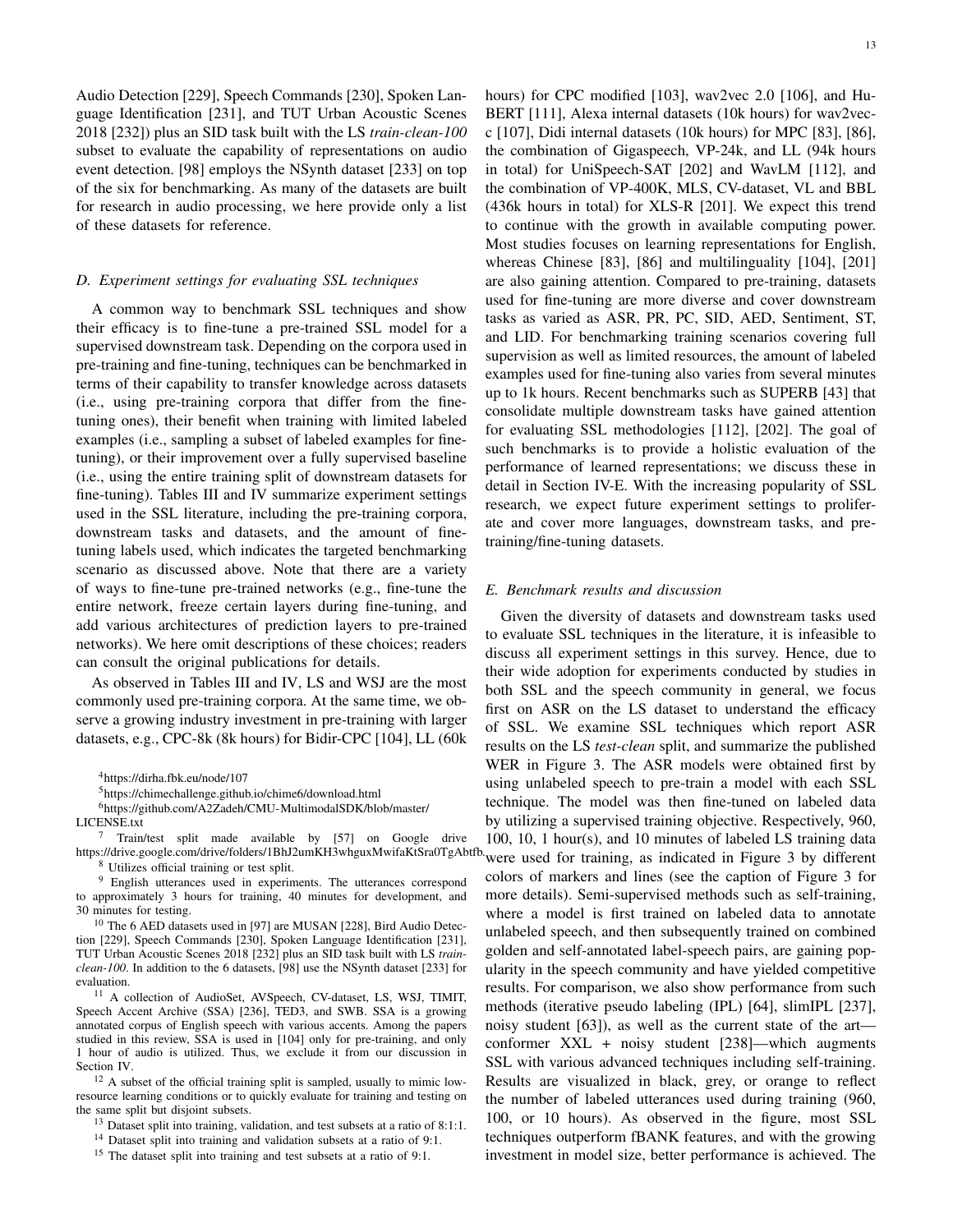Audio Detection [229], Speech Commands [230], Spoken Language Identification [231], and TUT Urban Acoustic Scenes 2018 [232]) plus an SID task built with the LS *train-clean-100* subset to evaluate the capability of representations on audio event detection. [98] employs the NSynth dataset [233] on top of the six for benchmarking. As many of the datasets are built for research in audio processing, we here provide only a list of these datasets for reference.

### D. Experiment settings for evaluating SSL techniques

A common way to benchmark SSL techniques and show their efficacy is to fine-tune a pre-trained SSL model for a supervised downstream task. Depending on the corpora used in pre-training and fine-tuning, techniques can be benchmarked in terms of their capability to transfer knowledge across datasets (i.e., using pre-training corpora that differ from the fine-tuning ones), their benefit when training with limited labeled examples (i.e., sampling a subset of labeled examples for fine-tuning), or their improvement over a fully supervised baseline (i.e., using the entire training split of downstream datasets for fine-tuning). Tables III and IV summarize experiment settings used in the SSL literature, including the pre-training corpora, downstream tasks and datasets, and the amount of fine-tuning labels used, which indicates the targeted benchmarking scenario as discussed above. Note that there are a variety of ways to fine-tune pre-trained networks (e.g., fine-tune the entire network, freeze certain layers during fine-tuning, and add various architectures of prediction layers to pre-trained networks). We here omit descriptions of these choices; readers can consult the original publications for details.

As observed in Tables III and IV, LS and WSJ are the most commonly used pre-training corpora. At the same time, we observe a growing industry investment in pre-training with larger datasets, e.g., CPC-8k (8k hours) for Bidir-CPC [104], LL (60k hours) for CPC modified [103], wav2vec 2.0 [106], and HuBERT [111], Alexa internal datasets (10k hours) for wav2vec-c [107], Didi internal datasets (10k hours) for MPC [83], [86], the combination of Gigaspeech, VP-24k, and LL (94k hours in total) for UniSpeech-SAT [202] and WavLM [112], and the combination of VP-400K, MLS, CV-dataset, VL and BBL (436k hours in total) for XLS-R [201]. We expect this trend to continue with the growth in available computing power. Most studies focuses on learning representations for English, whereas Chinese [83], [86] and multilinguality [104], [201] are also gaining attention. Compared to pre-training, datasets used for fine-tuning are more diverse and cover downstream tasks as varied as ASR, PR, PC, SID, AED, Sentiment, ST, and LID. For benchmarking training scenarios covering full supervision as well as limited resources, the amount of labeled examples used for fine-tuning also varies from several minutes up to 1k hours. Recent benchmarks such as SUPERB [43] that consolidate multiple downstream tasks have gained attention for evaluating SSL methodologies [112], [202]. The goal of such benchmarks is to provide a holistic evaluation of the performance of learned representations; we discuss these in detail in Section IV-E. With the increasing popularity of SSL research, we expect future experiment settings to proliferate and cover more languages, downstream tasks, and pre-training/fine-tuning datasets.

### E. Benchmark results and discussion

Given the diversity of datasets and downstream tasks used to evaluate SSL techniques in the literature, it is infeasible to discuss all experiment settings in this survey. Hence, due to their wide adoption for experiments conducted by studies in both SSL and the speech community in general, we focus first on ASR on the LS dataset to understand the efficacy of SSL. We examine SSL techniques which report ASR results on the LS *test-clean* split, and summarize the published WER in Figure 3. The ASR models were obtained first by using unlabeled speech to pre-train a model with each SSL technique. The model was then fine-tuned on labeled data by utilizing a supervised training objective. Respectively, 960, 100, 10, 1 hour(s), and 10 minutes of labeled LS training data were used for training, as indicated in Figure 3 by different colors of markers and lines (see the caption of Figure 3 for more details). Semi-supervised methods such as self-training, where a model is first trained on labeled data to annotate unlabeled speech, and then subsequently trained on combined golden and self-annotated label-speech pairs, are gaining popularity in the speech community and have yielded competitive results. For comparison, we also show performance from such methods (iterative pseudo labeling (IPL) [64], slimIPL [237], noisy student [63]), as well as the current state of the art—conformer XXL + noisy student [238]—which augments SSL with various advanced techniques including self-training. Results are visualized in black, grey, or orange to reflect the number of labeled utterances used during training (960, 100, or 10 hours). As observed in the figure, most SSL techniques outperform fBANK features, and with the growing investment in model size, better performance is achieved. The

[4] https://dirha.fbk.eu/node/107

[5] https://chimechallenge.github.io/chime6/download.html

[6] https://github.com/A2Zadeh/CMU-MultimodalSDK/blob/master/LICENSE.txt

[7] Train/test split made available by [57] on Google drive https://drive.google.com/drive/folders/1BhJ2umKH3whguxMwifaKtSra0TgAbtfb.

[8] Utilizes official training or test split.

[9] English utterances used in experiments. The utterances correspond to approximately 3 hours for training, 40 minutes for development, and 30 minutes for testing.

[10] The 6 AED datasets used in [97] are MUSAN [228], Bird Audio Detection [229], Speech Commands [230], Spoken Language Identification [231], TUT Urban Acoustic Scenes 2018 [232] plus an SID task built with LS *train-clean-100*. In addition to the 6 datasets, [98] use the NSynth dataset [233] for evaluation.

[11] A collection of AudioSet, AVSpeech, CV-dataset, LS, WSJ, TIMIT, Speech Accent Archive (SSA) [236], TED3, and SWB. SSA is a growing annotated corpus of English speech with various accents. Among the papers studied in this review, SSA is used in [104] only for pre-training, and only 1 hour of audio is utilized. Thus, we exclude it from our discussion in Section IV.

[12] A subset of the official training split is sampled, usually to mimic low-resource learning conditions or to quickly evaluate for training and testing on the same split but disjoint subsets.

[13] Dataset split into training, validation, and test subsets at a ratio of 8:1:1.

[14] Dataset split into training and validation subsets at a ratio of 9:1.

[15] The dataset split into training and test subsets at a ratio of 9:1.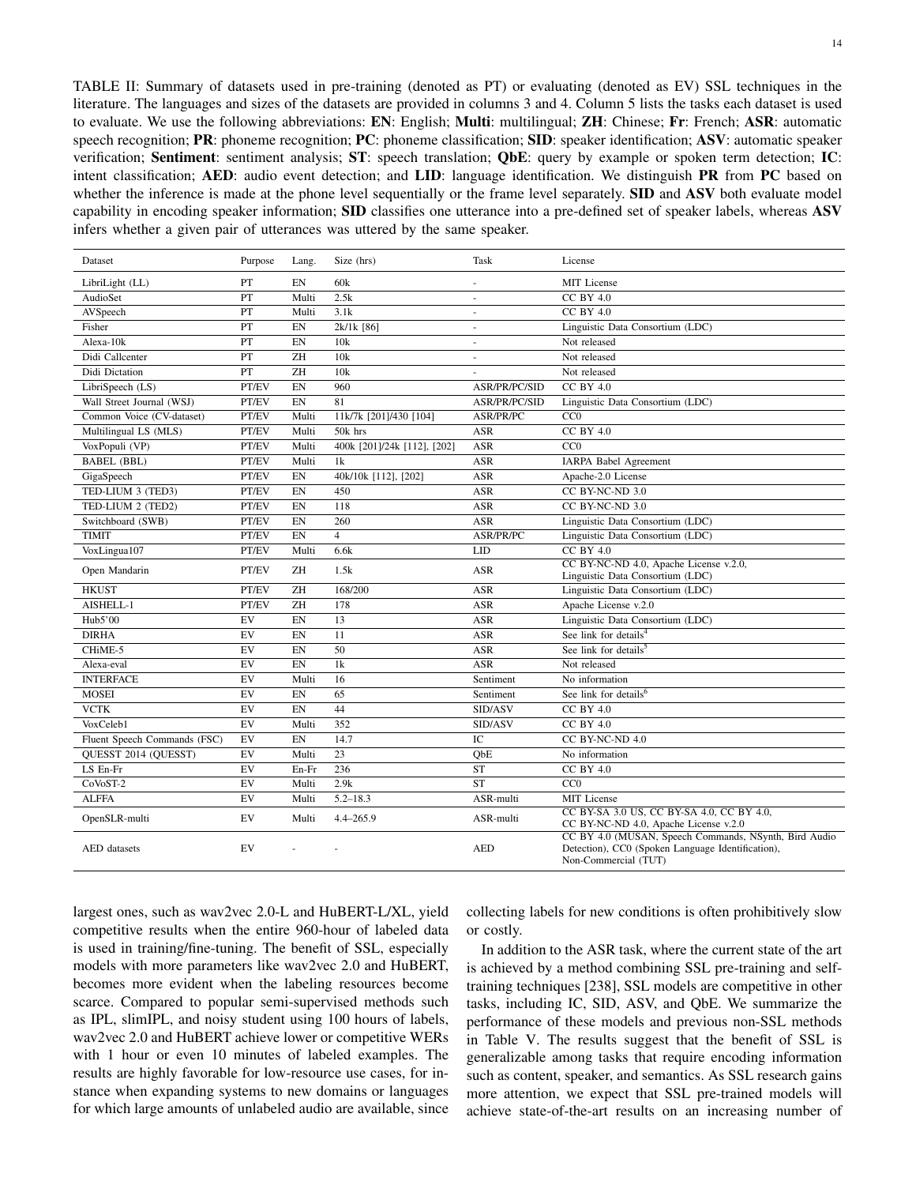TABLE II: Summary of datasets used in pre-training (denoted as PT) or evaluating (denoted as EV) SSL techniques in the literature. The languages and sizes of the datasets are provided in columns 3 and 4. Column 5 lists the tasks each dataset is used to evaluate. We use the following abbreviations: **EN**: English; **Multi**: multilingual; **ZH**: Chinese; **Fr**: French; **ASR**: automatic speech recognition; **PR**: phoneme recognition; **PC**: phoneme classification; **SID**: speaker identification; **ASV**: automatic speaker verification; **Sentiment**: sentiment analysis; **ST**: speech translation; **QbE**: query by example or spoken term detection; **IC**: intent classification; **AED**: audio event detection; and **LID**: language identification. We distinguish **PR** from **PC** based on whether the inference is made at the phone level sequentially or the frame level separately. **SID** and **ASV** both evaluate model capability in encoding speaker information; **SID** classifies one utterance into a pre-defined set of speaker labels, whereas **ASV** infers whether a given pair of utterances was uttered by the same speaker.

| Dataset | Purpose | Lang. | Size (hrs) | Task | License |
|---|---|---|---|---|---|
| LibriLight (LL) | PT | EN | 60k | - | MIT License |
| AudioSet | PT | Multi | 2.5k | - | CC BY 4.0 |
| AVSpeech | PT | Multi | 3.1k | - | CC BY 4.0 |
| Fisher | PT | EN | 2k/1k [86] | - | Linguistic Data Consortium (LDC) |
| Alexa-10k | PT | EN | 10k | - | Not released |
| Didi Callcenter | PT | ZH | 10k | - | Not released |
| Didi Dictation | PT | ZH | 10k | - | Not released |
| LibriSpeech (LS) | PT/EV | EN | 960 | ASR/PR/PC/SID | CC BY 4.0 |
| Wall Street Journal (WSJ) | PT/EV | EN | 81 | ASR/PR/PC/SID | Linguistic Data Consortium (LDC) |
| Common Voice (CV-dataset) | PT/EV | Multi | 11k/7k [201]/430 [104] | ASR/PR/PC | CC0 |
| Multilingual LS (MLS) | PT/EV | Multi | 50k hrs | ASR | CC BY 4.0 |
| VoxPopuli (VP) | PT/EV | Multi | 400k [201]/24k [112], [202] | ASR | CC0 |
| BABEL (BBL) | PT/EV | Multi | 1k | ASR | IARPA Babel Agreement |
| GigaSpeech | PT/EV | EN | 40k/10k [112], [202] | ASR | Apache-2.0 License |
| TED-LIUM 3 (TED3) | PT/EV | EN | 450 | ASR | CC BY-NC-ND 3.0 |
| TED-LIUM 2 (TED2) | PT/EV | EN | 118 | ASR | CC BY-NC-ND 3.0 |
| Switchboard (SWB) | PT/EV | EN | 260 | ASR | Linguistic Data Consortium (LDC) |
| TIMIT | PT/EV | EN | 4 | ASR/PR/PC | Linguistic Data Consortium (LDC) |
| VoxLingua107 | PT/EV | Multi | 6.6k | LID | CC BY 4.0 |
| Open Mandarin | PT/EV | ZH | 1.5k | ASR | CC BY-NC-ND 4.0, Apache License v.2.0, Linguistic Data Consortium (LDC) |
| HKUST | PT/EV | ZH | 168/200 | ASR | Linguistic Data Consortium (LDC) |
| AISHELL-1 | PT/EV | ZH | 178 | ASR | Apache License v.2.0 |
| Hub5'00 | EV | EN | 13 | ASR | Linguistic Data Consortium (LDC) |
| DIRHA | EV | EN | 11 | ASR | See link for details[4] |
| CHiME-5 | EV | EN | 50 | ASR | See link for details[5] |
| Alexa-eval | EV | EN | 1k | ASR | Not released |
| INTERFACE | EV | Multi | 16 | Sentiment | No information |
| MOSEI | EV | EN | 65 | Sentiment | See link for details[6] |
| VCTK | EV | EN | 44 | SID/ASV | CC BY 4.0 |
| VoxCeleb1 | EV | Multi | 352 | SID/ASV | CC BY 4.0 |
| Fluent Speech Commands (FSC) | EV | EN | 14.7 | IC | CC BY-NC-ND 4.0 |
| QUESST 2014 (QUESST) | EV | Multi | 23 | QbE | No information |
| LS En-Fr | EV | En-Fr | 236 | ST | CC BY 4.0 |
| CoVoST-2 | EV | Multi | 2.9k | ST | CC0 |
| ALFFA | EV | Multi | 5.2–18.3 | ASR-multi | MIT License |
| OpenSLR-multi | EV | Multi | 4.4–265.9 | ASR-multi | CC BY-SA 3.0 US, CC BY-SA 4.0, CC BY 4.0, CC BY-NC-ND 4.0, Apache License v.2.0 |
| AED datasets | EV | - | - | AED | CC BY 4.0 (MUSAN, Speech Commands, NSynth, Bird Audio Detection), CC0 (Spoken Language Identification), Non-Commercial (TUT) |

largest ones, such as wav2vec 2.0-L and HuBERT-L/XL, yield competitive results when the entire 960-hour of labeled data is used in training/fine-tuning. The benefit of SSL, especially models with more parameters like wav2vec 2.0 and HuBERT, becomes more evident when the labeling resources become scarce. Compared to popular semi-supervised methods such as IPL, slimIPL, and noisy student using 100 hours of labels, wav2vec 2.0 and HuBERT achieve lower or competitive WERs with 1 hour or even 10 minutes of labeled examples. The results are highly favorable for low-resource use cases, for instance when expanding systems to new domains or languages for which large amounts of unlabeled audio are available, since collecting labels for new conditions is often prohibitively slow or costly.

In addition to the ASR task, where the current state of the art is achieved by a method combining SSL pre-training and self-training techniques [238], SSL models are competitive in other tasks, including IC, SID, ASV, and QbE. We summarize the performance of these models and previous non-SSL methods in Table V. The results suggest that the benefit of SSL is generalizable among tasks that require encoding information such as content, speaker, and semantics. As SSL research gains more attention, we expect that SSL pre-trained models will achieve state-of-the-art results on an increasing number of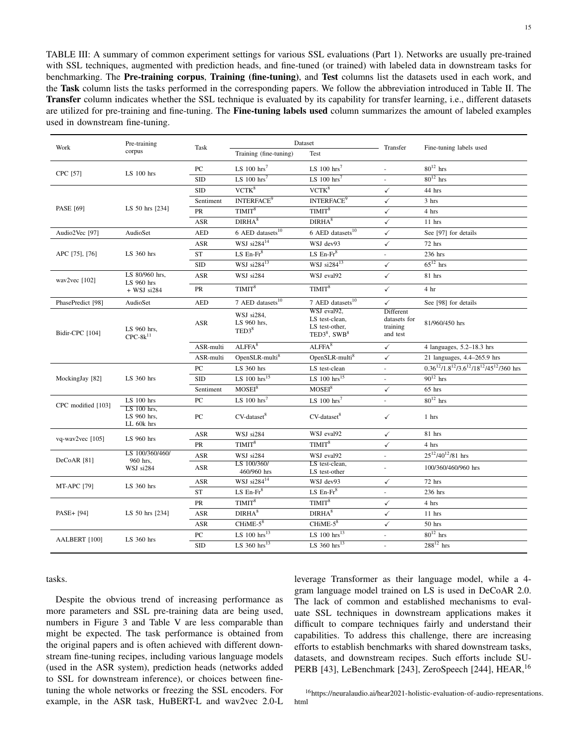TABLE III: A summary of common experiment settings for various SSL evaluations (Part 1). Networks are usually pre-trained with SSL techniques, augmented with prediction heads, and fine-tuned (or trained) with labeled data in downstream tasks for benchmarking. The **Pre-training corpus**, **Training (fine-tuning)**, and **Test** columns list the datasets used in each work, and the **Task** column lists the tasks performed in the corresponding papers. We follow the abbreviation introduced in Table II. The **Transfer** column indicates whether the SSL technique is evaluated by its capability for transfer learning, i.e., different datasets are utilized for pre-training and fine-tuning. The **Fine-tuning labels used** column summarizes the amount of labeled examples used in downstream fine-tuning.

| Work | Pre-training corpus | Task | Dataset | | Transfer | Fine-tuning labels used |
|---|---|---|---|---|---|---|
| | | | Training (fine-tuning) | Test | | |
| CPC [57] | LS 100 hrs | PC | LS 100 hrs[7] | LS 100 hrs[7] | - | 80[12] hrs |
| | | SID | LS 100 hrs[7] | LS 100 hrs[7] | - | 80[12] hrs |
| PASE [69] | LS 50 hrs [234] | SID | VCTK[8] | VCTK[8] | ✓ | 44 hrs |
| | | Sentiment | INTERFACE[9] | INTERFACE[9] | ✓ | 3 hrs |
| | | PR | TIMIT[8] | TIMIT[8] | ✓ | 4 hrs |
| | | ASR | DIRHA[8] | DIRHA[8] | ✓ | 11 hrs |
| Audio2Vec [97] | AudioSet | AED | 6 AED datasets[10] | 6 AED datasets[10] | ✓ | See [97] for details |
| APC [75], [76] | LS 360 hrs | ASR | WSJ si284[14] | WSJ dev93 | ✓ | 72 hrs |
| | | ST | LS En-Fr[8] | LS En-Fr[8] | - | 236 hrs |
| | | SID | WSJ si284[13] | WSJ si284[13] | ✓ | 65[12] hrs |
| wav2vec [102] | LS 80/960 hrs, LS 960 hrs + WSJ si284 | ASR | WSJ si284 | WSJ eval92 | ✓ | 81 hrs |
| | | PR | TIMIT[8] | TIMIT[8] | ✓ | 4 hr |
| PhasePredict [98] | AudioSet | AED | 7 AED datasets[10] | 7 AED datasets[10] | ✓ | See [98] for details |
| Bidir-CPC [104] | LS 960 hrs, CPC-8k[11] | ASR | WSJ si284, LS 960 hrs, TED3[8] | WSJ eval92, LS test-clean, LS test-other, TED3[8], SWB[8] | Different datasets for training and test | 81/960/450 hrs |
| | | ASR-multi | ALFFA[8] | ALFFA[8] | ✓ | 4 languages, 5.2–18.3 hrs |
| | | ASR-multi | OpenSLR-multi[8] | OpenSLR-multi[8] | ✓ | 21 languages, 4.4–265.9 hrs |
| MockingJay [82] | LS 360 hrs | PC | LS 360 hrs | LS test-clean | - | 0.36[12]/1.8[12]/3.6[12]/18[12]/45[12]/360 hrs |
| | | SID | LS 100 hrs[15] | LS 100 hrs[15] | - | 90[12] hrs |
| | | Sentiment | MOSEI[8] | MOSEI[8] | ✓ | 65 hrs |
| CPC modified [103] | LS 100 hrs | PC | LS 100 hrs[7] | LS 100 hrs[7] | - | 80[12] hrs |
| | LS 100 hrs, LS 960 hrs, LL 60k hrs | PC | CV-dataset[8] | CV-dataset[8] | ✓ | 1 hrs |
| vq-wav2vec [105] | LS 960 hrs | ASR | WSJ si284 | WSJ eval92 | ✓ | 81 hrs |
| | | PR | TIMIT[8] | TIMIT[8] | ✓ | 4 hrs |
| DeCoAR [81] | LS 100/360/460/960 hrs, WSJ si284 | ASR | WSJ si284 | WSJ eval92 | - | 25[12]/40[12]/81 hrs |
| | | ASR | LS 100/360/460/960 hrs | LS test-clean, LS test-other | - | 100/360/460/960 hrs |
| MT-APC [79] | LS 360 hrs | ASR | WSJ si284[14] | WSJ dev93 | ✓ | 72 hrs |
| | | ST | LS En-Fr[8] | LS En-Fr[8] | - | 236 hrs |
| PASE+ [94] | LS 50 hrs [234] | PR | TIMIT[8] | TIMIT[8] | ✓ | 4 hrs |
| | | ASR | DIRHA[8] | DIRHA[8] | ✓ | 11 hrs |
| | | ASR | CHiME-5[8] | CHiME-5[8] | ✓ | 50 hrs |
| AALBERT [100] | LS 360 hrs | PC | LS 100 hrs[13] | LS 100 hrs[13] | - | 80[12] hrs |
| | | SID | LS 360 hrs[13] | LS 360 hrs[13] | - | 288[12] hrs |

tasks.

Despite the obvious trend of increasing performance as more parameters and SSL pre-training data are being used, numbers in Figure 3 and Table V are less comparable than might be expected. The task performance is obtained from the original papers and is often achieved with different downstream fine-tuning recipes, including various language models (used in the ASR system), prediction heads (networks added to SSL for downstream inference), or choices between fine-tuning the whole networks or freezing the SSL encoders. For example, in the ASR task, HuBERT-L and wav2vec 2.0-L leverage Transformer as their language model, while a 4-gram language model trained on LS is used in DeCoAR 2.0. The lack of common and established mechanisms to evaluate SSL techniques in downstream applications makes it difficult to compare techniques fairly and understand their capabilities. To address this challenge, there are increasing efforts to establish benchmarks with shared downstream tasks, datasets, and downstream recipes. Such efforts include SUPERB [43], LeBenchmark [243], ZeroSpeech [244], HEAR,[16]

[16] https://neuralaudio.ai/hear2021-holistic-evaluation-of-audio-representations.html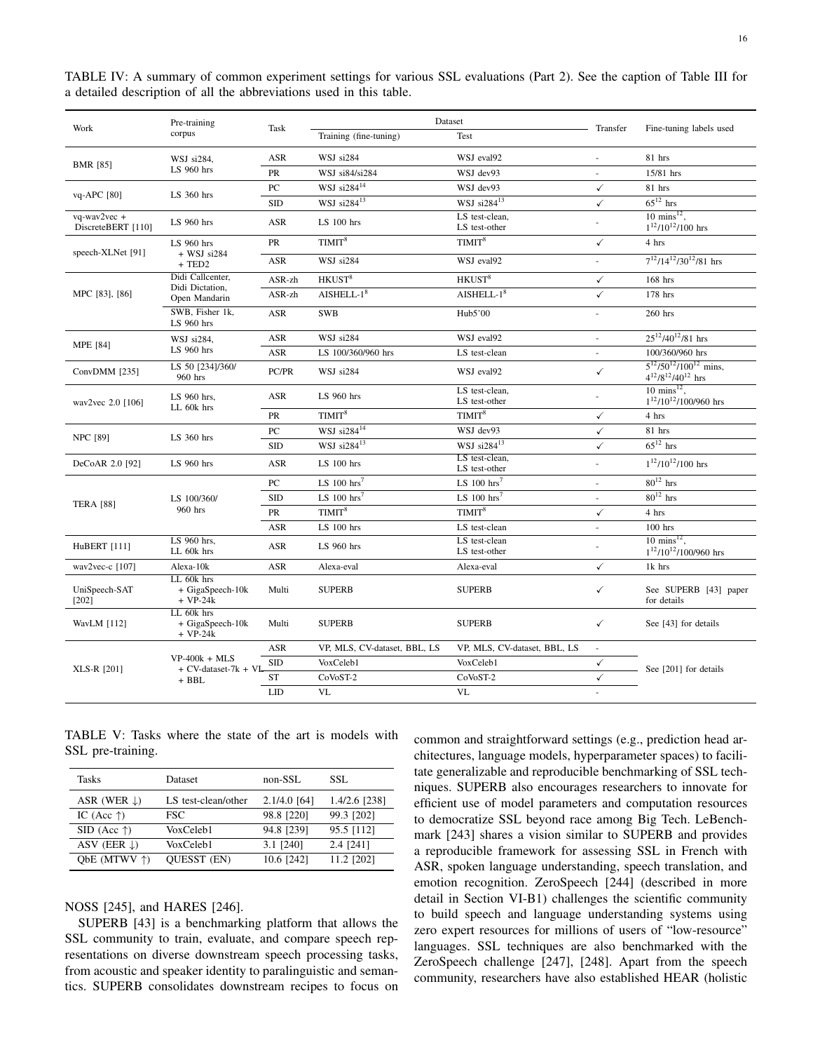TABLE IV: A summary of common experiment settings for various SSL evaluations (Part 2). See the caption of Table III for a detailed description of all the abbreviations used in this table.

| Work | Pre-training corpus | Task | Dataset | | Transfer | Fine-tuning labels used |
|---|---|---|---|---|---|---|
| | | | Training (fine-tuning) | Test | | |
| BMR [85] | WSJ si284, LS 960 hrs | ASR | WSJ si284 | WSJ eval92 | - | 81 hrs |
| | | PR | WSJ si84/si284 | WSJ dev93 | - | 15/81 hrs |
| vq-APC [80] | LS 360 hrs | PC | WSJ si284[14] | WSJ dev93 | ✓ | 81 hrs |
| | | SID | WSJ si284[13] | WSJ si284[13] | ✓ | 65[12] hrs |
| vq-wav2vec + DiscreteBERT [110] | LS 960 hrs | ASR | LS 100 hrs | LS test-clean, LS test-other | - | 10 mins[12], 1[12]/10[12]/100 hrs |
| speech-XLNet [91] | LS 960 hrs + WSJ si284 + TED2 | PR | TIMIT[8] | TIMIT[8] | ✓ | 4 hrs |
| | | ASR | WSJ si284 | WSJ eval92 | - | 7[12]/14[12]/30[12]/81 hrs |
| MPC [83], [86] | Didi Callcenter, Didi Dictation, Open Mandarin | ASR-zh | HKUST[8] | HKUST[8] | ✓ | 168 hrs |
| | | ASR-zh | AISHELL-1[8] | AISHELL-1[8] | ✓ | 178 hrs |
| | SWB, Fisher 1k, LS 960 hrs | ASR | SWB | Hub5'00 | - | 260 hrs |
| MPE [84] | WSJ si284, LS 960 hrs | ASR | WSJ si284 | WSJ eval92 | - | 25[12]/40[12]/81 hrs |
| | | ASR | LS 100/360/960 hrs | LS test-clean | - | 100/360/960 hrs |
| ConvDMM [235] | LS 50 [234]/360/ 960 hrs | PC/PR | WSJ si284 | WSJ eval92 | ✓ | 5[12]/50[12]/100[12] mins, 4[12]/8[12]/40[12] hrs |
| wav2vec 2.0 [106] | LS 960 hrs, LL 60k hrs | ASR | LS 960 hrs | LS test-clean, LS test-other | - | 10 mins[12], 1[12]/10[12]/100/960 hrs |
| | | PR | TIMIT[8] | TIMIT[8] | ✓ | 4 hrs |
| NPC [89] | LS 360 hrs | PC | WSJ si284[14] | WSJ dev93 | ✓ | 81 hrs |
| | | SID | WSJ si284[13] | WSJ si284[13] | ✓ | 65[12] hrs |
| DeCoAR 2.0 [92] | LS 960 hrs | ASR | LS 100 hrs | LS test-clean, LS test-other | - | 1[12]/10[12]/100 hrs |
| TERA [88] | LS 100/360/ 960 hrs | PC | LS 100 hrs[7] | LS 100 hrs[7] | - | 80[12] hrs |
| | | SID | LS 100 hrs[7] | LS 100 hrs[7] | - | 80[12] hrs |
| | | PR | TIMIT[8] | TIMIT[8] | ✓ | 4 hrs |
| | | ASR | LS 100 hrs | LS test-clean | - | 100 hrs |
| HuBERT [111] | LS 960 hrs, LL 60k hrs | ASR | LS 960 hrs | LS test-clean LS test-other | - | 10 mins[12], 1[12]/10[12]/100/960 hrs |
| wav2vec-c [107] | Alexa-10k | ASR | Alexa-eval | Alexa-eval | ✓ | 1k hrs |
| UniSpeech-SAT [202] | LL 60k hrs + GigaSpeech-10k + VP-24k | Multi | SUPERB | SUPERB | ✓ | See SUPERB [43] paper for details |
| WavLM [112] | LL 60k hrs + GigaSpeech-10k + VP-24k | Multi | SUPERB | SUPERB | ✓ | See [43] for details |
| XLS-R [201] | VP-400k + MLS + CV-dataset-7k + VL + BBL | ASR | VP, MLS, CV-dataset, BBL, LS | VP, MLS, CV-dataset, BBL, LS | - | See [201] for details |
| | | SID | VoxCeleb1 | VoxCeleb1 | ✓ | |
| | | ST | CoVoST-2 | CoVoST-2 | ✓ | |
| | | LID | VL | VL | - | |

TABLE V: Tasks where the state of the art is models with SSL pre-training.

| Tasks | Dataset | non-SSL | SSL |
|---|---|---|---|
| ASR (WER ↓) | LS test-clean/other | 2.1/4.0 [64] | 1.4/2.6 [238] |
| IC (Acc ↑) | FSC | 98.8 [220] | 99.3 [202] |
| SID (Acc ↑) | VoxCeleb1 | 94.8 [239] | 95.5 [112] |
| ASV (EER ↓) | VoxCeleb1 | 3.1 [240] | 2.4 [241] |
| QbE (MTWV ↑) | QUESST (EN) | 10.6 [242] | 11.2 [202] |

NOSS [245], and HARES [246].

SUPERB [43] is a benchmarking platform that allows the SSL community to train, evaluate, and compare speech representations on diverse downstream speech processing tasks, from acoustic and speaker identity to paralinguistic and semantics. SUPERB consolidates downstream recipes to focus on common and straightforward settings (e.g., prediction head architectures, language models, hyperparameter spaces) to facilitate generalizable and reproducible benchmarking of SSL techniques. SUPERB also encourages researchers to innovate for efficient use of model parameters and computation resources to democratize SSL beyond race among Big Tech. LeBenchmark [243] shares a vision similar to SUPERB and provides a reproducible framework for assessing SSL in French with ASR, spoken language understanding, speech translation, and emotion recognition. ZeroSpeech [244] (described in more detail in Section VI-B1) challenges the scientific community to build speech and language understanding systems using zero expert resources for millions of users of "low-resource" languages. SSL techniques are also benchmarked with the ZeroSpeech challenge [247], [248]. Apart from the speech community, researchers have also established HEAR (holistic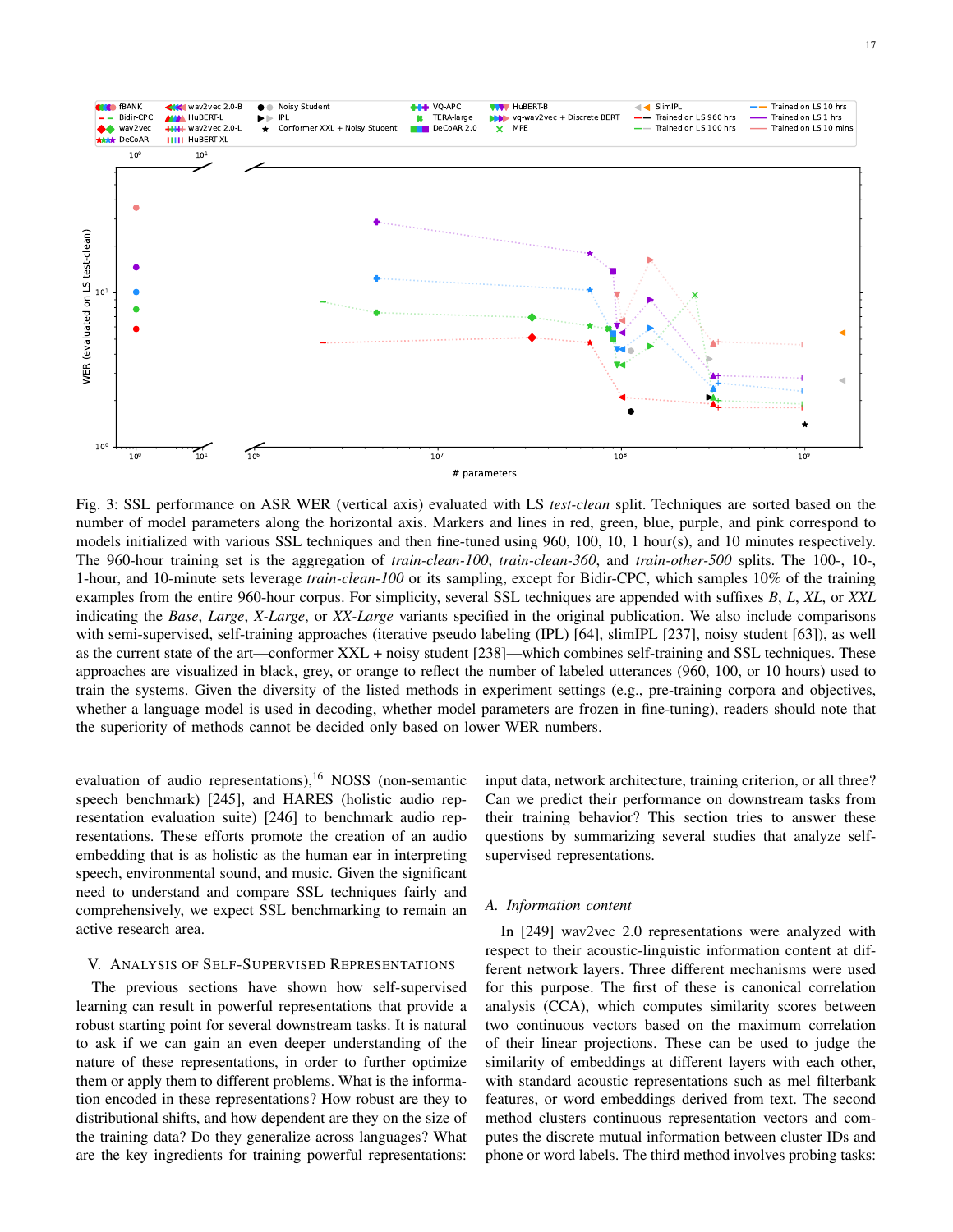Fig. 3: SSL performance on ASR WER (vertical axis) evaluated with LS *test-clean* split. Techniques are sorted based on the number of model parameters along the horizontal axis. Markers and lines in red, green, blue, purple, and pink correspond to models initialized with various SSL techniques and then fine-tuned using 960, 100, 10, 1 hour(s), and 10 minutes respectively. The 960-hour training set is the aggregation of *train-clean-100*, *train-clean-360*, and *train-other-500* splits. The 100-, 10-, 1-hour, and 10-minute sets leverage *train-clean-100* or its sampling, except for Bidir-CPC, which samples 10% of the training examples from the entire 960-hour corpus. For simplicity, several SSL techniques are appended with suffixes *B*, *L*, *XL*, or *XXL* indicating the *Base*, *Large*, *X-Large*, or *XX-Large* variants specified in the original publication. We also include comparisons with semi-supervised, self-training approaches (iterative pseudo labeling (IPL) [64], slimIPL [237], noisy student [63]), as well as the current state of the art—conformer XXL + noisy student [238]—which combines self-training and SSL techniques. These approaches are visualized in black, grey, or orange to reflect the number of labeled utterances (960, 100, or 10 hours) used to train the systems. Given the diversity of the listed methods in experiment settings (e.g., pre-training corpora and objectives, whether a language model is used in decoding, whether model parameters are frozen in fine-tuning), readers should note that the superiority of methods cannot be decided only based on lower WER numbers.

evaluation of audio representations),[16] NOSS (non-semantic speech benchmark) [245], and HARES (holistic audio representation evaluation suite) [246] to benchmark audio representations. These efforts promote the creation of an audio embedding that is as holistic as the human ear in interpreting speech, environmental sound, and music. Given the significant need to understand and compare SSL techniques fairly and comprehensively, we expect SSL benchmarking to remain an active research area.

## V. Analysis of Self-Supervised Representations

The previous sections have shown how self-supervised learning can result in powerful representations that provide a robust starting point for several downstream tasks. It is natural to ask if we can gain an even deeper understanding of the nature of these representations, in order to further optimize them or apply them to different problems. What is the information encoded in these representations? How robust are they to distributional shifts, and how dependent are they on the size of the training data? Do they generalize across languages? What are the key ingredients for training powerful representations: input data, network architecture, training criterion, or all three? Can we predict their performance on downstream tasks from their training behavior? This section tries to answer these questions by summarizing several studies that analyze self-supervised representations.

### A. *Information content*

In [249] wav2vec 2.0 representations were analyzed with respect to their acoustic-linguistic information content at different network layers. Three different mechanisms were used for this purpose. The first of these is canonical correlation analysis (CCA), which computes similarity scores between two continuous vectors based on the maximum correlation of their linear projections. These can be used to judge the similarity of embeddings at different layers with each other, with standard acoustic representations such as mel filterbank features, or word embeddings derived from text. The second method clusters continuous representation vectors and computes the discrete mutual information between cluster IDs and phone or word labels. The third method involves probing tasks: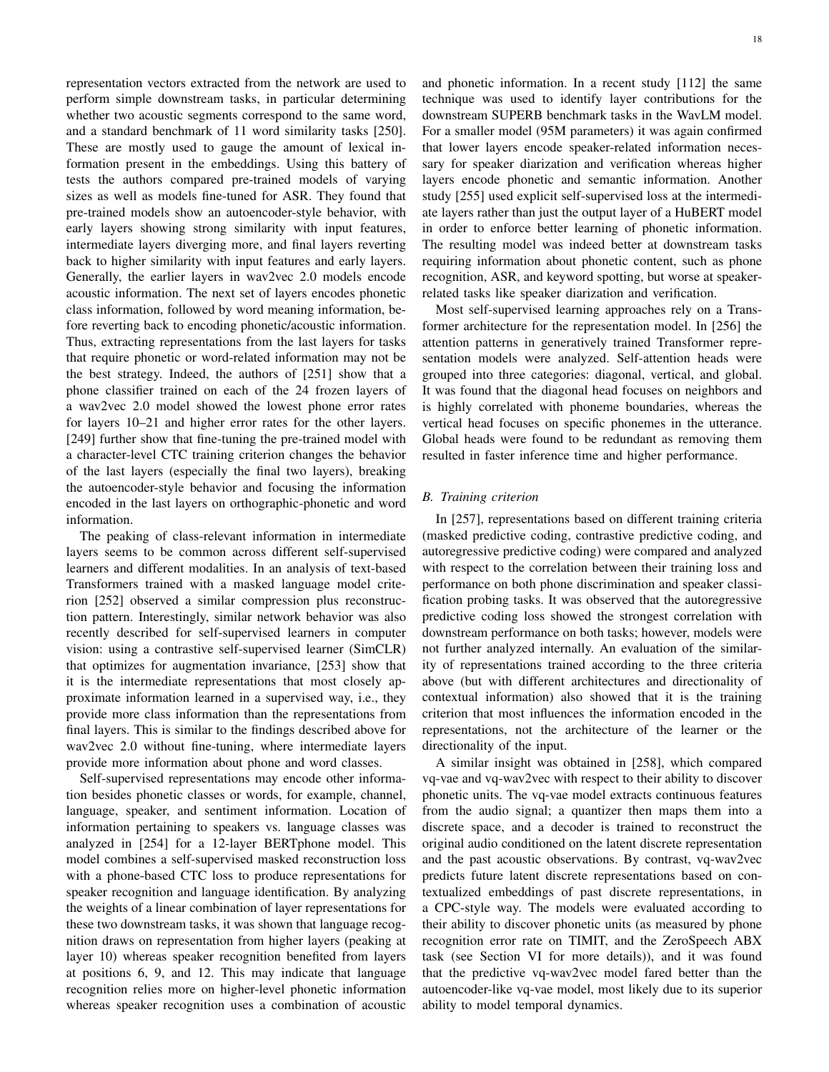representation vectors extracted from the network are used to perform simple downstream tasks, in particular determining whether two acoustic segments correspond to the same word, and a standard benchmark of 11 word similarity tasks [250]. These are mostly used to gauge the amount of lexical information present in the embeddings. Using this battery of tests the authors compared pre-trained models of varying sizes as well as models fine-tuned for ASR. They found that pre-trained models show an autoencoder-style behavior, with early layers showing strong similarity with input features, intermediate layers diverging more, and final layers reverting back to higher similarity with input features and early layers. Generally, the earlier layers in wav2vec 2.0 models encode acoustic information. The next set of layers encodes phonetic class information, followed by word meaning information, before reverting back to encoding phonetic/acoustic information. Thus, extracting representations from the last layers for tasks that require phonetic or word-related information may not be the best strategy. Indeed, the authors of [251] show that a phone classifier trained on each of the 24 frozen layers of a wav2vec 2.0 model showed the lowest phone error rates for layers 10–21 and higher error rates for the other layers. [249] further show that fine-tuning the pre-trained model with a character-level CTC training criterion changes the behavior of the last layers (especially the final two layers), breaking the autoencoder-style behavior and focusing the information encoded in the last layers on orthographic-phonetic and word information.

The peaking of class-relevant information in intermediate layers seems to be common across different self-supervised learners and different modalities. In an analysis of text-based Transformers trained with a masked language model criterion [252] observed a similar compression plus reconstruction pattern. Interestingly, similar network behavior was also recently described for self-supervised learners in computer vision: using a contrastive self-supervised learner (SimCLR) that optimizes for augmentation invariance, [253] show that it is the intermediate representations that most closely approximate information learned in a supervised way, i.e., they provide more class information than the representations from final layers. This is similar to the findings described above for wav2vec 2.0 without fine-tuning, where intermediate layers provide more information about phone and word classes.

Self-supervised representations may encode other information besides phonetic classes or words, for example, channel, language, speaker, and sentiment information. Location of information pertaining to speakers vs. language classes was analyzed in [254] for a 12-layer BERTphone model. This model combines a self-supervised masked reconstruction loss with a phone-based CTC loss to produce representations for speaker recognition and language identification. By analyzing the weights of a linear combination of layer representations for these two downstream tasks, it was shown that language recognition draws on representation from higher layers (peaking at layer 10) whereas speaker recognition benefited from layers at positions 6, 9, and 12. This may indicate that language recognition relies more on higher-level phonetic information whereas speaker recognition uses a combination of acoustic and phonetic information. In a recent study [112] the same technique was used to identify layer contributions for the downstream SUPERB benchmark tasks in the WavLM model. For a smaller model (95M parameters) it was again confirmed that lower layers encode speaker-related information necessary for speaker diarization and verification whereas higher layers encode phonetic and semantic information. Another study [255] used explicit self-supervised loss at the intermediate layers rather than just the output layer of a HuBERT model in order to enforce better learning of phonetic information. The resulting model was indeed better at downstream tasks requiring information about phonetic content, such as phone recognition, ASR, and keyword spotting, but worse at speaker-related tasks like speaker diarization and verification.

Most self-supervised learning approaches rely on a Transformer architecture for the representation model. In [256] the attention patterns in generatively trained Transformer representation models were analyzed. Self-attention heads were grouped into three categories: diagonal, vertical, and global. It was found that the diagonal head focuses on neighbors and is highly correlated with phoneme boundaries, whereas the vertical head focuses on specific phonemes in the utterance. Global heads were found to be redundant as removing them resulted in faster inference time and higher performance.

### *B. Training criterion*

In [257], representations based on different training criteria (masked predictive coding, contrastive predictive coding, and autoregressive predictive coding) were compared and analyzed with respect to the correlation between their training loss and performance on both phone discrimination and speaker classification probing tasks. It was observed that the autoregressive predictive coding loss showed the strongest correlation with downstream performance on both tasks; however, models were not further analyzed internally. An evaluation of the similarity of representations trained according to the three criteria above (but with different architectures and directionality of contextual information) also showed that it is the training criterion that most influences the information encoded in the representations, not the architecture of the learner or the directionality of the input.

A similar insight was obtained in [258], which compared vq-vae and vq-wav2vec with respect to their ability to discover phonetic units. The vq-vae model extracts continuous features from the audio signal; a quantizer then maps them into a discrete space, and a decoder is trained to reconstruct the original audio conditioned on the latent discrete representation and the past acoustic observations. By contrast, vq-wav2vec predicts future latent discrete representations based on contextualized embeddings of past discrete representations, in a CPC-style way. The models were evaluated according to their ability to discover phonetic units (as measured by phone recognition error rate on TIMIT, and the ZeroSpeech ABX task (see Section VI for more details)), and it was found that the predictive vq-wav2vec model fared better than the autoencoder-like vq-vae model, most likely due to its superior ability to model temporal dynamics.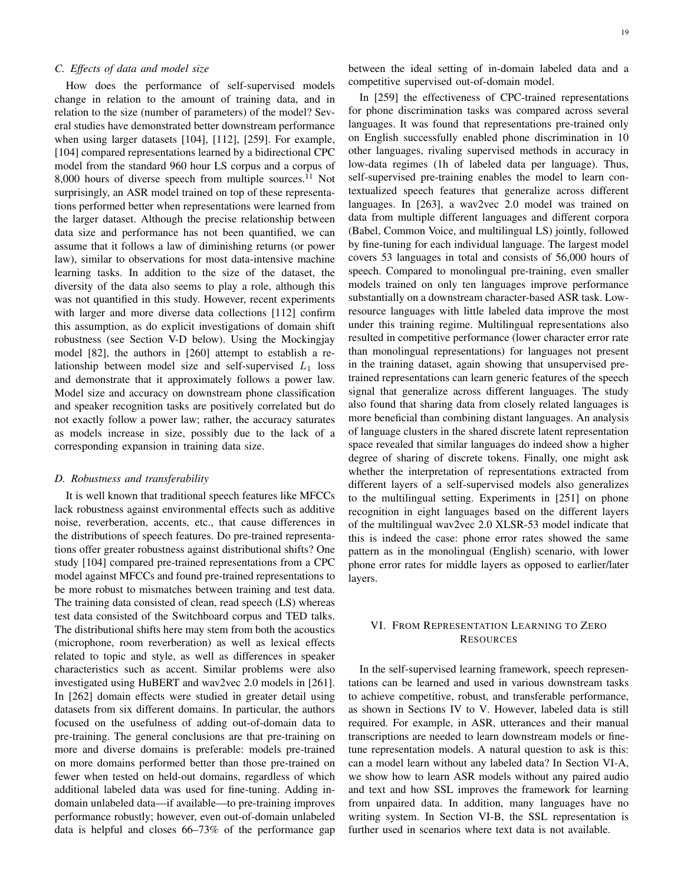### C. Effects of data and model size

How does the performance of self-supervised models change in relation to the amount of training data, and in relation to the size (number of parameters) of the model? Several studies have demonstrated better downstream performance when using larger datasets [104], [112], [259]. For example, [104] compared representations learned by a bidirectional CPC model from the standard 960 hour LS corpus and a corpus of 8,000 hours of diverse speech from multiple sources.[11] Not surprisingly, an ASR model trained on top of these representations performed better when representations were learned from the larger dataset. Although the precise relationship between data size and performance has not been quantified, we can assume that it follows a law of diminishing returns (or power law), similar to observations for most data-intensive machine learning tasks. In addition to the size of the dataset, the diversity of the data also seems to play a role, although this was not quantified in this study. However, recent experiments with larger and more diverse data collections [112] confirm this assumption, as do explicit investigations of domain shift robustness (see Section V-D below). Using the Mockingjay model [82], the authors in [260] attempt to establish a relationship between model size and self-supervised $L_1$ loss and demonstrate that it approximately follows a power law. Model size and accuracy on downstream phone classification and speaker recognition tasks are positively correlated but do not exactly follow a power law; rather, the accuracy saturates as models increase in size, possibly due to the lack of a corresponding expansion in training data size.

### D. Robustness and transferability

It is well known that traditional speech features like MFCCs lack robustness against environmental effects such as additive noise, reverberation, accents, etc., that cause differences in the distributions of speech features. Do pre-trained representations offer greater robustness against distributional shifts? One study [104] compared pre-trained representations from a CPC model against MFCCs and found pre-trained representations to be more robust to mismatches between training and test data. The training data consisted of clean, read speech (LS) whereas test data consisted of the Switchboard corpus and TED talks. The distributional shifts here may stem from both the acoustics (microphone, room reverberation) as well as lexical effects related to topic and style, as well as differences in speaker characteristics such as accent. Similar problems were also investigated using HuBERT and wav2vec 2.0 models in [261]. In [262] domain effects were studied in greater detail using datasets from six different domains. In particular, the authors focused on the usefulness of adding out-of-domain data to pre-training. The general conclusions are that pre-training on more and diverse domains is preferable: models pre-trained on more domains performed better than those pre-trained on fewer when tested on held-out domains, regardless of which additional labeled data was used for fine-tuning. Adding in-domain unlabeled data—if available—to pre-training improves performance robustly; however, even out-of-domain unlabeled data is helpful and closes 66–73% of the performance gap between the ideal setting of in-domain labeled data and a competitive supervised out-of-domain model.

In [259] the effectiveness of CPC-trained representations for phone discrimination tasks was compared across several languages. It was found that representations pre-trained only on English successfully enabled phone discrimination in 10 other languages, rivaling supervised methods in accuracy in low-data regimes (1h of labeled data per language). Thus, self-supervised pre-training enables the model to learn contextualized speech features that generalize across different languages. In [263], a wav2vec 2.0 model was trained on data from multiple different languages and different corpora (Babel, Common Voice, and multilingual LS) jointly, followed by fine-tuning for each individual language. The largest model covers 53 languages in total and consists of 56,000 hours of speech. Compared to monolingual pre-training, even smaller models trained on only ten languages improve performance substantially on a downstream character-based ASR task. Low-resource languages with little labeled data improve the most under this training regime. Multilingual representations also resulted in competitive performance (lower character error rate than monolingual representations) for languages not present in the training dataset, again showing that unsupervised pre-trained representations can learn generic features of the speech signal that generalize across different languages. The study also found that sharing data from closely related languages is more beneficial than combining distant languages. An analysis of language clusters in the shared discrete latent representation space revealed that similar languages do indeed show a higher degree of sharing of discrete tokens. Finally, one might ask whether the interpretation of representations extracted from different layers of a self-supervised models also generalizes to the multilingual setting. Experiments in [251] on phone recognition in eight languages based on the different layers of the multilingual wav2vec 2.0 XLSR-53 model indicate that this is indeed the case: phone error rates showed the same pattern as in the monolingual (English) scenario, with lower phone error rates for middle layers as opposed to earlier/later layers.

## VI. From Representation Learning to Zero Resources

In the self-supervised learning framework, speech representations can be learned and used in various downstream tasks to achieve competitive, robust, and transferable performance, as shown in Sections IV to V. However, labeled data is still required. For example, in ASR, utterances and their manual transcriptions are needed to learn downstream models or fine-tune representation models. A natural question to ask is this: can a model learn without any labeled data? In Section VI-A, we show how to learn ASR models without any paired audio and text and how SSL improves the framework for learning from unpaired data. In addition, many languages have no writing system. In Section VI-B, the SSL representation is further used in scenarios where text data is not available.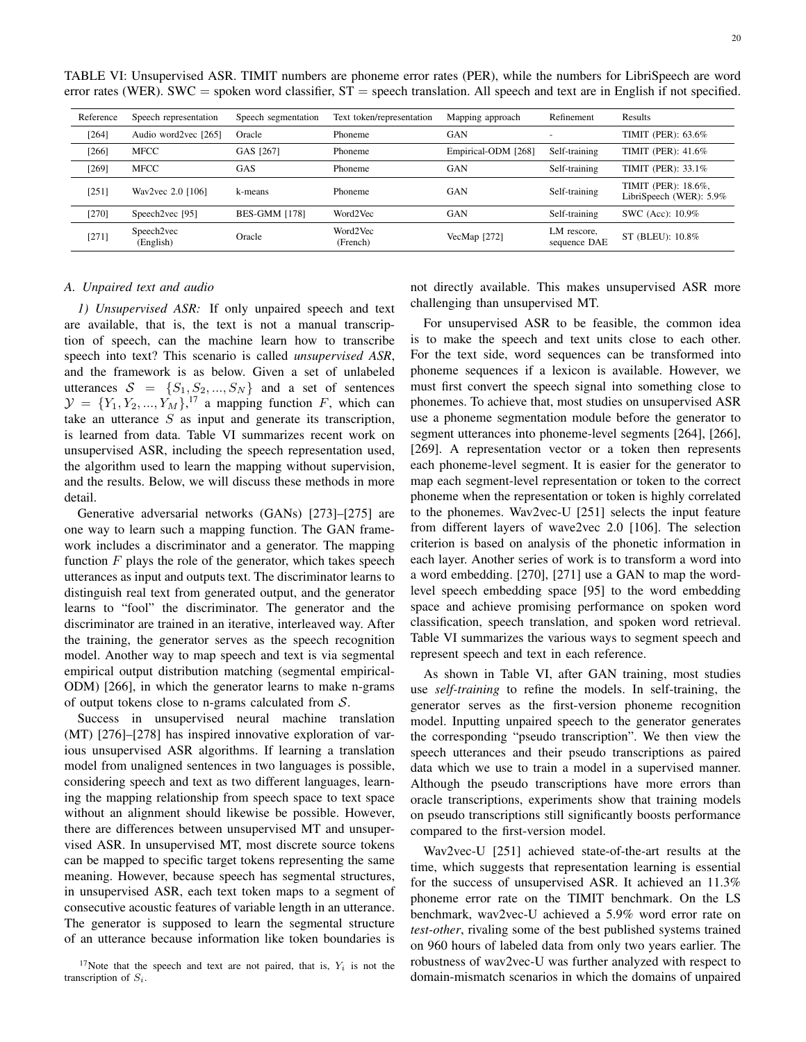TABLE VI: Unsupervised ASR. TIMIT numbers are phoneme error rates (PER), while the numbers for LibriSpeech are word error rates (WER). SWC = spoken word classifier, ST = speech translation. All speech and text are in English if not specified.

| Reference | Speech representation | Speech segmentation | Text token/representation | Mapping approach | Refinement | Results |
|---|---|---|---|---|---|---|
| [264] | Audio word2vec [265] | Oracle | Phoneme | GAN | - | TIMIT (PER): 63.6% |
| [266] | MFCC | GAS [267] | Phoneme | Empirical-ODM [268] | Self-training | TIMIT (PER): 41.6% |
| [269] | MFCC | GAS | Phoneme | GAN | Self-training | TIMIT (PER): 33.1% |
| [251] | Wav2vec 2.0 [106] | k-means | Phoneme | GAN | Self-training | TIMIT (PER): 18.6%, LibriSpeech (WER): 5.9% |
| [270] | Speech2vec [95] | BES-GMM [178] | Word2Vec | GAN | Self-training | SWC (Acc): 10.9% |
| [271] | Speech2vec (English) | Oracle | Word2Vec (French) | VecMap [272] | LM rescore, sequence DAE | ST (BLEU): 10.8% |

### A. Unpaired text and audio

*1) Unsupervised ASR:* If only unpaired speech and text are available, that is, the text is not a manual transcription of speech, can the machine learn how to transcribe speech into text? This scenario is called *unsupervised ASR*, and the framework is as below. Given a set of unlabeled utterances $\mathcal{S} = \{S_1, S_2, ..., S_N\}$ and a set of sentences $\mathcal{Y} = \{Y_1, Y_2, ..., Y_M\}$,[17] a mapping function $F$, which can take an utterance $S$ as input and generate its transcription, is learned from data. Table VI summarizes recent work on unsupervised ASR, including the speech representation used, the algorithm used to learn the mapping without supervision, and the results. Below, we will discuss these methods in more detail.

Generative adversarial networks (GANs) [273]–[275] are one way to learn such a mapping function. The GAN framework includes a discriminator and a generator. The mapping function $F$ plays the role of the generator, which takes speech utterances as input and outputs text. The discriminator learns to distinguish real text from generated output, and the generator learns to "fool" the discriminator. The generator and the discriminator are trained in an iterative, interleaved way. After the training, the generator serves as the speech recognition model. Another way to map speech and text is via segmental empirical output distribution matching (segmental empirical-ODM) [266], in which the generator learns to make n-grams of output tokens close to n-grams calculated from $\mathcal{S}$.

Success in unsupervised neural machine translation (MT) [276]–[278] has inspired innovative exploration of various unsupervised ASR algorithms. If learning a translation model from unaligned sentences in two languages is possible, considering speech and text as two different languages, learning the mapping relationship from speech space to text space without an alignment should likewise be possible. However, there are differences between unsupervised MT and unsupervised ASR. In unsupervised MT, most discrete source tokens can be mapped to specific target tokens representing the same meaning. However, because speech has segmental structures, in unsupervised ASR, each text token maps to a segment of consecutive acoustic features of variable length in an utterance. The generator is supposed to learn the segmental structure of an utterance because information like token boundaries is not directly available. This makes unsupervised ASR more challenging than unsupervised MT.

For unsupervised ASR to be feasible, the common idea is to make the speech and text units close to each other. For the text side, word sequences can be transformed into phoneme sequences if a lexicon is available. However, we must first convert the speech signal into something close to phonemes. To achieve that, most studies on unsupervised ASR use a phoneme segmentation module before the generator to segment utterances into phoneme-level segments [264], [266], [269]. A representation vector or a token then represents each phoneme-level segment. It is easier for the generator to map each segment-level representation or token to the correct phoneme when the representation or token is highly correlated to the phonemes. Wav2vec-U [251] selects the input feature from different layers of wave2vec 2.0 [106]. The selection criterion is based on analysis of the phonetic information in each layer. Another series of work is to transform a word into a word embedding. [270], [271] use a GAN to map the word-level speech embedding space [95] to the word embedding space and achieve promising performance on spoken word classification, speech translation, and spoken word retrieval. Table VI summarizes the various ways to segment speech and represent speech and text in each reference.

As shown in Table VI, after GAN training, most studies use *self-training* to refine the models. In self-training, the generator serves as the first-version phoneme recognition model. Inputting unpaired speech to the generator generates the corresponding "pseudo transcription". We then view the speech utterances and their pseudo transcriptions as paired data which we use to train a model in a supervised manner. Although the pseudo transcriptions have more errors than oracle transcriptions, experiments show that training models on pseudo transcriptions still significantly boosts performance compared to the first-version model.

Wav2vec-U [251] achieved state-of-the-art results at the time, which suggests that representation learning is essential for the success of unsupervised ASR. It achieved an 11.3% phoneme error rate on the TIMIT benchmark. On the LS benchmark, wav2vec-U achieved a 5.9% word error rate on *test-other*, rivaling some of the best published systems trained on 960 hours of labeled data from only two years earlier. The robustness of wav2vec-U was further analyzed with respect to domain-mismatch scenarios in which the domains of unpaired

[17] Note that the speech and text are not paired, that is, $Y_i$ is not the transcription of $S_i$.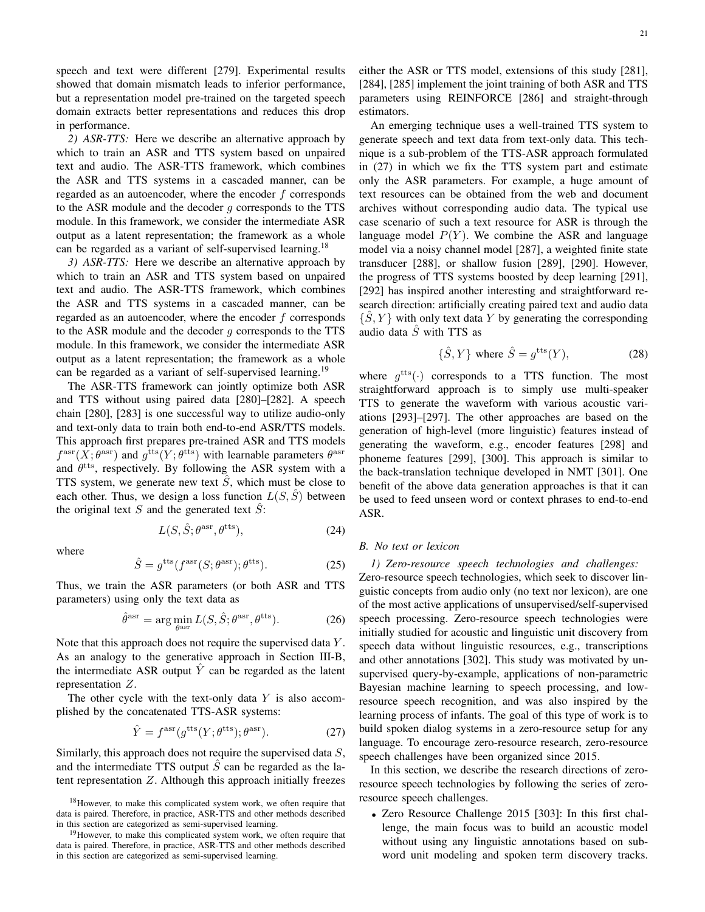speech and text were different [279]. Experimental results showed that domain mismatch leads to inferior performance, but a representation model pre-trained on the targeted speech domain extracts better representations and reduces this drop in performance.

*2) ASR-TTS:* Here we describe an alternative approach by which to train an ASR and TTS system based on unpaired text and audio. The ASR-TTS framework, which combines the ASR and TTS systems in a cascaded manner, can be regarded as an autoencoder, where the encoder $f$ corresponds to the ASR module and the decoder $g$ corresponds to the TTS module. In this framework, we consider the intermediate ASR output as a latent representation; the framework as a whole can be regarded as a variant of self-supervised learning.[18]

*3) ASR-TTS:* Here we describe an alternative approach by which to train an ASR and TTS system based on unpaired text and audio. The ASR-TTS framework, which combines the ASR and TTS systems in a cascaded manner, can be regarded as an autoencoder, where the encoder $f$ corresponds to the ASR module and the decoder $g$ corresponds to the TTS module. In this framework, we consider the intermediate ASR output as a latent representation; the framework as a whole can be regarded as a variant of self-supervised learning.[19]

The ASR-TTS framework can jointly optimize both ASR and TTS without using paired data [280]–[282]. A speech chain [280], [283] is one successful way to utilize audio-only and text-only data to train both end-to-end ASR/TTS models. This approach first prepares pre-trained ASR and TTS models $f^{\text{asr}}(X; \theta^{\text{asr}})$ and $g^{\text{tts}}(Y; \theta^{\text{tts}})$ with learnable parameters $\theta^{\text{asr}}$ and $\theta^{\text{tts}}$, respectively. By following the ASR system with a TTS system, we generate new text $\hat{S}$, which must be close to each other. Thus, we design a loss function $L(S, \hat{S})$ between the original text $S$ and the generated text $\hat{S}$:

$$L(S, \hat{S}; \theta^{\text{asr}}, \theta^{\text{tts}}), \tag{24}$$

where

$$\hat{S} = g^{\text{tts}}(f^{\text{asr}}(S; \theta^{\text{asr}}); \theta^{\text{tts}}). \tag{25}$$

Thus, we train the ASR parameters (or both ASR and TTS parameters) using only the text data as

$$\hat{\theta}^{\text{asr}} = \arg\min_{\theta^{\text{asr}}} L(S, \hat{S}; \theta^{\text{asr}}, \theta^{\text{tts}}). \tag{26}$$

Note that this approach does not require the supervised data $Y$. As an analogy to the generative approach in Section III-B, the intermediate ASR output $\hat{Y}$ can be regarded as the latent representation $Z$.

The other cycle with the text-only data $Y$ is also accomplished by the concatenated TTS-ASR systems:

$$\hat{Y} = f^{\text{asr}}(g^{\text{tts}}(Y; \theta^{\text{tts}}); \theta^{\text{asr}}). \tag{27}$$

Similarly, this approach does not require the supervised data $S$, and the intermediate TTS output $\hat{S}$ can be regarded as the latent representation $Z$. Although this approach initially freezes either the ASR or TTS model, extensions of this study [281], [284], [285] implement the joint training of both ASR and TTS parameters using REINFORCE [286] and straight-through estimators.

An emerging technique uses a well-trained TTS system to generate speech and text data from text-only data. This technique is a sub-problem of the TTS-ASR approach formulated in (27) in which we fix the TTS system part and estimate only the ASR parameters. For example, a huge amount of text resources can be obtained from the web and document archives without corresponding audio data. The typical use case scenario of such a text resource for ASR is through the language model $P(Y)$. We combine the ASR and language model via a noisy channel model [287], a weighted finite state transducer [288], or shallow fusion [289], [290]. However, the progress of TTS systems boosted by deep learning [291], [292] has inspired another interesting and straightforward research direction: artificially creating paired text and audio data $\{\hat{S}, Y\}$ with only text data $Y$ by generating the corresponding audio data $\hat{S}$ with TTS as

$$\{\hat{S}, Y\} \text{ where } \hat{S} = g^{\text{tts}}(Y), \tag{28}$$

where $g^{\text{tts}}(\cdot)$ corresponds to a TTS function. The most straightforward approach is to simply use multi-speaker TTS to generate the waveform with various acoustic variations [293]–[297]. The other approaches are based on the generation of high-level (more linguistic) features instead of generating the waveform, e.g., encoder features [298] and phoneme features [299], [300]. This approach is similar to the back-translation technique developed in NMT [301]. One benefit of the above data generation approaches is that it can be used to feed unseen word or context phrases to end-to-end ASR.

### B. No text or lexicon

*1) Zero-resource speech technologies and challenges:* Zero-resource speech technologies, which seek to discover linguistic concepts from audio only (no text nor lexicon), are one of the most active applications of unsupervised/self-supervised speech processing. Zero-resource speech technologies were initially studied for acoustic and linguistic unit discovery from speech data without linguistic resources, e.g., transcriptions and other annotations [302]. This study was motivated by unsupervised query-by-example, applications of non-parametric Bayesian machine learning to speech processing, and low-resource speech recognition, and was also inspired by the learning process of infants. The goal of this type of work is to build spoken dialog systems in a zero-resource setup for any language. To encourage zero-resource research, zero-resource speech challenges have been organized since 2015.

In this section, we describe the research directions of zero-resource speech technologies by following the series of zero-resource speech challenges.

- Zero Resource Challenge 2015 [303]: In this first challenge, the main focus was to build an acoustic model without using any linguistic annotations based on subword unit modeling and spoken term discovery tracks.

[18] However, to make this complicated system work, we often require that data is paired. Therefore, in practice, ASR-TTS and other methods described in this section are categorized as semi-supervised learning.

[19] However, to make this complicated system work, we often require that data is paired. Therefore, in practice, ASR-TTS and other methods described in this section are categorized as semi-supervised learning.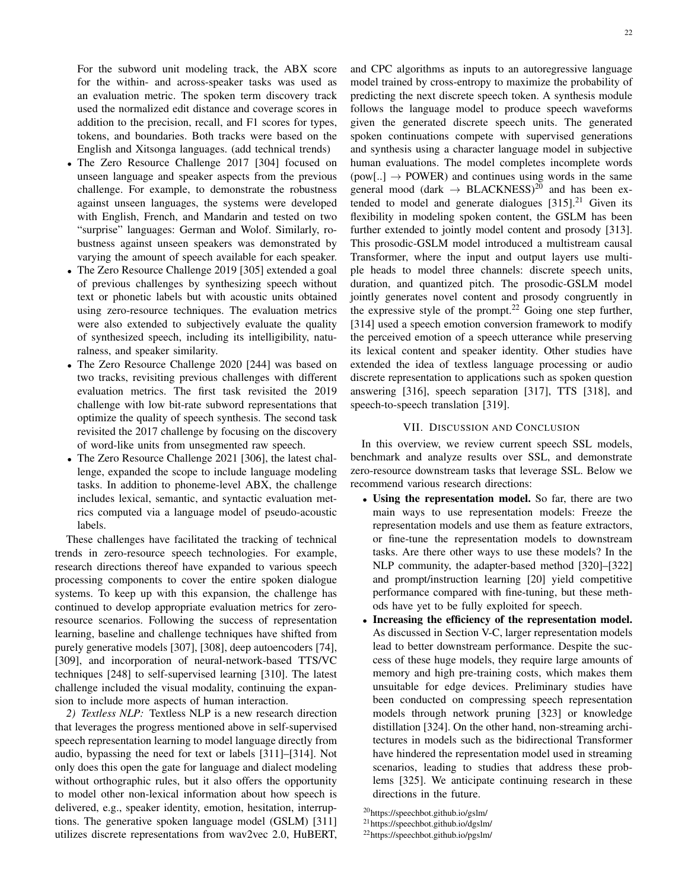For the subword unit modeling track, the ABX score for the within- and across-speaker tasks was used as an evaluation metric. The spoken term discovery track used the normalized edit distance and coverage scores in addition to the precision, recall, and F1 scores for types, tokens, and boundaries. Both tracks were based on the English and Xitsonga languages. (add technical trends)

- The Zero Resource Challenge 2017 [304] focused on unseen language and speaker aspects from the previous challenge. For example, to demonstrate the robustness against unseen languages, the systems were developed with English, French, and Mandarin and tested on two "surprise" languages: German and Wolof. Similarly, robustness against unseen speakers was demonstrated by varying the amount of speech available for each speaker.
- The Zero Resource Challenge 2019 [305] extended a goal of previous challenges by synthesizing speech without text or phonetic labels but with acoustic units obtained using zero-resource techniques. The evaluation metrics were also extended to subjectively evaluate the quality of synthesized speech, including its intelligibility, naturalness, and speaker similarity.
- The Zero Resource Challenge 2020 [244] was based on two tracks, revisiting previous challenges with different evaluation metrics. The first task revisited the 2019 challenge with low bit-rate subword representations that optimize the quality of speech synthesis. The second task revisited the 2017 challenge by focusing on the discovery of word-like units from unsegmented raw speech.
- The Zero Resource Challenge 2021 [306], the latest challenge, expanded the scope to include language modeling tasks. In addition to phoneme-level ABX, the challenge includes lexical, semantic, and syntactic evaluation metrics computed via a language model of pseudo-acoustic labels.

These challenges have facilitated the tracking of technical trends in zero-resource speech technologies. For example, research directions thereof have expanded to various speech processing components to cover the entire spoken dialogue systems. To keep up with this expansion, the challenge has continued to develop appropriate evaluation metrics for zero-resource scenarios. Following the success of representation learning, baseline and challenge techniques have shifted from purely generative models [307], [308], deep autoencoders [74], [309], and incorporation of neural-network-based TTS/VC techniques [248] to self-supervised learning [310]. The latest challenge included the visual modality, continuing the expansion to include more aspects of human interaction.

*2) Textless NLP:* Textless NLP is a new research direction that leverages the progress mentioned above in self-supervised speech representation learning to model language directly from audio, bypassing the need for text or labels [311]–[314]. Not only does this open the gate for language and dialect modeling without orthographic rules, but it also offers the opportunity to model other non-lexical information about how speech is delivered, e.g., speaker identity, emotion, hesitation, interruptions. The generative spoken language model (GSLM) [311] utilizes discrete representations from wav2vec 2.0, HuBERT, and CPC algorithms as inputs to an autoregressive language model trained by cross-entropy to maximize the probability of predicting the next discrete speech token. A synthesis module follows the language model to produce speech waveforms given the generated discrete speech units. The generated spoken continuations compete with supervised generations and synthesis using a character language model in subjective human evaluations. The model completes incomplete words (pow[..] $\rightarrow$ POWER) and continues using words in the same general mood (dark $\rightarrow$ BLACKNESS)[20] and has been extended to model and generate dialogues [315].[21] Given its flexibility in modeling spoken content, the GSLM has been further extended to jointly model content and prosody [313]. This prosodic-GSLM model introduced a multistream causal Transformer, where the input and output layers use multiple heads to model three channels: discrete speech units, duration, and quantized pitch. The prosodic-GSLM model jointly generates novel content and prosody congruently in the expressive style of the prompt.[22] Going one step further, [314] used a speech emotion conversion framework to modify the perceived emotion of a speech utterance while preserving its lexical content and speaker identity. Other studies have extended the idea of textless language processing or audio discrete representation to applications such as spoken question answering [316], speech separation [317], TTS [318], and speech-to-speech translation [319].

## VII. Discussion and Conclusion

In this overview, we review current speech SSL models, benchmark and analyze results over SSL, and demonstrate zero-resource downstream tasks that leverage SSL. Below we recommend various research directions:

- **Using the representation model.** So far, there are two main ways to use representation models: Freeze the representation models and use them as feature extractors, or fine-tune the representation models to downstream tasks. Are there other ways to use these models? In the NLP community, the adapter-based method [320]–[322] and prompt/instruction learning [20] yield competitive performance compared with fine-tuning, but these methods have yet to be fully exploited for speech.
- **Increasing the efficiency of the representation model.** As discussed in Section V-C, larger representation models lead to better downstream performance. Despite the success of these huge models, they require large amounts of memory and high pre-training costs, which makes them unsuitable for edge devices. Preliminary studies have been conducted on compressing speech representation models through network pruning [323] or knowledge distillation [324]. On the other hand, non-streaming architectures in models such as the bidirectional Transformer have hindered the representation model used in streaming scenarios, leading to studies that address these problems [325]. We anticipate continuing research in these directions in the future.

[20] https://speechbot.github.io/gslm/

[21] https://speechbot.github.io/dgslm/

[22] https://speechbot.github.io/pgslm/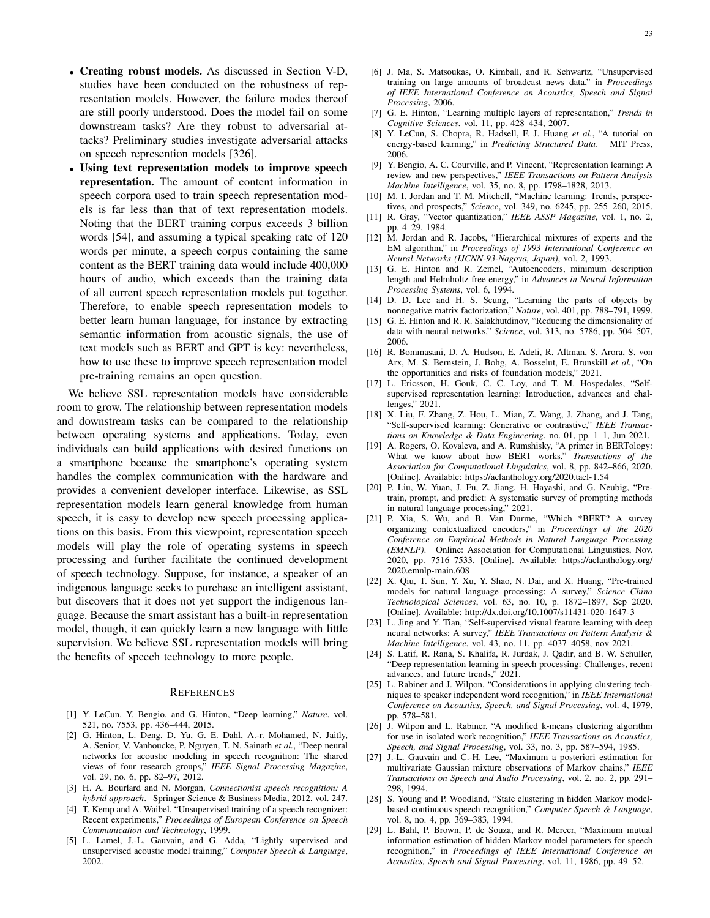- **Creating robust models.** As discussed in Section V-D, studies have been conducted on the robustness of representation models. However, the failure modes thereof are still poorly understood. Does the model fail on some downstream tasks? Are they robust to adversarial attacks? Preliminary studies investigate adversarial attacks on speech represention models [326].
- **Using text representation models to improve speech representation.** The amount of content information in speech corpora used to train speech representation models is far less than that of text representation models. Noting that the BERT training corpus exceeds 3 billion words [54], and assuming a typical speaking rate of 120 words per minute, a speech corpus containing the same content as the BERT training data would include 400,000 hours of audio, which exceeds than the training data of all current speech representation models put together. Therefore, to enable speech representation models to better learn human language, for instance by extracting semantic information from acoustic signals, the use of text models such as BERT and GPT is key: nevertheless, how to use these to improve speech representation model pre-training remains an open question.

We believe SSL representation models have considerable room to grow. The relationship between representation models and downstream tasks can be compared to the relationship between operating systems and applications. Today, even individuals can build applications with desired functions on a smartphone because the smartphone's operating system handles the complex communication with the hardware and provides a convenient developer interface. Likewise, as SSL representation models learn general knowledge from human speech, it is easy to develop new speech processing applications on this basis. From this viewpoint, representation speech models will play the role of operating systems in speech processing and further facilitate the continued development of speech technology. Suppose, for instance, a speaker of an indigenous language seeks to purchase an intelligent assistant, but discovers that it does not yet support the indigenous language. Because the smart assistant has a built-in representation model, though, it can quickly learn a new language with little supervision. We believe SSL representation models will bring the benefits of speech technology to more people.

## References

[1] Y. LeCun, Y. Bengio, and G. Hinton, "Deep learning," *Nature*, vol. 521, no. 7553, pp. 436–444, 2015.

[2] G. Hinton, L. Deng, D. Yu, G. E. Dahl, A.-r. Mohamed, N. Jaitly, A. Senior, V. Vanhoucke, P. Nguyen, T. N. Sainath *et al.*, "Deep neural networks for acoustic modeling in speech recognition: The shared views of four research groups," *IEEE Signal Processing Magazine*, vol. 29, no. 6, pp. 82–97, 2012.

[3] H. A. Bourlard and N. Morgan, *Connectionist speech recognition: A hybrid approach*. Springer Science & Business Media, 2012, vol. 247.

[4] T. Kemp and A. Waibel, "Unsupervised training of a speech recognizer: Recent experiments," *Proceedings of European Conference on Speech Communication and Technology*, 1999.

[5] L. Lamel, J.-L. Gauvain, and G. Adda, "Lightly supervised and unsupervised acoustic model training," *Computer Speech & Language*, 2002.

[6] J. Ma, S. Matsoukas, O. Kimball, and R. Schwartz, "Unsupervised training on large amounts of broadcast news data," in *Proceedings of IEEE International Conference on Acoustics, Speech and Signal Processing*, 2006.

[7] G. E. Hinton, "Learning multiple layers of representation," *Trends in Cognitive Sciences*, vol. 11, pp. 428–434, 2007.

[8] Y. LeCun, S. Chopra, R. Hadsell, F. J. Huang *et al.*, "A tutorial on energy-based learning," in *Predicting Structured Data*. MIT Press, 2006.

[9] Y. Bengio, A. C. Courville, and P. Vincent, "Representation learning: A review and new perspectives," *IEEE Transactions on Pattern Analysis Machine Intelligence*, vol. 35, no. 8, pp. 1798–1828, 2013.

[10] M. I. Jordan and T. M. Mitchell, "Machine learning: Trends, perspectives, and prospects," *Science*, vol. 349, no. 6245, pp. 255–260, 2015.

[11] R. Gray, "Vector quantization," *IEEE ASSP Magazine*, vol. 1, no. 2, pp. 4–29, 1984.

[12] M. Jordan and R. Jacobs, "Hierarchical mixtures of experts and the EM algorithm," in *Proceedings of 1993 International Conference on Neural Networks (IJCNN-93-Nagoya, Japan)*, vol. 2, 1993.

[13] G. E. Hinton and R. Zemel, "Autoencoders, minimum description length and Helmholtz free energy," in *Advances in Neural Information Processing Systems*, vol. 6, 1994.

[14] D. D. Lee and H. S. Seung, "Learning the parts of objects by nonnegative matrix factorization," *Nature*, vol. 401, pp. 788–791, 1999.

[15] G. E. Hinton and R. R. Salakhutdinov, "Reducing the dimensionality of data with neural networks," *Science*, vol. 313, no. 5786, pp. 504–507, 2006.

[16] R. Bommasani, D. A. Hudson, E. Adeli, R. Altman, S. Arora, S. von Arx, M. S. Bernstein, J. Bohg, A. Bosselut, E. Brunskill *et al.*, "On the opportunities and risks of foundation models," 2021.

[17] L. Ericsson, H. Gouk, C. C. Loy, and T. M. Hospedales, "Self-supervised representation learning: Introduction, advances and challenges," 2021.

[18] X. Liu, F. Zhang, Z. Hou, L. Mian, Z. Wang, J. Zhang, and J. Tang, "Self-supervised learning: Generative or contrastive," *IEEE Transactions on Knowledge & Data Engineering*, no. 01, pp. 1–1, Jun 2021.

[19] A. Rogers, O. Kovaleva, and A. Rumshisky, "A primer in BERTology: What we know about how BERT works," *Transactions of the Association for Computational Linguistics*, vol. 8, pp. 842–866, 2020. [Online]. Available: https://aclanthology.org/2020.tacl-1.54

[20] P. Liu, W. Yuan, J. Fu, Z. Jiang, H. Hayashi, and G. Neubig, "Pre-train, prompt, and predict: A systematic survey of prompting methods in natural language processing," 2021.

[21] P. Xia, S. Wu, and B. Van Durme, "Which *BERT? A survey organizing contextualized encoders," in *Proceedings of the 2020 Conference on Empirical Methods in Natural Language Processing (EMNLP)*. Online: Association for Computational Linguistics, Nov. 2020, pp. 7516–7533. [Online]. Available: https://aclanthology.org/2020.emnlp-main.608

[22] X. Qiu, T. Sun, Y. Xu, Y. Shao, N. Dai, and X. Huang, "Pre-trained models for natural language processing: A survey," *Science China Technological Sciences*, vol. 63, no. 10, p. 1872–1897, Sep 2020. [Online]. Available: http://dx.doi.org/10.1007/s11431-020-1647-3

[23] L. Jing and Y. Tian, "Self-supervised visual feature learning with deep neural networks: A survey," *IEEE Transactions on Pattern Analysis & Machine Intelligence*, vol. 43, no. 11, pp. 4037–4058, nov 2021.

[24] S. Latif, R. Rana, S. Khalifa, R. Jurdak, J. Qadir, and B. W. Schuller, "Deep representation learning in speech processing: Challenges, recent advances, and future trends," 2021.

[25] L. Rabiner and J. Wilpon, "Considerations in applying clustering techniques to speaker independent word recognition," in *IEEE International Conference on Acoustics, Speech, and Signal Processing*, vol. 4, 1979, pp. 578–581.

[26] J. Wilpon and L. Rabiner, "A modified k-means clustering algorithm for use in isolated work recognition," *IEEE Transactions on Acoustics, Speech, and Signal Processing*, vol. 33, no. 3, pp. 587–594, 1985.

[27] J.-L. Gauvain and C.-H. Lee, "Maximum a posteriori estimation for multivariate Gaussian mixture observations of Markov chains," *IEEE Transactions on Speech and Audio Processing*, vol. 2, no. 2, pp. 291–298, 1994.

[28] S. Young and P. Woodland, "State clustering in hidden Markov model-based continuous speech recognition," *Computer Speech & Language*, vol. 8, no. 4, pp. 369–383, 1994.

[29] L. Bahl, P. Brown, P. de Souza, and R. Mercer, "Maximum mutual information estimation of hidden Markov model parameters for speech recognition," in *Proceedings of IEEE International Conference on Acoustics, Speech and Signal Processing*, vol. 11, 1986, pp. 49–52.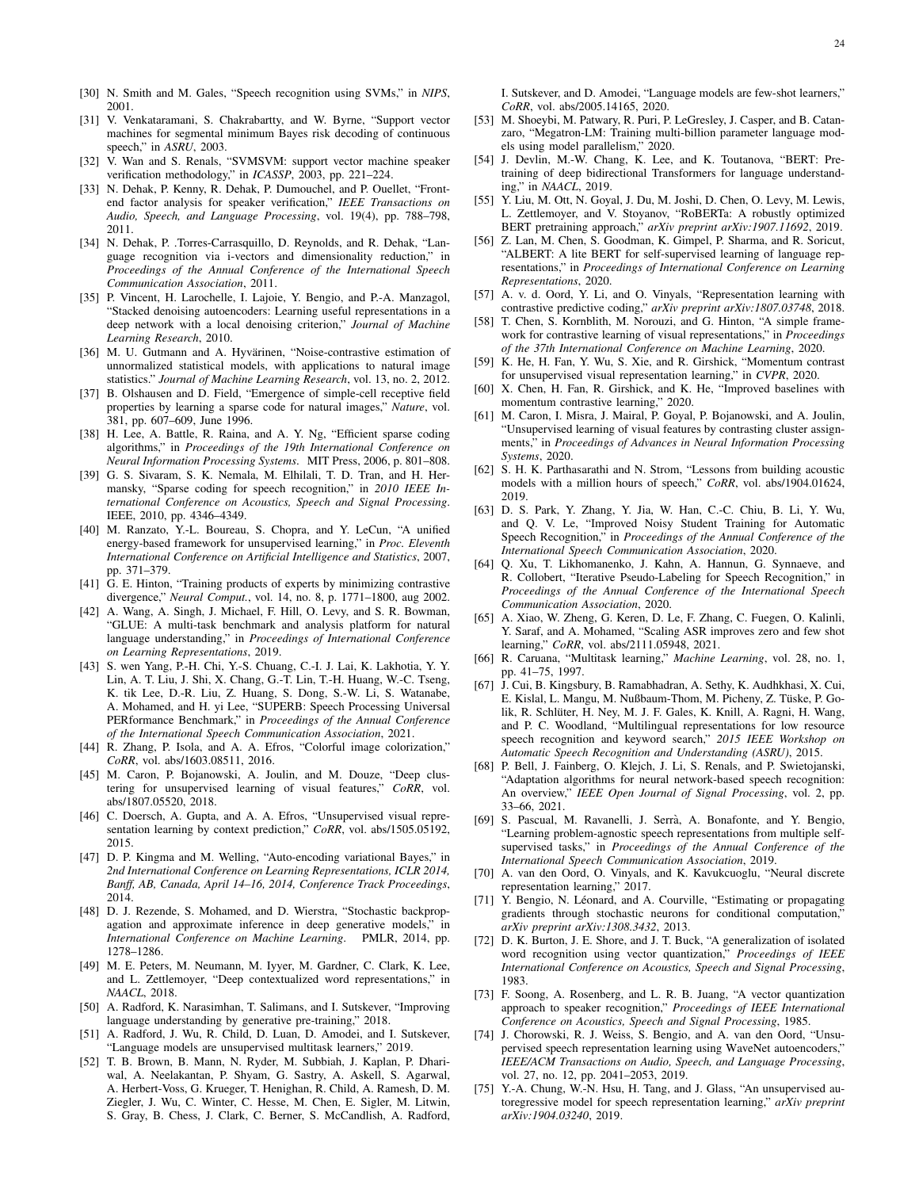[30] N. Smith and M. Gales, "Speech recognition using SVMs," in *NIPS*, 2001.

[31] V. Venkataramani, S. Chakrabartty, and W. Byrne, "Support vector machines for segmental minimum Bayes risk decoding of continuous speech," in *ASRU*, 2003.

[32] V. Wan and S. Renals, "SVMSVM: support vector machine speaker verification methodology," in *ICASSP*, 2003, pp. 221–224.

[33] N. Dehak, P. Kenny, R. Dehak, P. Dumouchel, and P. Ouellet, "Front-end factor analysis for speaker verification," *IEEE Transactions on Audio, Speech, and Language Processing*, vol. 19(4), pp. 788–798, 2011.

[34] N. Dehak, P. .Torres-Carrasquillo, D. Reynolds, and R. Dehak, "Language recognition via i-vectors and dimensionality reduction," in *Proceedings of the Annual Conference of the International Speech Communication Association*, 2011.

[35] P. Vincent, H. Larochelle, I. Lajoie, Y. Bengio, and P.-A. Manzagol, "Stacked denoising autoencoders: Learning useful representations in a deep network with a local denoising criterion," *Journal of Machine Learning Research*, 2010.

[36] M. U. Gutmann and A. Hyvärinen, "Noise-contrastive estimation of unnormalized statistical models, with applications to natural image statistics." *Journal of Machine Learning Research*, vol. 13, no. 2, 2012.

[37] B. Olshausen and D. Field, "Emergence of simple-cell receptive field properties by learning a sparse code for natural images," *Nature*, vol. 381, pp. 607–609, June 1996.

[38] H. Lee, A. Battle, R. Raina, and A. Y. Ng, "Efficient sparse coding algorithms," in *Proceedings of the 19th International Conference on Neural Information Processing Systems*. MIT Press, 2006, p. 801–808.

[39] G. S. Sivaram, S. K. Nemala, M. Elhilali, T. D. Tran, and H. Hermansky, "Sparse coding for speech recognition," in *2010 IEEE International Conference on Acoustics, Speech and Signal Processing*. IEEE, 2010, pp. 4346–4349.

[40] M. Ranzato, Y.-L. Boureau, S. Chopra, and Y. LeCun, "A unified energy-based framework for unsupervised learning," in *Proc. Eleventh International Conference on Artificial Intelligence and Statistics*, 2007, pp. 371–379.

[41] G. E. Hinton, "Training products of experts by minimizing contrastive divergence," *Neural Comput.*, vol. 14, no. 8, p. 1771–1800, aug 2002.

[42] A. Wang, A. Singh, J. Michael, F. Hill, O. Levy, and S. R. Bowman, "GLUE: A multi-task benchmark and analysis platform for natural language understanding," in *Proceedings of International Conference on Learning Representations*, 2019.

[43] S. wen Yang, P.-H. Chi, Y.-S. Chuang, C.-I. J. Lai, K. Lakhotia, Y. Y. Lin, A. T. Liu, J. Shi, X. Chang, G.-T. Lin, T.-H. Huang, W.-C. Tseng, K. tik Lee, D.-R. Liu, Z. Huang, S. Dong, S.-W. Li, S. Watanabe, A. Mohamed, and H. yi Lee, "SUPERB: Speech Processing Universal PERformance Benchmark," in *Proceedings of the Annual Conference of the International Speech Communication Association*, 2021.

[44] R. Zhang, P. Isola, and A. A. Efros, "Colorful image colorization," *CoRR*, vol. abs/1603.08511, 2016.

[45] M. Caron, P. Bojanowski, A. Joulin, and M. Douze, "Deep clustering for unsupervised learning of visual features," *CoRR*, vol. abs/1807.05520, 2018.

[46] C. Doersch, A. Gupta, and A. A. Efros, "Unsupervised visual representation learning by context prediction," *CoRR*, vol. abs/1505.05192, 2015.

[47] D. P. Kingma and M. Welling, "Auto-encoding variational Bayes," in *2nd International Conference on Learning Representations, ICLR 2014, Banff, AB, Canada, April 14–16, 2014, Conference Track Proceedings*, 2014.

[48] D. J. Rezende, S. Mohamed, and D. Wierstra, "Stochastic backpropagation and approximate inference in deep generative models," in *International Conference on Machine Learning*. PMLR, 2014, pp. 1278–1286.

[49] M. E. Peters, M. Neumann, M. Iyyer, M. Gardner, C. Clark, K. Lee, and L. Zettlemoyer, "Deep contextualized word representations," in *NAACL*, 2018.

[50] A. Radford, K. Narasimhan, T. Salimans, and I. Sutskever, "Improving language understanding by generative pre-training," 2018.

[51] A. Radford, J. Wu, R. Child, D. Luan, D. Amodei, and I. Sutskever, "Language models are unsupervised multitask learners," 2019.

[52] T. B. Brown, B. Mann, N. Ryder, M. Subbiah, J. Kaplan, P. Dhariwal, A. Neelakantan, P. Shyam, G. Sastry, A. Askell, S. Agarwal, A. Herbert-Voss, G. Krueger, T. Henighan, R. Child, A. Ramesh, D. M. Ziegler, J. Wu, C. Winter, C. Hesse, M. Chen, E. Sigler, M. Litwin, S. Gray, B. Chess, J. Clark, C. Berner, S. McCandlish, A. Radford, I. Sutskever, and D. Amodei, "Language models are few-shot learners," *CoRR*, vol. abs/2005.14165, 2020.

[53] M. Shoeybi, M. Patwary, R. Puri, P. LeGresley, J. Casper, and B. Catanzaro, "Megatron-LM: Training multi-billion parameter language models using model parallelism," 2020.

[54] J. Devlin, M.-W. Chang, K. Lee, and K. Toutanova, "BERT: Pre-training of deep bidirectional Transformers for language understanding," in *NAACL*, 2019.

[55] Y. Liu, M. Ott, N. Goyal, J. Du, M. Joshi, D. Chen, O. Levy, M. Lewis, L. Zettlemoyer, and V. Stoyanov, "RoBERTa: A robustly optimized BERT pretraining approach," *arXiv preprint arXiv:1907.11692*, 2019.

[56] Z. Lan, M. Chen, S. Goodman, K. Gimpel, P. Sharma, and R. Soricut, "ALBERT: A lite BERT for self-supervised learning of language representations," in *Proceedings of International Conference on Learning Representations*, 2020.

[57] A. v. d. Oord, Y. Li, and O. Vinyals, "Representation learning with contrastive predictive coding," *arXiv preprint arXiv:1807.03748*, 2018.

[58] T. Chen, S. Kornblith, M. Norouzi, and G. Hinton, "A simple framework for contrastive learning of visual representations," in *Proceedings of the 37th International Conference on Machine Learning*, 2020.

[59] K. He, H. Fan, Y. Wu, S. Xie, and R. Girshick, "Momentum contrast for unsupervised visual representation learning," in *CVPR*, 2020.

[60] X. Chen, H. Fan, R. Girshick, and K. He, "Improved baselines with momentum contrastive learning," 2020.

[61] M. Caron, I. Misra, J. Mairal, P. Goyal, P. Bojanowski, and A. Joulin, "Unsupervised learning of visual features by contrasting cluster assignments," in *Proceedings of Advances in Neural Information Processing Systems*, 2020.

[62] S. H. K. Parthasarathi and N. Strom, "Lessons from building acoustic models with a million hours of speech," *CoRR*, vol. abs/1904.01624, 2019.

[63] D. S. Park, Y. Zhang, Y. Jia, W. Han, C.-C. Chiu, B. Li, Y. Wu, and Q. V. Le, "Improved Noisy Student Training for Automatic Speech Recognition," in *Proceedings of the Annual Conference of the International Speech Communication Association*, 2020.

[64] Q. Xu, T. Likhomanenko, J. Kahn, A. Hannun, G. Synnaeve, and R. Collobert, "Iterative Pseudo-Labeling for Speech Recognition," in *Proceedings of the Annual Conference of the International Speech Communication Association*, 2020.

[65] A. Xiao, W. Zheng, G. Keren, D. Le, F. Zhang, C. Fuegen, O. Kalinli, Y. Saraf, and A. Mohamed, "Scaling ASR improves zero and few shot learning," *CoRR*, vol. abs/2111.05948, 2021.

[66] R. Caruana, "Multitask learning," *Machine Learning*, vol. 28, no. 1, pp. 41–75, 1997.

[67] J. Cui, B. Kingsbury, B. Ramabhadran, A. Sethy, K. Audhkhasi, X. Cui, E. Kislal, L. Mangu, M. Nußbaum-Thom, M. Picheny, Z. Tüske, P. Golik, R. Schlüter, H. Ney, M. J. F. Gales, K. Knill, A. Ragni, H. Wang, and P. C. Woodland, "Multilingual representations for low resource speech recognition and keyword search," *2015 IEEE Workshop on Automatic Speech Recognition and Understanding (ASRU)*, 2015.

[68] P. Bell, J. Fainberg, O. Klejch, J. Li, S. Renals, and P. Swietojanski, "Adaptation algorithms for neural network-based speech recognition: An overview," *IEEE Open Journal of Signal Processing*, vol. 2, pp. 33–66, 2021.

[69] S. Pascual, M. Ravanelli, J. Serrà, A. Bonafonte, and Y. Bengio, "Learning problem-agnostic speech representations from multiple self-supervised tasks," in *Proceedings of the Annual Conference of the International Speech Communication Association*, 2019.

[70] A. van den Oord, O. Vinyals, and K. Kavukcuoglu, "Neural discrete representation learning," 2017.

[71] Y. Bengio, N. Léonard, and A. Courville, "Estimating or propagating gradients through stochastic neurons for conditional computation," *arXiv preprint arXiv:1308.3432*, 2013.

[72] D. K. Burton, J. E. Shore, and J. T. Buck, "A generalization of isolated word recognition using vector quantization," *Proceedings of IEEE International Conference on Acoustics, Speech and Signal Processing*, 1983.

[73] F. Soong, A. Rosenberg, and L. R. B. Juang, "A vector quantization approach to speaker recognition," *Proceedings of IEEE International Conference on Acoustics, Speech and Signal Processing*, 1985.

[74] J. Chorowski, R. J. Weiss, S. Bengio, and A. van den Oord, "Unsupervised speech representation learning using WaveNet autoencoders," *IEEE/ACM Transactions on Audio, Speech, and Language Processing*, vol. 27, no. 12, pp. 2041–2053, 2019.

[75] Y.-A. Chung, W.-N. Hsu, H. Tang, and J. Glass, "An unsupervised autoregressive model for speech representation learning," *arXiv preprint arXiv:1904.03240*, 2019.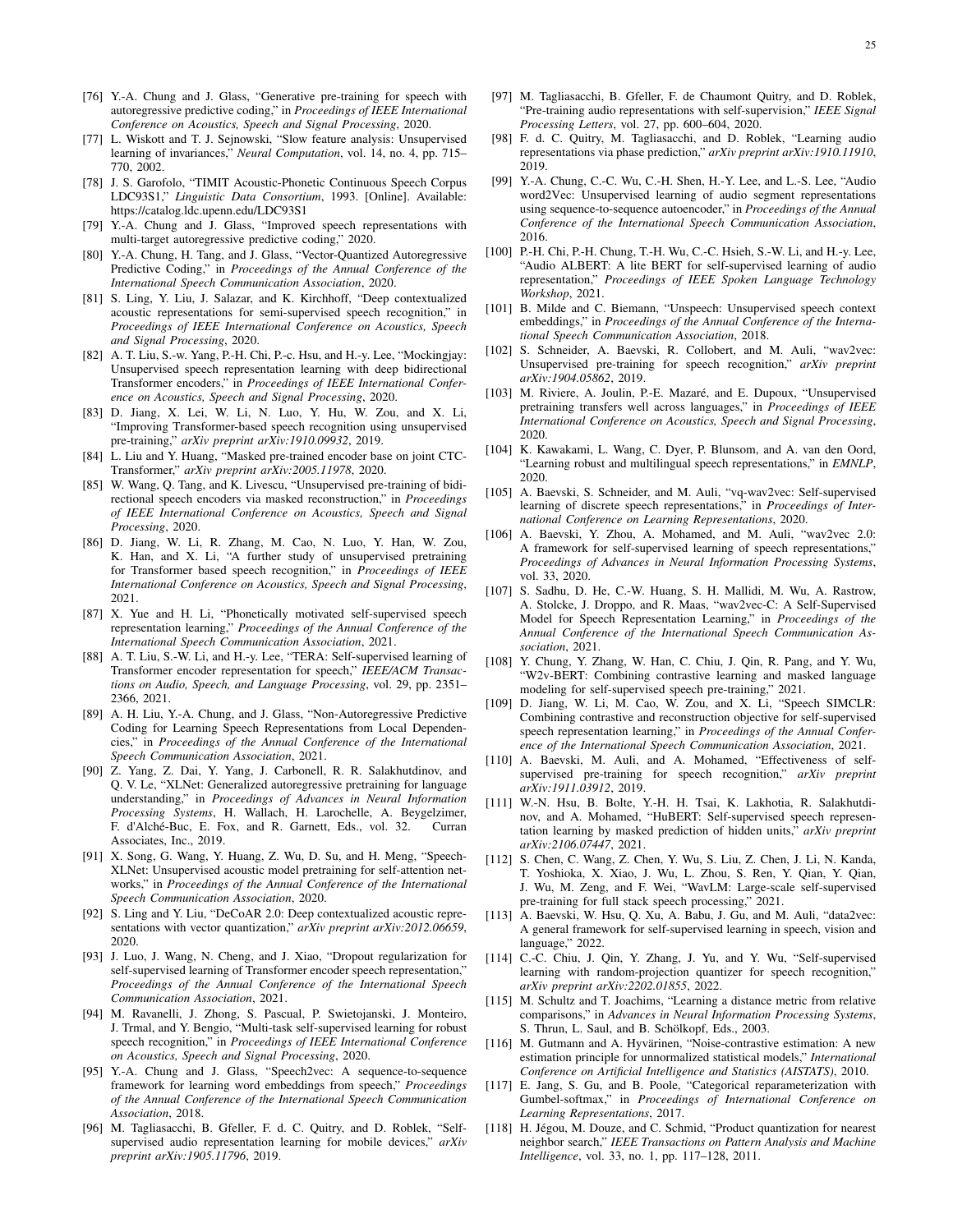[76] Y.-A. Chung and J. Glass, "Generative pre-training for speech with autoregressive predictive coding," in *Proceedings of IEEE International Conference on Acoustics, Speech and Signal Processing*, 2020.

[77] L. Wiskott and T. J. Sejnowski, "Slow feature analysis: Unsupervised learning of invariances," *Neural Computation*, vol. 14, no. 4, pp. 715–770, 2002.

[78] J. S. Garofolo, "TIMIT Acoustic-Phonetic Continuous Speech Corpus LDC93S1," *Linguistic Data Consortium*, 1993. [Online]. Available: https://catalog.ldc.upenn.edu/LDC93S1

[79] Y.-A. Chung and J. Glass, "Improved speech representations with multi-target autoregressive predictive coding," 2020.

[80] Y.-A. Chung, H. Tang, and J. Glass, "Vector-Quantized Autoregressive Predictive Coding," in *Proceedings of the Annual Conference of the International Speech Communication Association*, 2020.

[81] S. Ling, Y. Liu, J. Salazar, and K. Kirchhoff, "Deep contextualized acoustic representations for semi-supervised speech recognition," in *Proceedings of IEEE International Conference on Acoustics, Speech and Signal Processing*, 2020.

[82] A. T. Liu, S.-w. Yang, P.-H. Chi, P.-c. Hsu, and H.-y. Lee, "Mockingjay: Unsupervised speech representation learning with deep bidirectional Transformer encoders," in *Proceedings of IEEE International Conference on Acoustics, Speech and Signal Processing*, 2020.

[83] D. Jiang, X. Lei, W. Li, N. Luo, Y. Hu, W. Zou, and X. Li, "Improving Transformer-based speech recognition using unsupervised pre-training," *arXiv preprint arXiv:1910.09932*, 2019.

[84] L. Liu and Y. Huang, "Masked pre-trained encoder base on joint CTC-Transformer," *arXiv preprint arXiv:2005.11978*, 2020.

[85] W. Wang, Q. Tang, and K. Livescu, "Unsupervised pre-training of bidirectional speech encoders via masked reconstruction," in *Proceedings of IEEE International Conference on Acoustics, Speech and Signal Processing*, 2020.

[86] D. Jiang, W. Li, R. Zhang, M. Cao, N. Luo, Y. Han, W. Zou, K. Han, and X. Li, "A further study of unsupervised pretraining for Transformer based speech recognition," in *Proceedings of IEEE International Conference on Acoustics, Speech and Signal Processing*, 2021.

[87] X. Yue and H. Li, "Phonetically motivated self-supervised speech representation learning," *Proceedings of the Annual Conference of the International Speech Communication Association*, 2021.

[88] A. T. Liu, S.-W. Li, and H.-y. Lee, "TERA: Self-supervised learning of Transformer encoder representation for speech," *IEEE/ACM Transactions on Audio, Speech, and Language Processing*, vol. 29, pp. 2351–2366, 2021.

[89] A. H. Liu, Y.-A. Chung, and J. Glass, "Non-Autoregressive Predictive Coding for Learning Speech Representations from Local Dependencies," in *Proceedings of the Annual Conference of the International Speech Communication Association*, 2021.

[90] Z. Yang, Z. Dai, Y. Yang, J. Carbonell, R. R. Salakhutdinov, and Q. V. Le, "XLNet: Generalized autoregressive pretraining for language understanding," in *Proceedings of Advances in Neural Information Processing Systems*, H. Wallach, H. Larochelle, A. Beygelzimer, F. d'Alché-Buc, E. Fox, and R. Garnett, Eds., vol. 32. Curran Associates, Inc., 2019.

[91] X. Song, G. Wang, Y. Huang, Z. Wu, D. Su, and H. Meng, "Speech-XLNet: Unsupervised acoustic model pretraining for self-attention networks," in *Proceedings of the Annual Conference of the International Speech Communication Association*, 2020.

[92] S. Ling and Y. Liu, "DeCoAR 2.0: Deep contextualized acoustic representations with vector quantization," *arXiv preprint arXiv:2012.06659*, 2020.

[93] J. Luo, J. Wang, N. Cheng, and J. Xiao, "Dropout regularization for self-supervised learning of Transformer encoder speech representation," *Proceedings of the Annual Conference of the International Speech Communication Association*, 2021.

[94] M. Ravanelli, J. Zhong, S. Pascual, P. Swietojanski, J. Monteiro, J. Trmal, and Y. Bengio, "Multi-task self-supervised learning for robust speech recognition," in *Proceedings of IEEE International Conference on Acoustics, Speech and Signal Processing*, 2020.

[95] Y.-A. Chung and J. Glass, "Speech2vec: A sequence-to-sequence framework for learning word embeddings from speech," *Proceedings of the Annual Conference of the International Speech Communication Association*, 2018.

[96] M. Tagliasacchi, B. Gfeller, F. d. C. Quitry, and D. Roblek, "Self-supervised audio representation learning for mobile devices," *arXiv preprint arXiv:1905.11796*, 2019.

[97] M. Tagliasacchi, B. Gfeller, F. de Chaumont Quitry, and D. Roblek, "Pre-training audio representations with self-supervision," *IEEE Signal Processing Letters*, vol. 27, pp. 600–604, 2020.

[98] F. d. C. Quitry, M. Tagliasacchi, and D. Roblek, "Learning audio representations via phase prediction," *arXiv preprint arXiv:1910.11910*, 2019.

[99] Y.-A. Chung, C.-C. Wu, C.-H. Shen, H.-Y. Lee, and L.-S. Lee, "Audio word2Vec: Unsupervised learning of audio segment representations using sequence-to-sequence autoencoder," in *Proceedings of the Annual Conference of the International Speech Communication Association*, 2016.

[100] P.-H. Chi, P.-H. Chung, T.-H. Wu, C.-C. Hsieh, S.-W. Li, and H.-y. Lee, "Audio ALBERT: A lite BERT for self-supervised learning of audio representation," *Proceedings of IEEE Spoken Language Technology Workshop*, 2021.

[101] B. Milde and C. Biemann, "Unspeech: Unsupervised speech context embeddings," in *Proceedings of the Annual Conference of the International Speech Communication Association*, 2018.

[102] S. Schneider, A. Baevski, R. Collobert, and M. Auli, "wav2vec: Unsupervised pre-training for speech recognition," *arXiv preprint arXiv:1904.05862*, 2019.

[103] M. Riviere, A. Joulin, P.-E. Mazaré, and E. Dupoux, "Unsupervised pretraining transfers well across languages," in *Proceedings of IEEE International Conference on Acoustics, Speech and Signal Processing*, 2020.

[104] K. Kawakami, L. Wang, C. Dyer, P. Blunsom, and A. van den Oord, "Learning robust and multilingual speech representations," in *EMNLP*, 2020.

[105] A. Baevski, S. Schneider, and M. Auli, "vq-wav2vec: Self-supervised learning of discrete speech representations," in *Proceedings of International Conference on Learning Representations*, 2020.

[106] A. Baevski, Y. Zhou, A. Mohamed, and M. Auli, "wav2vec 2.0: A framework for self-supervised learning of speech representations," *Proceedings of Advances in Neural Information Processing Systems*, vol. 33, 2020.

[107] S. Sadhu, D. He, C.-W. Huang, S. H. Mallidi, M. Wu, A. Rastrow, A. Stolcke, J. Droppo, and R. Maas, "wav2vec-C: A Self-Supervised Model for Speech Representation Learning," in *Proceedings of the Annual Conference of the International Speech Communication Association*, 2021.

[108] Y. Chung, Y. Zhang, W. Han, C. Chiu, J. Qin, R. Pang, and Y. Wu, "W2v-BERT: Combining contrastive learning and masked language modeling for self-supervised speech pre-training," 2021.

[109] D. Jiang, W. Li, M. Cao, W. Zou, and X. Li, "Speech SIMCLR: Combining contrastive and reconstruction objective for self-supervised speech representation learning," in *Proceedings of the Annual Conference of the International Speech Communication Association*, 2021.

[110] A. Baevski, M. Auli, and A. Mohamed, "Effectiveness of self-supervised pre-training for speech recognition," *arXiv preprint arXiv:1911.03912*, 2019.

[111] W.-N. Hsu, B. Bolte, Y.-H. H. Tsai, K. Lakhotia, R. Salakhutdinov, and A. Mohamed, "HuBERT: Self-supervised speech representation learning by masked prediction of hidden units," *arXiv preprint arXiv:2106.07447*, 2021.

[112] S. Chen, C. Wang, Z. Chen, Y. Wu, S. Liu, Z. Chen, J. Li, N. Kanda, T. Yoshioka, X. Xiao, J. Wu, L. Zhou, S. Ren, Y. Qian, Y. Qian, J. Wu, M. Zeng, and F. Wei, "WavLM: Large-scale self-supervised pre-training for full stack speech processing," 2021.

[113] A. Baevski, W. Hsu, Q. Xu, A. Babu, J. Gu, and M. Auli, "data2vec: A general framework for self-supervised learning in speech, vision and language," 2022.

[114] C.-C. Chiu, J. Qin, Y. Zhang, J. Yu, and Y. Wu, "Self-supervised learning with random-projection quantizer for speech recognition," *arXiv preprint arXiv:2202.01855*, 2022.

[115] M. Schultz and T. Joachims, "Learning a distance metric from relative comparisons," in *Advances in Neural Information Processing Systems*, S. Thrun, L. Saul, and B. Schölkopf, Eds., 2003.

[116] M. Gutmann and A. Hyvärinen, "Noise-contrastive estimation: A new estimation principle for unnormalized statistical models," *International Conference on Artificial Intelligence and Statistics (AISTATS)*, 2010.

[117] E. Jang, S. Gu, and B. Poole, "Categorical reparameterization with Gumbel-softmax," in *Proceedings of International Conference on Learning Representations*, 2017.

[118] H. Jégou, M. Douze, and C. Schmid, "Product quantization for nearest neighbor search," *IEEE Transactions on Pattern Analysis and Machine Intelligence*, vol. 33, no. 1, pp. 117–128, 2011.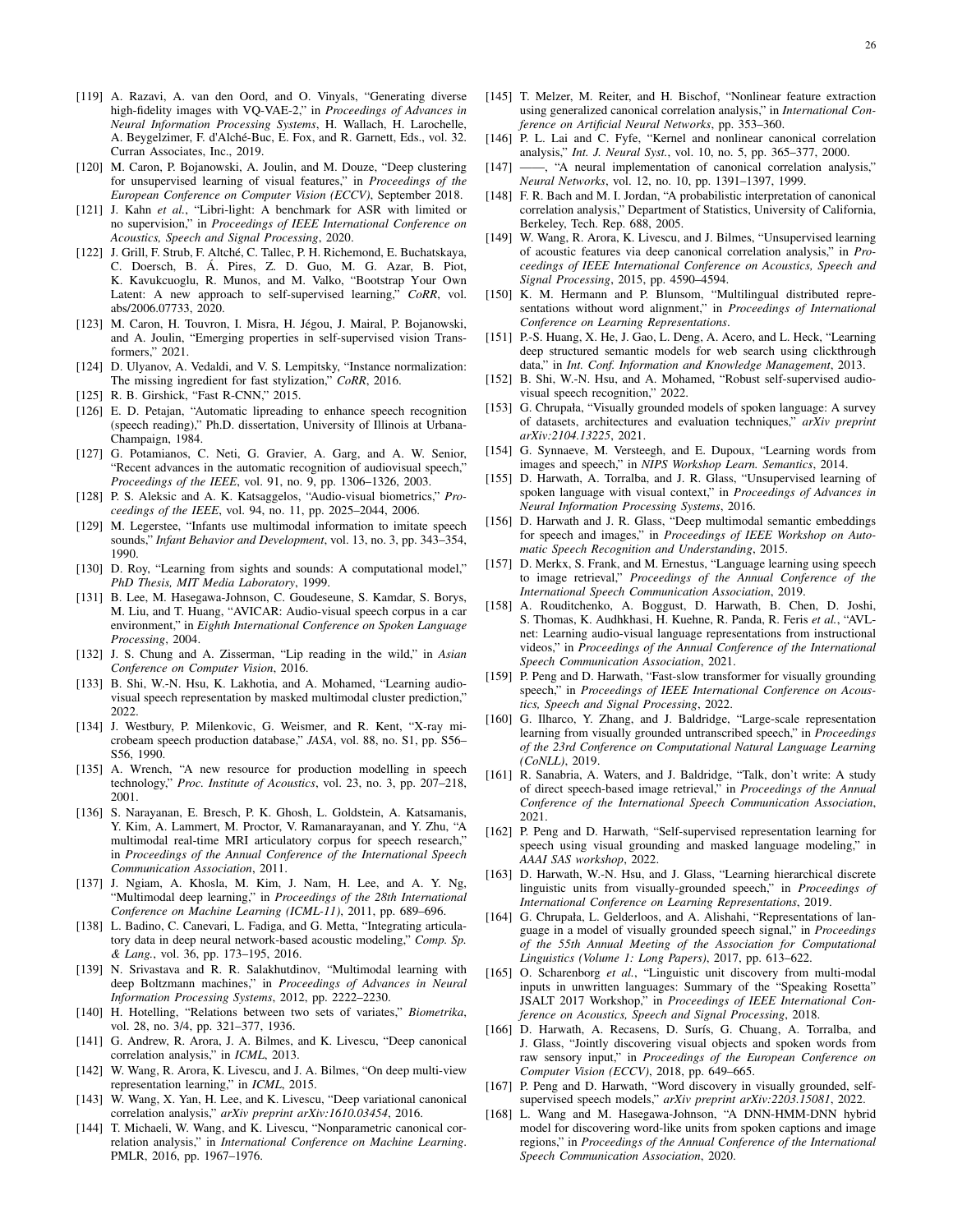[119] A. Razavi, A. van den Oord, and O. Vinyals, "Generating diverse high-fidelity images with VQ-VAE-2," in *Proceedings of Advances in Neural Information Processing Systems*, H. Wallach, H. Larochelle, A. Beygelzimer, F. d'Alché-Buc, E. Fox, and R. Garnett, Eds., vol. 32. Curran Associates, Inc., 2019.

[120] M. Caron, P. Bojanowski, A. Joulin, and M. Douze, "Deep clustering for unsupervised learning of visual features," in *Proceedings of the European Conference on Computer Vision (ECCV)*, September 2018.

[121] J. Kahn *et al.*, "Libri-light: A benchmark for ASR with limited or no supervision," in *Proceedings of IEEE International Conference on Acoustics, Speech and Signal Processing*, 2020.

[122] J. Grill, F. Strub, F. Altché, C. Tallec, P. H. Richemond, E. Buchatskaya, C. Doersch, B. Á. Pires, Z. D. Guo, M. G. Azar, B. Piot, K. Kavukcuoglu, R. Munos, and M. Valko, "Bootstrap Your Own Latent: A new approach to self-supervised learning," *CoRR*, vol. abs/2006.07733, 2020.

[123] M. Caron, H. Touvron, I. Misra, H. Jégou, J. Mairal, P. Bojanowski, and A. Joulin, "Emerging properties in self-supervised vision Transformers," 2021.

[124] D. Ulyanov, A. Vedaldi, and V. S. Lempitsky, "Instance normalization: The missing ingredient for fast stylization," *CoRR*, 2016.

[125] R. B. Girshick, "Fast R-CNN," 2015.

[126] E. D. Petajan, "Automatic lipreading to enhance speech recognition (speech reading)," Ph.D. dissertation, University of Illinois at Urbana-Champaign, 1984.

[127] G. Potamianos, C. Neti, G. Gravier, A. Garg, and A. W. Senior, "Recent advances in the automatic recognition of audiovisual speech," *Proceedings of the IEEE*, vol. 91, no. 9, pp. 1306–1326, 2003.

[128] P. S. Aleksic and A. K. Katsaggelos, "Audio-visual biometrics," *Proceedings of the IEEE*, vol. 94, no. 11, pp. 2025–2044, 2006.

[129] M. Legerstee, "Infants use multimodal information to imitate speech sounds," *Infant Behavior and Development*, vol. 13, no. 3, pp. 343–354, 1990.

[130] D. Roy, "Learning from sights and sounds: A computational model," *PhD Thesis, MIT Media Laboratory*, 1999.

[131] B. Lee, M. Hasegawa-Johnson, C. Goudeseune, S. Kamdar, S. Borys, M. Liu, and T. Huang, "AVICAR: Audio-visual speech corpus in a car environment," in *Eighth International Conference on Spoken Language Processing*, 2004.

[132] J. S. Chung and A. Zisserman, "Lip reading in the wild," in *Asian Conference on Computer Vision*, 2016.

[133] B. Shi, W.-N. Hsu, K. Lakhotia, and A. Mohamed, "Learning audio-visual speech representation by masked multimodal cluster prediction," 2022.

[134] J. Westbury, P. Milenkovic, G. Weismer, and R. Kent, "X-ray microbeam speech production database," *JASA*, vol. 88, no. S1, pp. S56–S56, 1990.

[135] A. Wrench, "A new resource for production modelling in speech technology," *Proc. Institute of Acoustics*, vol. 23, no. 3, pp. 207–218, 2001.

[136] S. Narayanan, E. Bresch, P. K. Ghosh, L. Goldstein, A. Katsamanis, Y. Kim, A. Lammert, M. Proctor, V. Ramanarayanan, and Y. Zhu, "A multimodal real-time MRI articulatory corpus for speech research," in *Proceedings of the Annual Conference of the International Speech Communication Association*, 2011.

[137] J. Ngiam, A. Khosla, M. Kim, J. Nam, H. Lee, and A. Y. Ng, "Multimodal deep learning," in *Proceedings of the 28th International Conference on Machine Learning (ICML-11)*, 2011, pp. 689–696.

[138] L. Badino, C. Canevari, L. Fadiga, and G. Metta, "Integrating articulatory data in deep neural network-based acoustic modeling," *Comp. Sp. & Lang.*, vol. 36, pp. 173–195, 2016.

[139] N. Srivastava and R. R. Salakhutdinov, "Multimodal learning with deep Boltzmann machines," in *Proceedings of Advances in Neural Information Processing Systems*, 2012, pp. 2222–2230.

[140] H. Hotelling, "Relations between two sets of variates," *Biometrika*, vol. 28, no. 3/4, pp. 321–377, 1936.

[141] G. Andrew, R. Arora, J. A. Bilmes, and K. Livescu, "Deep canonical correlation analysis," in *ICML*, 2013.

[142] W. Wang, R. Arora, K. Livescu, and J. A. Bilmes, "On deep multi-view representation learning," in *ICML*, 2015.

[143] W. Wang, X. Yan, H. Lee, and K. Livescu, "Deep variational canonical correlation analysis," *arXiv preprint arXiv:1610.03454*, 2016.

[144] T. Michaeli, W. Wang, and K. Livescu, "Nonparametric canonical correlation analysis," in *International Conference on Machine Learning*. PMLR, 2016, pp. 1967–1976.

[145] T. Melzer, M. Reiter, and H. Bischof, "Nonlinear feature extraction using generalized canonical correlation analysis," in *International Conference on Artificial Neural Networks*, pp. 353–360.

[146] P. L. Lai and C. Fyfe, "Kernel and nonlinear canonical correlation analysis," *Int. J. Neural Syst.*, vol. 10, no. 5, pp. 365–377, 2000.

[147] ——, "A neural implementation of canonical correlation analysis," *Neural Networks*, vol. 12, no. 10, pp. 1391–1397, 1999.

[148] F. R. Bach and M. I. Jordan, "A probabilistic interpretation of canonical correlation analysis," Department of Statistics, University of California, Berkeley, Tech. Rep. 688, 2005.

[149] W. Wang, R. Arora, K. Livescu, and J. Bilmes, "Unsupervised learning of acoustic features via deep canonical correlation analysis," in *Proceedings of IEEE International Conference on Acoustics, Speech and Signal Processing*, 2015, pp. 4590–4594.

[150] K. M. Hermann and P. Blunsom, "Multilingual distributed representations without word alignment," in *Proceedings of International Conference on Learning Representations*.

[151] P.-S. Huang, X. He, J. Gao, L. Deng, A. Acero, and L. Heck, "Learning deep structured semantic models for web search using clickthrough data," in *Int. Conf. Information and Knowledge Management*, 2013.

[152] B. Shi, W.-N. Hsu, and A. Mohamed, "Robust self-supervised audio-visual speech recognition," 2022.

[153] G. Chrupała, "Visually grounded models of spoken language: A survey of datasets, architectures and evaluation techniques," *arXiv preprint arXiv:2104.13225*, 2021.

[154] G. Synnaeve, M. Versteegh, and E. Dupoux, "Learning words from images and speech," in *NIPS Workshop Learn. Semantics*, 2014.

[155] D. Harwath, A. Torralba, and J. R. Glass, "Unsupervised learning of spoken language with visual context," in *Proceedings of Advances in Neural Information Processing Systems*, 2016.

[156] D. Harwath and J. R. Glass, "Deep multimodal semantic embeddings for speech and images," in *Proceedings of IEEE Workshop on Automatic Speech Recognition and Understanding*, 2015.

[157] D. Merkx, S. Frank, and M. Ernestus, "Language learning using speech to image retrieval," *Proceedings of the Annual Conference of the International Speech Communication Association*, 2019.

[158] A. Rouditchenko, A. Boggust, D. Harwath, B. Chen, D. Joshi, S. Thomas, K. Audhkhasi, H. Kuehne, R. Panda, R. Feris *et al.*, "AVLnet: Learning audio-visual language representations from instructional videos," in *Proceedings of the Annual Conference of the International Speech Communication Association*, 2021.

[159] P. Peng and D. Harwath, "Fast-slow transformer for visually grounding speech," in *Proceedings of IEEE International Conference on Acoustics, Speech and Signal Processing*, 2022.

[160] G. Ilharco, Y. Zhang, and J. Baldridge, "Large-scale representation learning from visually grounded untranscribed speech," in *Proceedings of the 23rd Conference on Computational Natural Language Learning (CoNLL)*, 2019.

[161] R. Sanabria, A. Waters, and J. Baldridge, "Talk, don't write: A study of direct speech-based image retrieval," in *Proceedings of the Annual Conference of the International Speech Communication Association*, 2021.

[162] P. Peng and D. Harwath, "Self-supervised representation learning for speech using visual grounding and masked language modeling," in *AAAI SAS workshop*, 2022.

[163] D. Harwath, W.-N. Hsu, and J. Glass, "Learning hierarchical discrete linguistic units from visually-grounded speech," in *Proceedings of International Conference on Learning Representations*, 2019.

[164] G. Chrupała, L. Gelderloos, and A. Alishahi, "Representations of language in a model of visually grounded speech signal," in *Proceedings of the 55th Annual Meeting of the Association for Computational Linguistics (Volume 1: Long Papers)*, 2017, pp. 613–622.

[165] O. Scharenborg *et al.*, "Linguistic unit discovery from multi-modal inputs in unwritten languages: Summary of the "Speaking Rosetta" JSALT 2017 Workshop," in *Proceedings of IEEE International Conference on Acoustics, Speech and Signal Processing*, 2018.

[166] D. Harwath, A. Recasens, D. Surís, G. Chuang, A. Torralba, and J. Glass, "Jointly discovering visual objects and spoken words from raw sensory input," in *Proceedings of the European Conference on Computer Vision (ECCV)*, 2018, pp. 649–665.

[167] P. Peng and D. Harwath, "Word discovery in visually grounded, self-supervised speech models," *arXiv preprint arXiv:2203.15081*, 2022.

[168] L. Wang and M. Hasegawa-Johnson, "A DNN-HMM-DNN hybrid model for discovering word-like units from spoken captions and image regions," in *Proceedings of the Annual Conference of the International Speech Communication Association*, 2020.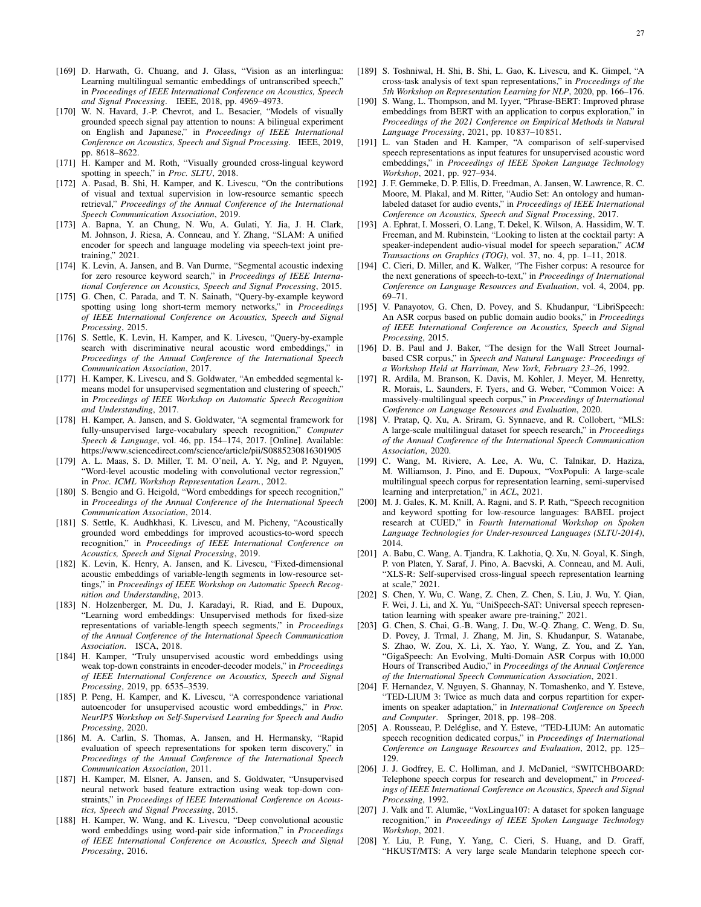- [169] D. Harwath, G. Chuang, and J. Glass, "Vision as an interlingua: Learning multilingual semantic embeddings of untranscribed speech," in *Proceedings of IEEE International Conference on Acoustics, Speech and Signal Processing*. IEEE, 2018, pp. 4969–4973.
- [170] W. N. Havard, J.-P. Chevrot, and L. Besacier, "Models of visually grounded speech signal pay attention to nouns: A bilingual experiment on English and Japanese," in *Proceedings of IEEE International Conference on Acoustics, Speech and Signal Processing*. IEEE, 2019, pp. 8618–8622.
- [171] H. Kamper and M. Roth, "Visually grounded cross-lingual keyword spotting in speech," in *Proc. SLTU*, 2018.
- [172] A. Pasad, B. Shi, H. Kamper, and K. Livescu, "On the contributions of visual and textual supervision in low-resource semantic speech retrieval," *Proceedings of the Annual Conference of the International Speech Communication Association*, 2019.
- [173] A. Bapna, Y. an Chung, N. Wu, A. Gulati, Y. Jia, J. H. Clark, M. Johnson, J. Riesa, A. Conneau, and Y. Zhang, "SLAM: A unified encoder for speech and language modeling via speech-text joint pre-training," 2021.
- [174] K. Levin, A. Jansen, and B. Van Durme, "Segmental acoustic indexing for zero resource keyword search," in *Proceedings of IEEE International Conference on Acoustics, Speech and Signal Processing*, 2015.
- [175] G. Chen, C. Parada, and T. N. Sainath, "Query-by-example keyword spotting using long short-term memory networks," in *Proceedings of IEEE International Conference on Acoustics, Speech and Signal Processing*, 2015.
- [176] S. Settle, K. Levin, H. Kamper, and K. Livescu, "Query-by-example search with discriminative neural acoustic word embeddings," in *Proceedings of the Annual Conference of the International Speech Communication Association*, 2017.
- [177] H. Kamper, K. Livescu, and S. Goldwater, "An embedded segmental k-means model for unsupervised segmentation and clustering of speech," in *Proceedings of IEEE Workshop on Automatic Speech Recognition and Understanding*, 2017.
- [178] H. Kamper, A. Jansen, and S. Goldwater, "A segmental framework for fully-unsupervised large-vocabulary speech recognition," *Computer Speech & Language*, vol. 46, pp. 154–174, 2017. [Online]. Available: https://www.sciencedirect.com/science/article/pii/S0885230816301905
- [179] A. L. Maas, S. D. Miller, T. M. O'neil, A. Y. Ng, and P. Nguyen, "Word-level acoustic modeling with convolutional vector regression," in *Proc. ICML Workshop Representation Learn.*, 2012.
- [180] S. Bengio and G. Heigold, "Word embeddings for speech recognition," in *Proceedings of the Annual Conference of the International Speech Communication Association*, 2014.
- [181] S. Settle, K. Audhkhasi, K. Livescu, and M. Picheny, "Acoustically grounded word embeddings for improved acoustics-to-word speech recognition," in *Proceedings of IEEE International Conference on Acoustics, Speech and Signal Processing*, 2019.
- [182] K. Levin, K. Henry, A. Jansen, and K. Livescu, "Fixed-dimensional acoustic embeddings of variable-length segments in low-resource settings," in *Proceedings of IEEE Workshop on Automatic Speech Recognition and Understanding*, 2013.
- [183] N. Holzenberger, M. Du, J. Karadayi, R. Riad, and E. Dupoux, "Learning word embeddings: Unsupervised methods for fixed-size representations of variable-length speech segments," in *Proceedings of the Annual Conference of the International Speech Communication Association*. ISCA, 2018.
- [184] H. Kamper, "Truly unsupervised acoustic word embeddings using weak top-down constraints in encoder-decoder models," in *Proceedings of IEEE International Conference on Acoustics, Speech and Signal Processing*, 2019, pp. 6535–3539.
- [185] P. Peng, H. Kamper, and K. Livescu, "A correspondence variational autoencoder for unsupervised acoustic word embeddings," in *Proc. NeurIPS Workshop on Self-Supervised Learning for Speech and Audio Processing*, 2020.
- [186] M. A. Carlin, S. Thomas, A. Jansen, and H. Hermansky, "Rapid evaluation of speech representations for spoken term discovery," in *Proceedings of the Annual Conference of the International Speech Communication Association*, 2011.
- [187] H. Kamper, M. Elsner, A. Jansen, and S. Goldwater, "Unsupervised neural network based feature extraction using weak top-down constraints," in *Proceedings of IEEE International Conference on Acoustics, Speech and Signal Processing*, 2015.
- [188] H. Kamper, W. Wang, and K. Livescu, "Deep convolutional acoustic word embeddings using word-pair side information," in *Proceedings of IEEE International Conference on Acoustics, Speech and Signal Processing*, 2016.
- [189] S. Toshniwal, H. Shi, B. Shi, L. Gao, K. Livescu, and K. Gimpel, "A cross-task analysis of text span representations," in *Proceedings of the 5th Workshop on Representation Learning for NLP*, 2020, pp. 166–176.
- [190] S. Wang, L. Thompson, and M. Iyyer, "Phrase-BERT: Improved phrase embeddings from BERT with an application to corpus exploration," in *Proceedings of the 2021 Conference on Empirical Methods in Natural Language Processing*, 2021, pp. 10 837–10 851.
- [191] L. van Staden and H. Kamper, "A comparison of self-supervised speech representations as input features for unsupervised acoustic word embeddings," in *Proceedings of IEEE Spoken Language Technology Workshop*, 2021, pp. 927–934.
- [192] J. F. Gemmeke, D. P. Ellis, D. Freedman, A. Jansen, W. Lawrence, R. C. Moore, M. Plakal, and M. Ritter, "Audio Set: An ontology and human-labeled dataset for audio events," in *Proceedings of IEEE International Conference on Acoustics, Speech and Signal Processing*, 2017.
- [193] A. Ephrat, I. Mosseri, O. Lang, T. Dekel, K. Wilson, A. Hassidim, W. T. Freeman, and M. Rubinstein, "Looking to listen at the cocktail party: A speaker-independent audio-visual model for speech separation," *ACM Transactions on Graphics (TOG)*, vol. 37, no. 4, pp. 1–11, 2018.
- [194] C. Cieri, D. Miller, and K. Walker, "The Fisher corpus: A resource for the next generations of speech-to-text," in *Proceedings of International Conference on Language Resources and Evaluation*, vol. 4, 2004, pp. 69–71.
- [195] V. Panayotov, G. Chen, D. Povey, and S. Khudanpur, "LibriSpeech: An ASR corpus based on public domain audio books," in *Proceedings of IEEE International Conference on Acoustics, Speech and Signal Processing*, 2015.
- [196] D. B. Paul and J. Baker, "The design for the Wall Street Journal-based CSR corpus," in *Speech and Natural Language: Proceedings of a Workshop Held at Harriman, New York, February 23–26*, 1992.
- [197] R. Ardila, M. Branson, K. Davis, M. Kohler, J. Meyer, M. Henretty, R. Morais, L. Saunders, F. Tyers, and G. Weber, "Common Voice: A massively-multilingual speech corpus," in *Proceedings of International Conference on Language Resources and Evaluation*, 2020.
- [198] V. Pratap, Q. Xu, A. Sriram, G. Synnaeve, and R. Collobert, "MLS: A large-scale multilingual dataset for speech research," in *Proceedings of the Annual Conference of the International Speech Communication Association*, 2020.
- [199] C. Wang, M. Riviere, A. Lee, A. Wu, C. Talnikar, D. Haziza, M. Williamson, J. Pino, and E. Dupoux, "VoxPopuli: A large-scale multilingual speech corpus for representation learning, semi-supervised learning and interpretation," in *ACL*, 2021.
- [200] M. J. Gales, K. M. Knill, A. Ragni, and S. P. Rath, "Speech recognition and keyword spotting for low-resource languages: BABEL project research at CUED," in *Fourth International Workshop on Spoken Language Technologies for Under-resourced Languages (SLTU-2014)*, 2014.
- [201] A. Babu, C. Wang, A. Tjandra, K. Lakhotia, Q. Xu, N. Goyal, K. Singh, P. von Platen, Y. Saraf, J. Pino, A. Baevski, A. Conneau, and M. Auli, "XLS-R: Self-supervised cross-lingual speech representation learning at scale," 2021.
- [202] S. Chen, Y. Wu, C. Wang, Z. Chen, Z. Chen, S. Liu, J. Wu, Y. Qian, F. Wei, J. Li, and X. Yu, "UniSpeech-SAT: Universal speech representation learning with speaker aware pre-training," 2021.
- [203] G. Chen, S. Chai, G.-B. Wang, J. Du, W.-Q. Zhang, C. Weng, D. Su, D. Povey, J. Trmal, J. Zhang, M. Jin, S. Khudanpur, S. Watanabe, S. Zhao, W. Zou, X. Li, X. Yao, Y. Wang, Z. You, and Z. Yan, "GigaSpeech: An Evolving, Multi-Domain ASR Corpus with 10,000 Hours of Transcribed Audio," in *Proceedings of the Annual Conference of the International Speech Communication Association*, 2021.
- [204] F. Hernandez, V. Nguyen, S. Ghannay, N. Tomashenko, and Y. Esteve, "TED-LIUM 3: Twice as much data and corpus repartition for experiments on speaker adaptation," in *International Conference on Speech and Computer*. Springer, 2018, pp. 198–208.
- [205] A. Rousseau, P. Deléglise, and Y. Esteve, "TED-LIUM: An automatic speech recognition dedicated corpus," in *Proceedings of International Conference on Language Resources and Evaluation*, 2012, pp. 125–129.
- [206] J. J. Godfrey, E. C. Holliman, and J. McDaniel, "SWITCHBOARD: Telephone speech corpus for research and development," in *Proceedings of IEEE International Conference on Acoustics, Speech and Signal Processing*, 1992.
- [207] J. Valk and T. Alumäe, "VoxLingua107: A dataset for spoken language recognition," in *Proceedings of IEEE Spoken Language Technology Workshop*, 2021.
- [208] Y. Liu, P. Fung, Y. Yang, C. Cieri, S. Huang, and D. Graff, "HKUST/MTS: A very large scale Mandarin telephone speech cor-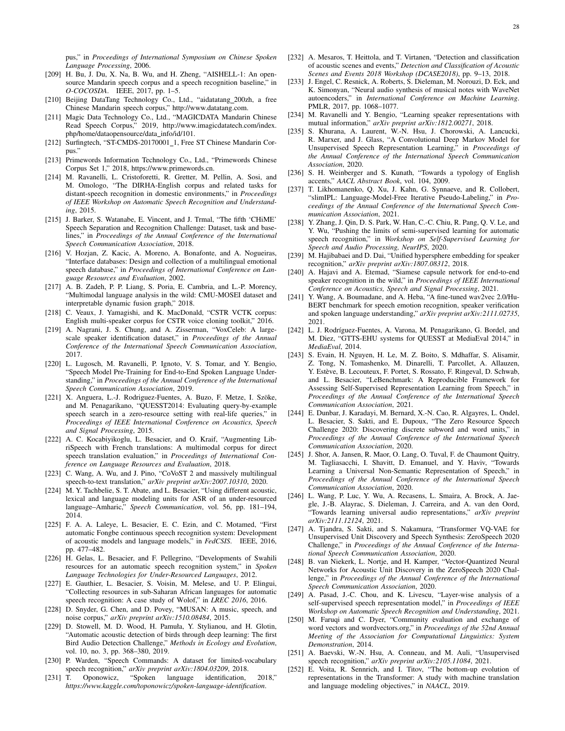pus," in *Proceedings of International Symposium on Chinese Spoken Language Processing*, 2006.

[209] H. Bu, J. Du, X. Na, B. Wu, and H. Zheng, "AISHELL-1: An open-source Mandarin speech corpus and a speech recognition baseline," in *O-COCOSDA*. IEEE, 2017, pp. 1–5.

[210] Beijing DataTang Technology Co., Ltd., "aidatatang_200zh, a free Chinese Mandarin speech corpus," http://www.datatang.com.

[211] Magic Data Technology Co., Ltd., "MAGICDATA Mandarin Chinese Read Speech Corpus," 2019, http://www.imagicdatatech.com/index.php/home/dataopensource/data_info/id/101.

[212] Surfingtech, "ST-CMDS-20170001_1, Free ST Chinese Mandarin Corpus."

[213] Primewords Information Technology Co., Ltd., "Primewords Chinese Corpus Set 1," 2018, https://www.primewords.cn.

[214] M. Ravanelli, L. Cristoforetti, R. Gretter, M. Pellin, A. Sosi, and M. Omologo, "The DIRHA-English corpus and related tasks for distant-speech recognition in domestic environments," in *Proceedings of IEEE Workshop on Automatic Speech Recognition and Understanding*, 2015.

[215] J. Barker, S. Watanabe, E. Vincent, and J. Trmal, "The fifth 'CHiME' Speech Separation and Recognition Challenge: Dataset, task and baselines," in *Proceedings of the Annual Conference of the International Speech Communication Association*, 2018.

[216] V. Hozjan, Z. Kacic, A. Moreno, A. Bonafonte, and A. Nogueiras, "Interface databases: Design and collection of a multilingual emotional speech database," in *Proceedings of International Conference on Language Resources and Evaluation*, 2002.

[217] A. B. Zadeh, P. P. Liang, S. Poria, E. Cambria, and L.-P. Morency, "Multimodal language analysis in the wild: CMU-MOSEI dataset and interpretable dynamic fusion graph," 2018.

[218] C. Veaux, J. Yamagishi, and K. MacDonald, "CSTR VCTK corpus: English multi-speaker corpus for CSTR voice cloning toolkit," 2016.

[219] A. Nagrani, J. S. Chung, and A. Zisserman, "VoxCeleb: A large-scale speaker identification dataset," in *Proceedings of the Annual Conference of the International Speech Communication Association*, 2017.

[220] L. Lugosch, M. Ravanelli, P. Ignoto, V. S. Tomar, and Y. Bengio, "Speech Model Pre-Training for End-to-End Spoken Language Understanding," in *Proceedings of the Annual Conference of the International Speech Communication Association*, 2019.

[221] X. Anguera, L.-J. Rodriguez-Fuentes, A. Buzo, F. Metze, I. Szöke, and M. Penagarikano, "QUESST2014: Evaluating query-by-example speech search in a zero-resource setting with real-life queries," in *Proceedings of IEEE International Conference on Acoustics, Speech and Signal Processing*, 2015.

[222] A. C. Kocabiyikoglu, L. Besacier, and O. Kraif, "Augmenting LibriSpeech with French translations: A multimodal corpus for direct speech translation evaluation," in *Proceedings of International Conference on Language Resources and Evaluation*, 2018.

[223] C. Wang, A. Wu, and J. Pino, "CoVoST 2 and massively multilingual speech-to-text translation," *arXiv preprint arXiv:2007.10310*, 2020.

[224] M. Y. Tachbelie, S. T. Abate, and L. Besacier, "Using different acoustic, lexical and language modeling units for ASR of an under-resourced language–Amharic," *Speech Communication*, vol. 56, pp. 181–194, 2014.

[225] F. A. A. Laleye, L. Besacier, E. C. Ezin, and C. Motamed, "First automatic Fongbe continuous speech recognition system: Development of acoustic models and language models," in *FedCSIS*. IEEE, 2016, pp. 477–482.

[226] H. Gelas, L. Besacier, and F. Pellegrino, "Developments of Swahili resources for an automatic speech recognition system," in *Spoken Language Technologies for Under-Resourced Languages*, 2012.

[227] E. Gauthier, L. Besacier, S. Voisin, M. Melese, and U. P. Elingui, "Collecting resources in sub-Saharan African languages for automatic speech recognition: A case study of Wolof," in *LREC 2016*, 2016.

[228] D. Snyder, G. Chen, and D. Povey, "MUSAN: A music, speech, and noise corpus," *arXiv preprint arXiv:1510.08484*, 2015.

[229] D. Stowell, M. D. Wood, H. Pamuła, Y. Stylianou, and H. Glotin, "Automatic acoustic detection of birds through deep learning: The first Bird Audio Detection Challenge," *Methods in Ecology and Evolution*, vol. 10, no. 3, pp. 368–380, 2019.

[230] P. Warden, "Speech Commands: A dataset for limited-vocabulary speech recognition," *arXiv preprint arXiv:1804.03209*, 2018.

[231] T. Oponowicz, "Spoken language identification, 2018," *https://www.kaggle.com/toponowicz/spoken-language-identification*.

[232] A. Mesaros, T. Heittola, and T. Virtanen, "Detection and classification of acoustic scenes and events," *Detection and Classification of Acoustic Scenes and Events 2018 Workshop (DCASE2018)*, pp. 9–13, 2018.

[233] J. Engel, C. Resnick, A. Roberts, S. Dieleman, M. Norouzi, D. Eck, and K. Simonyan, "Neural audio synthesis of musical notes with WaveNet autoencoders," in *International Conference on Machine Learning*. PMLR, 2017, pp. 1068–1077.

[234] M. Ravanelli and Y. Bengio, "Learning speaker representations with mutual information," *arXiv preprint arXiv:1812.00271*, 2018.

[235] S. Khurana, A. Laurent, W.-N. Hsu, J. Chorowski, A. Lancucki, R. Marxer, and J. Glass, "A Convolutional Deep Markov Model for Unsupervised Speech Representation Learning," in *Proceedings of the Annual Conference of the International Speech Communication Association*, 2020.

[236] S. H. Weinberger and S. Kunath, "Towards a typology of English accents," *AACL Abstract Book*, vol. 104, 2009.

[237] T. Likhomanenko, Q. Xu, J. Kahn, G. Synnaeve, and R. Collobert, "slimIPL: Language-Model-Free Iterative Pseudo-Labeling," in *Proceedings of the Annual Conference of the International Speech Communication Association*, 2021.

[238] Y. Zhang, J. Qin, D. S. Park, W. Han, C.-C. Chiu, R. Pang, Q. V. Le, and Y. Wu, "Pushing the limits of semi-supervised learning for automatic speech recognition," in *Workshop on Self-Supervised Learning for Speech and Audio Processing, NeurIPS*, 2020.

[239] M. Hajibabaei and D. Dai, "Unified hypersphere embedding for speaker recognition," *arXiv preprint arXiv:1807.08312*, 2018.

[240] A. Hajavi and A. Etemad, "Siamese capsule network for end-to-end speaker recognition in the wild," in *Proceedings of IEEE International Conference on Acoustics, Speech and Signal Processing*, 2021.

[241] Y. Wang, A. Boumadane, and A. Heba, "A fine-tuned wav2vec 2.0/HuBERT benchmark for speech emotion recognition, speaker verification and spoken language understanding," *arXiv preprint arXiv:2111.02735*, 2021.

[242] L. J. Rodríguez-Fuentes, A. Varona, M. Penagarikano, G. Bordel, and M. Diez, "GTTS-EHU systems for QUESST at MediaEval 2014," in *MediaEval*, 2014.

[243] S. Evain, H. Nguyen, H. Le, M. Z. Boito, S. Mdhaffar, S. Alisamir, Z. Tong, N. Tomashenko, M. Dinarelli, T. Parcollet, A. Allauzen, Y. Estève, B. Lecouteux, F. Portet, S. Rossato, F. Ringeval, D. Schwab, and L. Besacier, "LeBenchmark: A Reproducible Framework for Assessing Self-Supervised Representation Learning from Speech," in *Proceedings of the Annual Conference of the International Speech Communication Association*, 2021.

[244] E. Dunbar, J. Karadayi, M. Bernard, X.-N. Cao, R. Algayres, L. Ondel, L. Besacier, S. Sakti, and E. Dupoux, "The Zero Resource Speech Challenge 2020: Discovering discrete subword and word units," in *Proceedings of the Annual Conference of the International Speech Communication Association*, 2020.

[245] J. Shor, A. Jansen, R. Maor, O. Lang, O. Tuval, F. de Chaumont Quitry, M. Tagliasacchi, I. Shavitt, D. Emanuel, and Y. Haviv, "Towards Learning a Universal Non-Semantic Representation of Speech," in *Proceedings of the Annual Conference of the International Speech Communication Association*, 2020.

[246] L. Wang, P. Luc, Y. Wu, A. Recasens, L. Smaira, A. Brock, A. Jaegle, J.-B. Alayrac, S. Dieleman, J. Carreira, and A. van den Oord, "Towards learning universal audio representations," *arXiv preprint arXiv:2111.12124*, 2021.

[247] A. Tjandra, S. Sakti, and S. Nakamura, "Transformer VQ-VAE for Unsupervised Unit Discovery and Speech Synthesis: ZeroSpeech 2020 Challenge," in *Proceedings of the Annual Conference of the International Speech Communication Association*, 2020.

[248] B. van Niekerk, L. Nortje, and H. Kamper, "Vector-Quantized Neural Networks for Acoustic Unit Discovery in the ZeroSpeech 2020 Challenge," in *Proceedings of the Annual Conference of the International Speech Communication Association*, 2020.

[249] A. Pasad, J.-C. Chou, and K. Livescu, "Layer-wise analysis of a self-supervised speech representation model," in *Proceedings of IEEE Workshop on Automatic Speech Recognition and Understanding*, 2021.

[250] M. Faruqi and C. Dyer, "Community evaluation and exchange of word vectors and wordvectors.org," in *Proceedings of the 52nd Annual Meeting of the Association for Computational Linguistics: System Demonstration*, 2014.

[251] A. Baevski, W.-N. Hsu, A. Conneau, and M. Auli, "Unsupervised speech recognition," *arXiv preprint arXiv:2105.11084*, 2021.

[252] E. Voita, R. Sennrich, and I. Titov, "The bottom-up evolution of representations in the Transformer: A study with machine translation and language modeling objectives," in *NAACL*, 2019.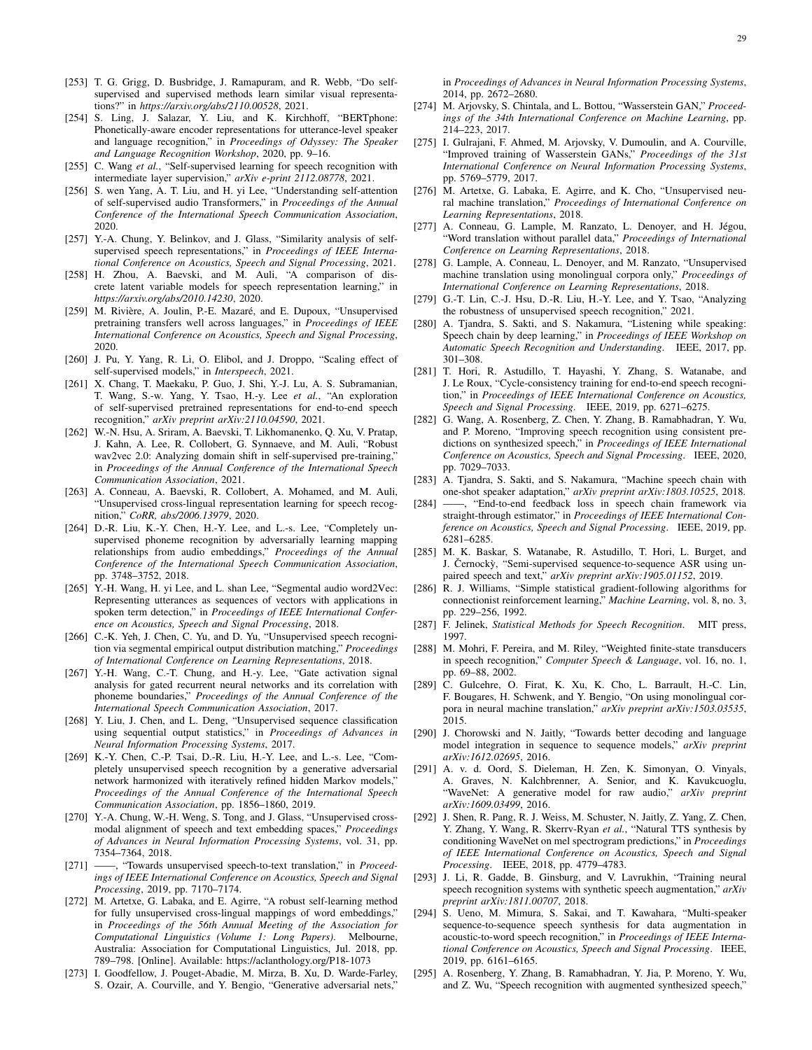[253] T. G. Grigg, D. Busbridge, J. Ramapuram, and R. Webb, "Do self-supervised and supervised methods learn similar visual representations?" in *https://arxiv.org/abs/2110.00528*, 2021.

[254] S. Ling, J. Salazar, Y. Liu, and K. Kirchhoff, "BERTphone: Phonetically-aware encoder representations for utterance-level speaker and language recognition," in *Proceedings of Odyssey: The Speaker and Language Recognition Workshop*, 2020, pp. 9–16.

[255] C. Wang *et al.*, "Self-supervised learning for speech recognition with intermediate layer supervision," *arXiv e-print 2112.08778*, 2021.

[256] S. wen Yang, A. T. Liu, and H. yi Lee, "Understanding self-attention of self-supervised audio Transformers," in *Proceedings of the Annual Conference of the International Speech Communication Association*, 2020.

[257] Y.-A. Chung, Y. Belinkov, and J. Glass, "Similarity analysis of self-supervised speech representations," in *Proceedings of IEEE International Conference on Acoustics, Speech and Signal Processing*, 2021.

[258] H. Zhou, A. Baevski, and M. Auli, "A comparison of discrete latent variable models for speech representation learning," in *https://arxiv.org/abs/2010.14230*, 2020.

[259] M. Rivière, A. Joulin, P.-E. Mazaré, and E. Dupoux, "Unsupervised pretraining transfers well across languages," in *Proceedings of IEEE International Conference on Acoustics, Speech and Signal Processing*, 2020.

[260] J. Pu, Y. Yang, R. Li, O. Elibol, and J. Droppo, "Scaling effect of self-supervised models," in *Interspeech*, 2021.

[261] X. Chang, T. Maekaku, P. Guo, J. Shi, Y.-J. Lu, A. S. Subramanian, T. Wang, S.-w. Yang, Y. Tsao, H.-y. Lee *et al.*, "An exploration of self-supervised pretrained representations for end-to-end speech recognition," *arXiv preprint arXiv:2110.04590*, 2021.

[262] W.-N. Hsu, A. Sriram, A. Baevski, T. Likhomanenko, Q. Xu, V. Pratap, J. Kahn, A. Lee, R. Collobert, G. Synnaeve, and M. Auli, "Robust wav2vec 2.0: Analyzing domain shift in self-supervised pre-training," in *Proceedings of the Annual Conference of the International Speech Communication Association*, 2021.

[263] A. Conneau, A. Baevski, R. Collobert, A. Mohamed, and M. Auli, "Unsupervised cross-lingual representation learning for speech recognition," *CoRR, abs/2006.13979*, 2020.

[264] D.-R. Liu, K.-Y. Chen, H.-Y. Lee, and L.-s. Lee, "Completely unsupervised phoneme recognition by adversarially learning mapping relationships from audio embeddings," *Proceedings of the Annual Conference of the International Speech Communication Association*, pp. 3748–3752, 2018.

[265] Y.-H. Wang, H. yi Lee, and L. shan Lee, "Segmental audio word2Vec: Representing utterances as sequences of vectors with applications in spoken term detection," in *Proceedings of IEEE International Conference on Acoustics, Speech and Signal Processing*, 2018.

[266] C.-K. Yeh, J. Chen, C. Yu, and D. Yu, "Unsupervised speech recognition via segmental empirical output distribution matching," *Proceedings of International Conference on Learning Representations*, 2018.

[267] Y.-H. Wang, C.-T. Chung, and H.-y. Lee, "Gate activation signal analysis for gated recurrent neural networks and its correlation with phoneme boundaries," *Proceedings of the Annual Conference of the International Speech Communication Association*, 2017.

[268] Y. Liu, J. Chen, and L. Deng, "Unsupervised sequence classification using sequential output statistics," in *Proceedings of Advances in Neural Information Processing Systems*, 2017.

[269] K.-Y. Chen, C.-P. Tsai, D.-R. Liu, H.-Y. Lee, and L.-s. Lee, "Completely unsupervised speech recognition by a generative adversarial network harmonized with iteratively refined hidden Markov models," *Proceedings of the Annual Conference of the International Speech Communication Association*, pp. 1856–1860, 2019.

[270] Y.-A. Chung, W.-H. Weng, S. Tong, and J. Glass, "Unsupervised cross-modal alignment of speech and text embedding spaces," *Proceedings of Advances in Neural Information Processing Systems*, vol. 31, pp. 7354–7364, 2018.

[271] ——, "Towards unsupervised speech-to-text translation," in *Proceedings of IEEE International Conference on Acoustics, Speech and Signal Processing*, 2019, pp. 7170–7174.

[272] M. Artetxe, G. Labaka, and E. Agirre, "A robust self-learning method for fully unsupervised cross-lingual mappings of word embeddings," in *Proceedings of the 56th Annual Meeting of the Association for Computational Linguistics (Volume 1: Long Papers)*. Melbourne, Australia: Association for Computational Linguistics, Jul. 2018, pp. 789–798. [Online]. Available: https://aclanthology.org/P18-1073

[273] I. Goodfellow, J. Pouget-Abadie, M. Mirza, B. Xu, D. Warde-Farley, S. Ozair, A. Courville, and Y. Bengio, "Generative adversarial nets," in *Proceedings of Advances in Neural Information Processing Systems*, 2014, pp. 2672–2680.

[274] M. Arjovsky, S. Chintala, and L. Bottou, "Wasserstein GAN," *Proceedings of the 34th International Conference on Machine Learning*, pp. 214–223, 2017.

[275] I. Gulrajani, F. Ahmed, M. Arjovsky, V. Dumoulin, and A. Courville, "Improved training of Wasserstein GANs," *Proceedings of the 31st International Conference on Neural Information Processing Systems*, pp. 5769–5779, 2017.

[276] M. Artetxe, G. Labaka, E. Agirre, and K. Cho, "Unsupervised neural machine translation," *Proceedings of International Conference on Learning Representations*, 2018.

[277] A. Conneau, G. Lample, M. Ranzato, L. Denoyer, and H. Jégou, "Word translation without parallel data," *Proceedings of International Conference on Learning Representations*, 2018.

[278] G. Lample, A. Conneau, L. Denoyer, and M. Ranzato, "Unsupervised machine translation using monolingual corpora only," *Proceedings of International Conference on Learning Representations*, 2018.

[279] G.-T. Lin, C.-J. Hsu, D.-R. Liu, H.-Y. Lee, and Y. Tsao, "Analyzing the robustness of unsupervised speech recognition," 2021.

[280] A. Tjandra, S. Sakti, and S. Nakamura, "Listening while speaking: Speech chain by deep learning," in *Proceedings of IEEE Workshop on Automatic Speech Recognition and Understanding*. IEEE, 2017, pp. 301–308.

[281] T. Hori, R. Astudillo, T. Hayashi, Y. Zhang, S. Watanabe, and J. Le Roux, "Cycle-consistency training for end-to-end speech recognition," in *Proceedings of IEEE International Conference on Acoustics, Speech and Signal Processing*. IEEE, 2019, pp. 6271–6275.

[282] G. Wang, A. Rosenberg, Z. Chen, Y. Zhang, B. Ramabhadran, Y. Wu, and P. Moreno, "Improving speech recognition using consistent predictions on synthesized speech," in *Proceedings of IEEE International Conference on Acoustics, Speech and Signal Processing*. IEEE, 2020, pp. 7029–7033.

[283] A. Tjandra, S. Sakti, and S. Nakamura, "Machine speech chain with one-shot speaker adaptation," *arXiv preprint arXiv:1803.10525*, 2018.

[284] ——, "End-to-end feedback loss in speech chain framework via straight-through estimator," in *Proceedings of IEEE International Conference on Acoustics, Speech and Signal Processing*. IEEE, 2019, pp. 6281–6285.

[285] M. K. Baskar, S. Watanabe, R. Astudillo, T. Hori, L. Burget, and J. Černockỳ, "Semi-supervised sequence-to-sequence ASR using unpaired speech and text," *arXiv preprint arXiv:1905.01152*, 2019.

[286] R. J. Williams, "Simple statistical gradient-following algorithms for connectionist reinforcement learning," *Machine Learning*, vol. 8, no. 3, pp. 229–256, 1992.

[287] F. Jelinek, *Statistical Methods for Speech Recognition*. MIT press, 1997.

[288] M. Mohri, F. Pereira, and M. Riley, "Weighted finite-state transducers in speech recognition," *Computer Speech & Language*, vol. 16, no. 1, pp. 69–88, 2002.

[289] C. Gulcehre, O. Firat, K. Xu, K. Cho, L. Barrault, H.-C. Lin, F. Bougares, H. Schwenk, and Y. Bengio, "On using monolingual corpora in neural machine translation," *arXiv preprint arXiv:1503.03535*, 2015.

[290] J. Chorowski and N. Jaitly, "Towards better decoding and language model integration in sequence to sequence models," *arXiv preprint arXiv:1612.02695*, 2016.

[291] A. v. d. Oord, S. Dieleman, H. Zen, K. Simonyan, O. Vinyals, A. Graves, N. Kalchbrenner, A. Senior, and K. Kavukcuoglu, "WaveNet: A generative model for raw audio," *arXiv preprint arXiv:1609.03499*, 2016.

[292] J. Shen, R. Pang, R. J. Weiss, M. Schuster, N. Jaitly, Z. Yang, Z. Chen, Y. Zhang, Y. Wang, R. Skerrv-Ryan *et al.*, "Natural TTS synthesis by conditioning WaveNet on mel spectrogram predictions," in *Proceedings of IEEE International Conference on Acoustics, Speech and Signal Processing*. IEEE, 2018, pp. 4779–4783.

[293] J. Li, R. Gadde, B. Ginsburg, and V. Lavrukhin, "Training neural speech recognition systems with synthetic speech augmentation," *arXiv preprint arXiv:1811.00707*, 2018.

[294] S. Ueno, M. Mimura, S. Sakai, and T. Kawahara, "Multi-speaker sequence-to-sequence speech synthesis for data augmentation in acoustic-to-word speech recognition," in *Proceedings of IEEE International Conference on Acoustics, Speech and Signal Processing*. IEEE, 2019, pp. 6161–6165.

[295] A. Rosenberg, Y. Zhang, B. Ramabhadran, Y. Jia, P. Moreno, Y. Wu, and Z. Wu, "Speech recognition with augmented synthesized speech,"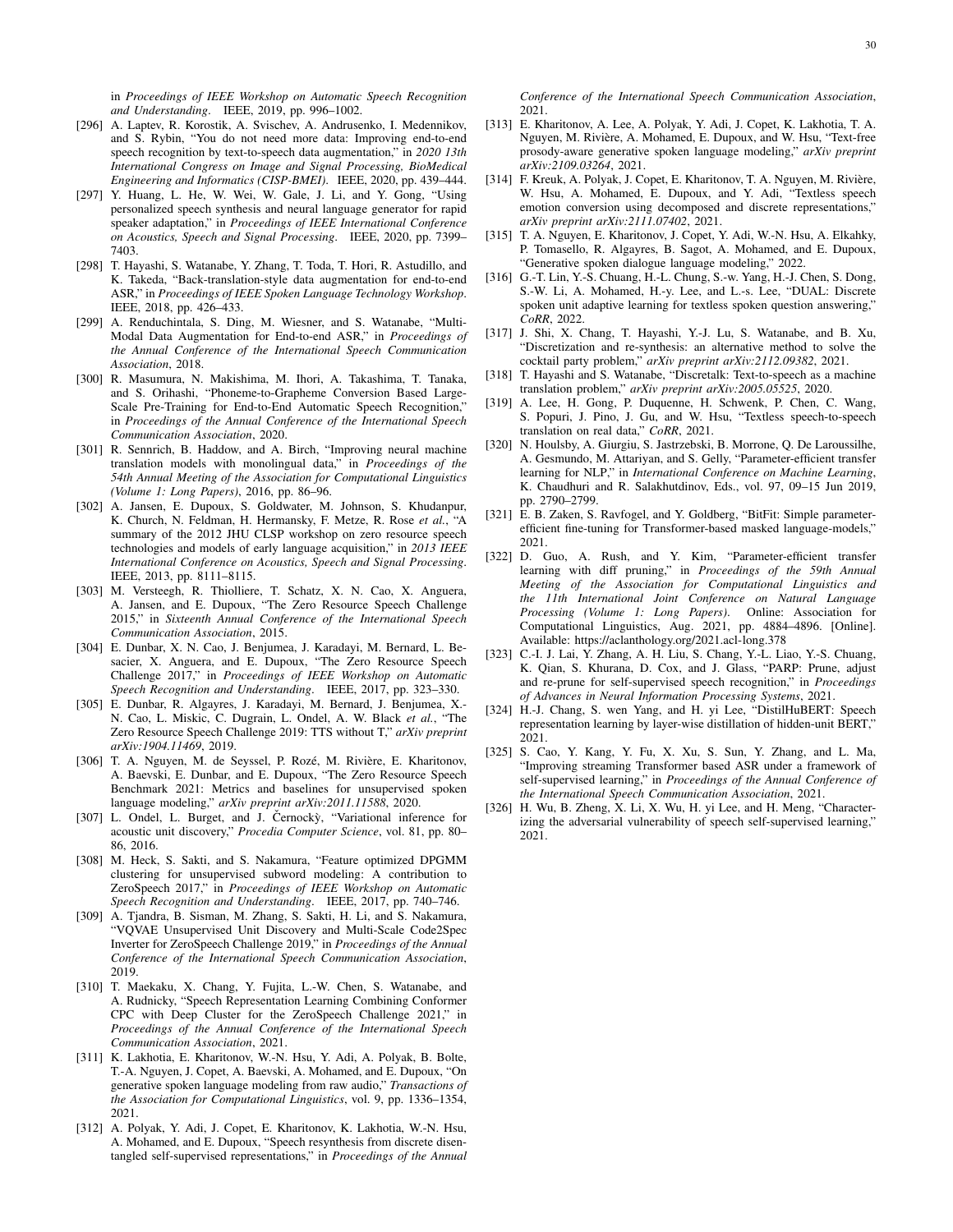in *Proceedings of IEEE Workshop on Automatic Speech Recognition and Understanding*. IEEE, 2019, pp. 996–1002.

[296] A. Laptev, R. Korostik, A. Svischev, A. Andrusenko, I. Medennikov, and S. Rybin, "You do not need more data: Improving end-to-end speech recognition by text-to-speech data augmentation," in *2020 13th International Congress on Image and Signal Processing, BioMedical Engineering and Informatics (CISP-BMEI)*. IEEE, 2020, pp. 439–444.

[297] Y. Huang, L. He, W. Wei, W. Gale, J. Li, and Y. Gong, "Using personalized speech synthesis and neural language generator for rapid speaker adaptation," in *Proceedings of IEEE International Conference on Acoustics, Speech and Signal Processing*. IEEE, 2020, pp. 7399–7403.

[298] T. Hayashi, S. Watanabe, Y. Zhang, T. Toda, T. Hori, R. Astudillo, and K. Takeda, "Back-translation-style data augmentation for end-to-end ASR," in *Proceedings of IEEE Spoken Language Technology Workshop*. IEEE, 2018, pp. 426–433.

[299] A. Renduchintala, S. Ding, M. Wiesner, and S. Watanabe, "Multi-Modal Data Augmentation for End-to-end ASR," in *Proceedings of the Annual Conference of the International Speech Communication Association*, 2018.

[300] R. Masumura, N. Makishima, M. Ihori, A. Takashima, T. Tanaka, and S. Orihashi, "Phoneme-to-Grapheme Conversion Based Large-Scale Pre-Training for End-to-End Automatic Speech Recognition," in *Proceedings of the Annual Conference of the International Speech Communication Association*, 2020.

[301] R. Sennrich, B. Haddow, and A. Birch, "Improving neural machine translation models with monolingual data," in *Proceedings of the 54th Annual Meeting of the Association for Computational Linguistics (Volume 1: Long Papers)*, 2016, pp. 86–96.

[302] A. Jansen, E. Dupoux, S. Goldwater, M. Johnson, S. Khudanpur, K. Church, N. Feldman, H. Hermansky, F. Metze, R. Rose *et al.*, "A summary of the 2012 JHU CLSP workshop on zero resource speech technologies and models of early language acquisition," in *2013 IEEE International Conference on Acoustics, Speech and Signal Processing*. IEEE, 2013, pp. 8111–8115.

[303] M. Versteegh, R. Thiolliere, T. Schatz, X. N. Cao, X. Anguera, A. Jansen, and E. Dupoux, "The Zero Resource Speech Challenge 2015," in *Sixteenth Annual Conference of the International Speech Communication Association*, 2015.

[304] E. Dunbar, X. N. Cao, J. Benjumea, J. Karadayi, M. Bernard, L. Besacier, X. Anguera, and E. Dupoux, "The Zero Resource Speech Challenge 2017," in *Proceedings of IEEE Workshop on Automatic Speech Recognition and Understanding*. IEEE, 2017, pp. 323–330.

[305] E. Dunbar, R. Algayres, J. Karadayi, M. Bernard, J. Benjumea, X.-N. Cao, L. Miskic, C. Dugrain, L. Ondel, A. W. Black *et al.*, "The Zero Resource Speech Challenge 2019: TTS without T," *arXiv preprint arXiv:1904.11469*, 2019.

[306] T. A. Nguyen, M. de Seyssel, P. Rozé, M. Rivière, E. Kharitonov, A. Baevski, E. Dunbar, and E. Dupoux, "The Zero Resource Speech Benchmark 2021: Metrics and baselines for unsupervised spoken language modeling," *arXiv preprint arXiv:2011.11588*, 2020.

[307] L. Ondel, L. Burget, and J. Černockỳ, "Variational inference for acoustic unit discovery," *Procedia Computer Science*, vol. 81, pp. 80–86, 2016.

[308] M. Heck, S. Sakti, and S. Nakamura, "Feature optimized DPGMM clustering for unsupervised subword modeling: A contribution to ZeroSpeech 2017," in *Proceedings of IEEE Workshop on Automatic Speech Recognition and Understanding*. IEEE, 2017, pp. 740–746.

[309] A. Tjandra, B. Sisman, M. Zhang, S. Sakti, H. Li, and S. Nakamura, "VQVAE Unsupervised Unit Discovery and Multi-Scale Code2Spec Inverter for ZeroSpeech Challenge 2019," in *Proceedings of the Annual Conference of the International Speech Communication Association*, 2019.

[310] T. Maekaku, X. Chang, Y. Fujita, L.-W. Chen, S. Watanabe, and A. Rudnicky, "Speech Representation Learning Combining Conformer CPC with Deep Cluster for the ZeroSpeech Challenge 2021," in *Proceedings of the Annual Conference of the International Speech Communication Association*, 2021.

[311] K. Lakhotia, E. Kharitonov, W.-N. Hsu, Y. Adi, A. Polyak, B. Bolte, T.-A. Nguyen, J. Copet, A. Baevski, A. Mohamed, and E. Dupoux, "On generative spoken language modeling from raw audio," *Transactions of the Association for Computational Linguistics*, vol. 9, pp. 1336–1354, 2021.

[312] A. Polyak, Y. Adi, J. Copet, E. Kharitonov, K. Lakhotia, W.-N. Hsu, A. Mohamed, and E. Dupoux, "Speech resynthesis from discrete disentangled self-supervised representations," in *Proceedings of the Annual Conference of the International Speech Communication Association*, 2021.

[313] E. Kharitonov, A. Lee, A. Polyak, Y. Adi, J. Copet, K. Lakhotia, T. A. Nguyen, M. Rivière, A. Mohamed, E. Dupoux, and W. Hsu, "Text-free prosody-aware generative spoken language modeling," *arXiv preprint arXiv:2109.03264*, 2021.

[314] F. Kreuk, A. Polyak, J. Copet, E. Kharitonov, T. A. Nguyen, M. Rivière, W. Hsu, A. Mohamed, E. Dupoux, and Y. Adi, "Textless speech emotion conversion using decomposed and discrete representations," *arXiv preprint arXiv:2111.07402*, 2021.

[315] T. A. Nguyen, E. Kharitonov, J. Copet, Y. Adi, W.-N. Hsu, A. Elkahky, P. Tomasello, R. Algayres, B. Sagot, A. Mohamed, and E. Dupoux, "Generative spoken dialogue language modeling," 2022.

[316] G.-T. Lin, Y.-S. Chuang, H.-L. Chung, S.-w. Yang, H.-J. Chen, S. Dong, S.-W. Li, A. Mohamed, H.-y. Lee, and L.-s. Lee, "DUAL: Discrete spoken unit adaptive learning for textless spoken question answering," *CoRR*, 2022.

[317] J. Shi, X. Chang, T. Hayashi, Y.-J. Lu, S. Watanabe, and B. Xu, "Discretization and re-synthesis: an alternative method to solve the cocktail party problem," *arXiv preprint arXiv:2112.09382*, 2021.

[318] T. Hayashi and S. Watanabe, "Discretalk: Text-to-speech as a machine translation problem," *arXiv preprint arXiv:2005.05525*, 2020.

[319] A. Lee, H. Gong, P. Duquenne, H. Schwenk, P. Chen, C. Wang, S. Popuri, J. Pino, J. Gu, and W. Hsu, "Textless speech-to-speech translation on real data," *CoRR*, 2021.

[320] N. Houlsby, A. Giurgiu, S. Jastrzebski, B. Morrone, Q. De Laroussilhe, A. Gesmundo, M. Attariyan, and S. Gelly, "Parameter-efficient transfer learning for NLP," in *International Conference on Machine Learning*, K. Chaudhuri and R. Salakhutdinov, Eds., vol. 97, 09–15 Jun 2019, pp. 2790–2799.

[321] E. B. Zaken, S. Ravfogel, and Y. Goldberg, "BitFit: Simple parameter-efficient fine-tuning for Transformer-based masked language-models," 2021.

[322] D. Guo, A. Rush, and Y. Kim, "Parameter-efficient transfer learning with diff pruning," in *Proceedings of the 59th Annual Meeting of the Association for Computational Linguistics and the 11th International Joint Conference on Natural Language Processing (Volume 1: Long Papers)*. Online: Association for Computational Linguistics, Aug. 2021, pp. 4884–4896. [Online]. Available: https://aclanthology.org/2021.acl-long.378

[323] C.-I. J. Lai, Y. Zhang, A. H. Liu, S. Chang, Y.-L. Liao, Y.-S. Chuang, K. Qian, S. Khurana, D. Cox, and J. Glass, "PARP: Prune, adjust and re-prune for self-supervised speech recognition," in *Proceedings of Advances in Neural Information Processing Systems*, 2021.

[324] H.-J. Chang, S. wen Yang, and H. yi Lee, "DistilHuBERT: Speech representation learning by layer-wise distillation of hidden-unit BERT," 2021.

[325] S. Cao, Y. Kang, Y. Fu, X. Xu, S. Sun, Y. Zhang, and L. Ma, "Improving streaming Transformer based ASR under a framework of self-supervised learning," in *Proceedings of the Annual Conference of the International Speech Communication Association*, 2021.

[326] H. Wu, B. Zheng, X. Li, X. Wu, H. yi Lee, and H. Meng, "Characterizing the adversarial vulnerability of speech self-supervised learning," 2021.